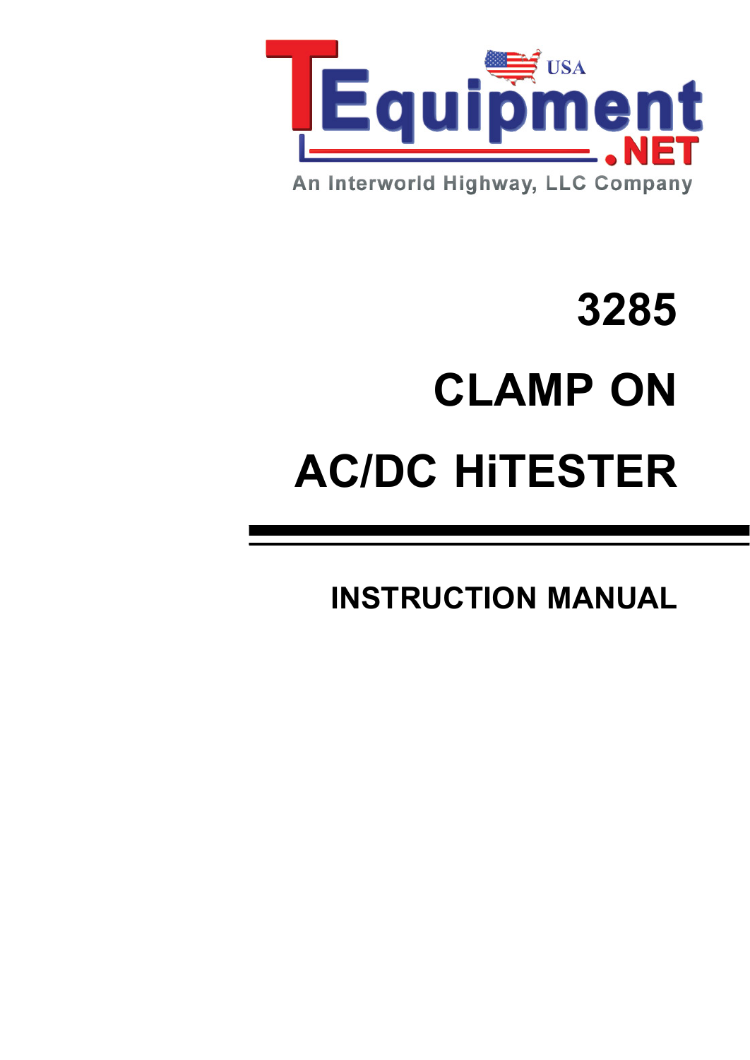TEquipment.NET

USA

An Interworld Highway, LLC Company

# 3285

# CLAMP ON

# AC/DC HiTESTER

## INSTRUCTION MANUAL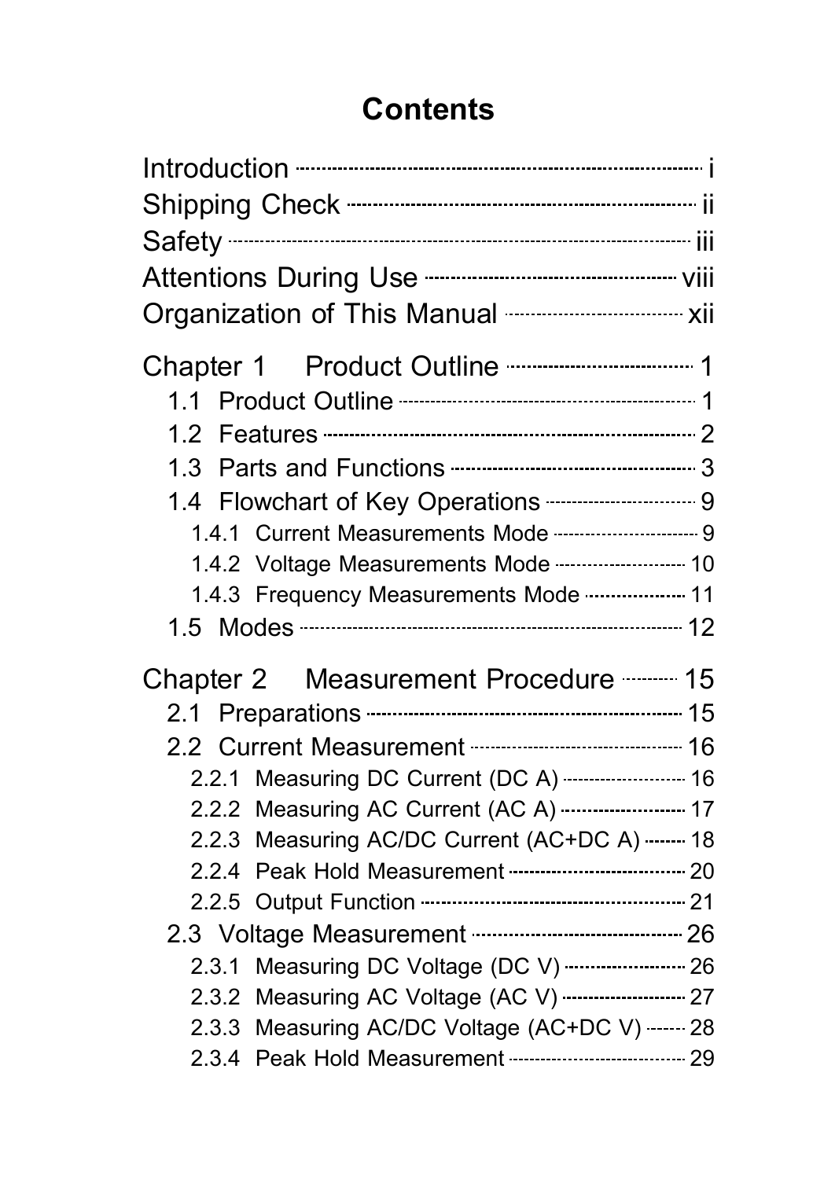# Contents

Introduction ........ i
Shipping Check ........ ii
Safety ........ iii
Attentions During Use ........ viii
Organization of This Manual ........ xii

Chapter 1 Product Outline ........ 1
- 1.1 Product Outline ........ 1
- 1.2 Features ........ 2
- 1.3 Parts and Functions ........ 3
- 1.4 Flowchart of Key Operations ........ 9
  - 1.4.1 Current Measurements Mode ........ 9
  - 1.4.2 Voltage Measurements Mode ........ 10
  - 1.4.3 Frequency Measurements Mode ........ 11
- 1.5 Modes ........ 12

Chapter 2 Measurement Procedure ........ 15
- 2.1 Preparations ........ 15
- 2.2 Current Measurement ........ 16
  - 2.2.1 Measuring DC Current (DC A) ........ 16
  - 2.2.2 Measuring AC Current (AC A) ........ 17
  - 2.2.3 Measuring AC/DC Current (AC+DC A) ........ 18
  - 2.2.4 Peak Hold Measurement ........ 20
  - 2.2.5 Output Function ........ 21
- 2.3 Voltage Measurement ........ 26
  - 2.3.1 Measuring DC Voltage (DC V) ........ 26
  - 2.3.2 Measuring AC Voltage (AC V) ........ 27
  - 2.3.3 Measuring AC/DC Voltage (AC+DC V) ........ 28
  - 2.3.4 Peak Hold Measurement ........ 29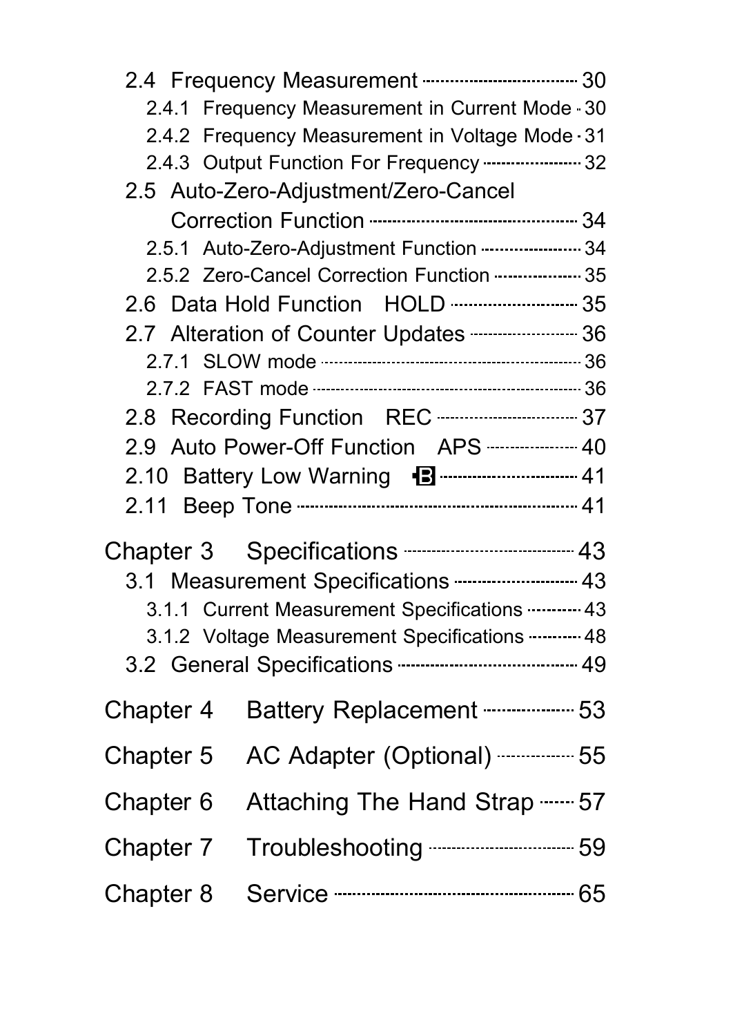2.4 Frequency Measurement ........ 30
  2.4.1 Frequency Measurement in Current Mode .. 30
  2.4.2 Frequency Measurement in Voltage Mode .. 31
  2.4.3 Output Function For Frequency ........ 32
2.5 Auto-Zero-Adjustment/Zero-Cancel Correction Function ........ 34
  2.5.1 Auto-Zero-Adjustment Function ........ 34
  2.5.2 Zero-Cancel Correction Function ........ 35
2.6 Data Hold Function HOLD ........ 35
2.7 Alteration of Counter Updates ........ 36
  2.7.1 SLOW mode ........ 36
  2.7.2 FAST mode ........ 36
2.8 Recording Function REC ........ 37
2.9 Auto Power-Off Function APS ........ 40
2.10 Battery Low Warning B ........ 41
2.11 Beep Tone ........ 41

Chapter 3 Specifications ........ 43
3.1 Measurement Specifications ........ 43
  3.1.1 Current Measurement Specifications ........ 43
  3.1.2 Voltage Measurement Specifications ........ 48
3.2 General Specifications ........ 49

Chapter 4 Battery Replacement ........ 53

Chapter 5 AC Adapter (Optional) ........ 55

Chapter 6 Attaching The Hand Strap ........ 57

Chapter 7 Troubleshooting ........ 59

Chapter 8 Service ........ 65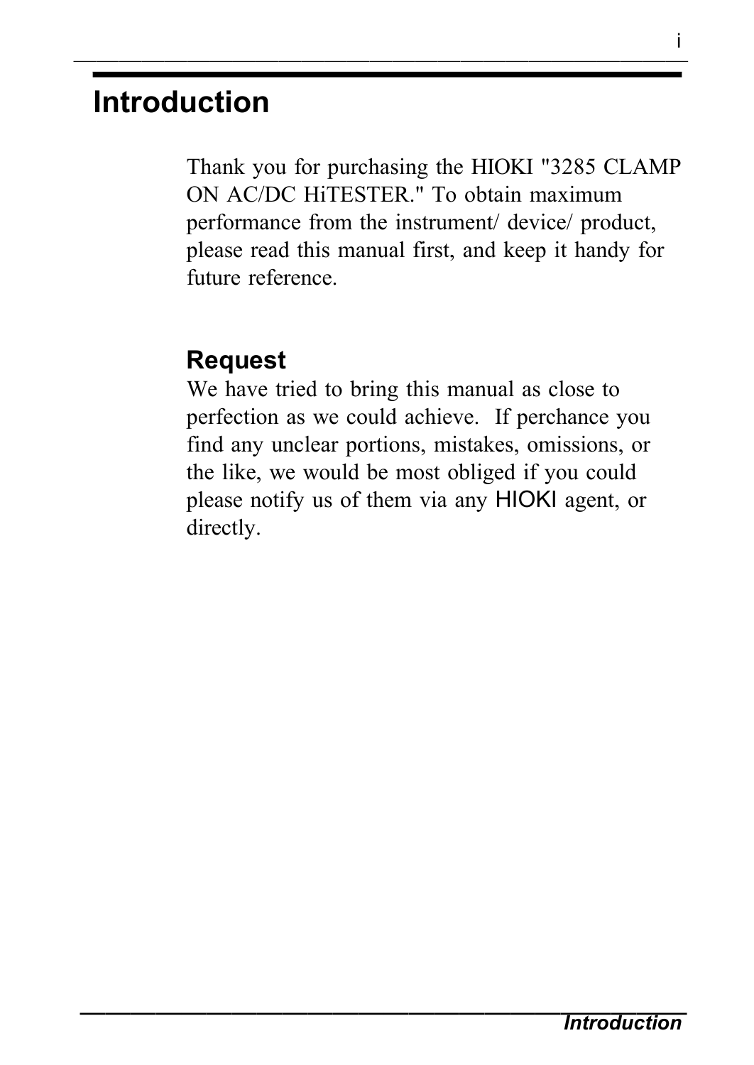# Introduction

Thank you for purchasing the HIOKI "3285 CLAMP ON AC/DC HiTESTER." To obtain maximum performance from the instrument/ device/ product, please read this manual first, and keep it handy for future reference.

## Request

We have tried to bring this manual as close to perfection as we could achieve. If perchance you find any unclear portions, mistakes, omissions, or the like, we would be most obliged if you could please notify us of them via any HIOKI agent, or directly.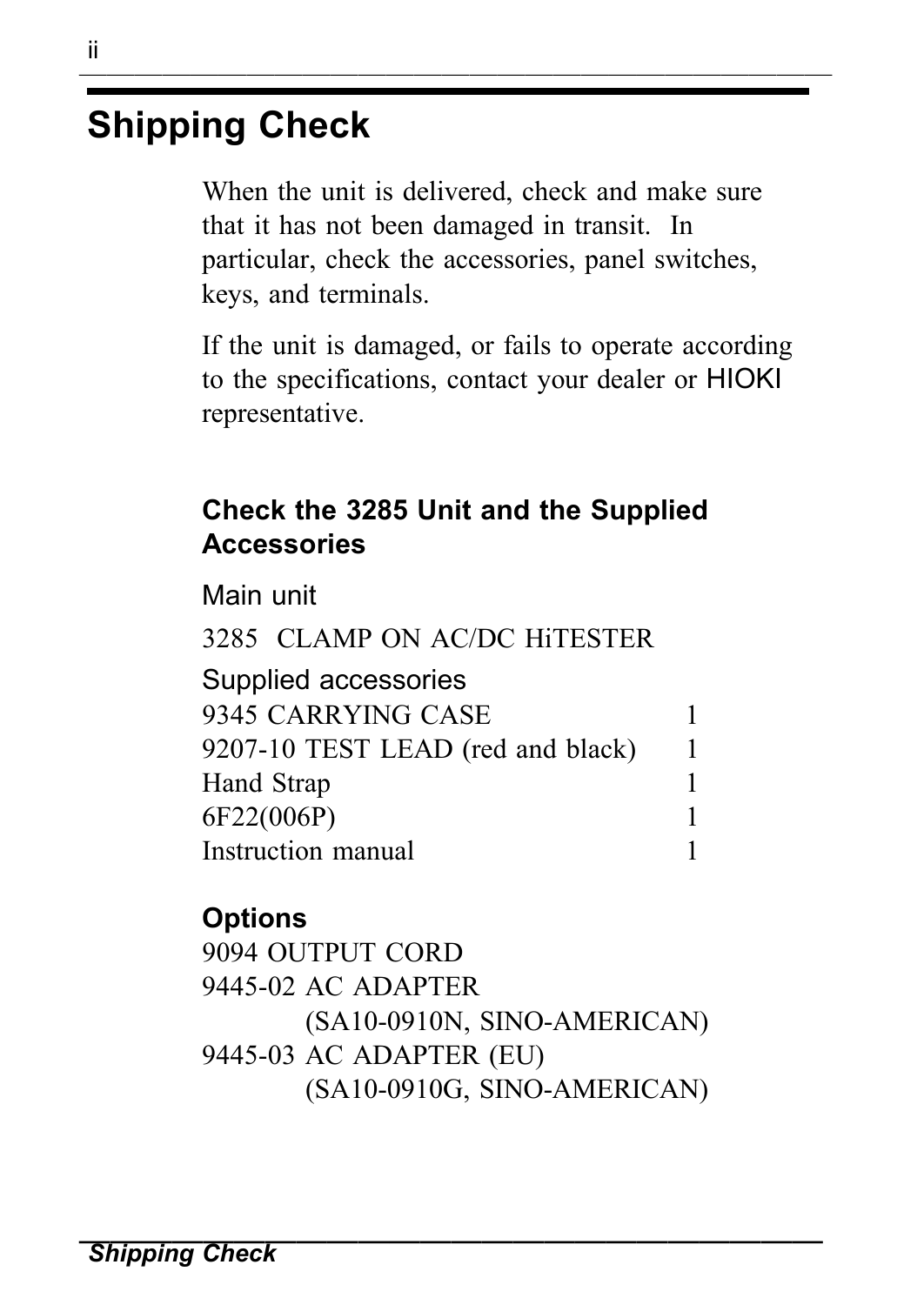# Shipping Check

When the unit is delivered, check and make sure that it has not been damaged in transit. In particular, check the accessories, panel switches, keys, and terminals.

If the unit is damaged, or fails to operate according to the specifications, contact your dealer or HIOKI representative.

### Check the 3285 Unit and the Supplied Accessories

Main unit

3285 CLAMP ON AC/DC HiTESTER

Supplied accessories

| Item | Qty |
|---|---|
| 9345 CARRYING CASE | 1 |
| 9207-10 TEST LEAD (red and black) | 1 |
| Hand Strap | 1 |
| 6F22(006P) | 1 |
| Instruction manual | 1 |

### Options

9094 OUTPUT CORD

9445-02 AC ADAPTER
(SA10-0910N, SINO-AMERICAN)

9445-03 AC ADAPTER (EU)
(SA10-0910G, SINO-AMERICAN)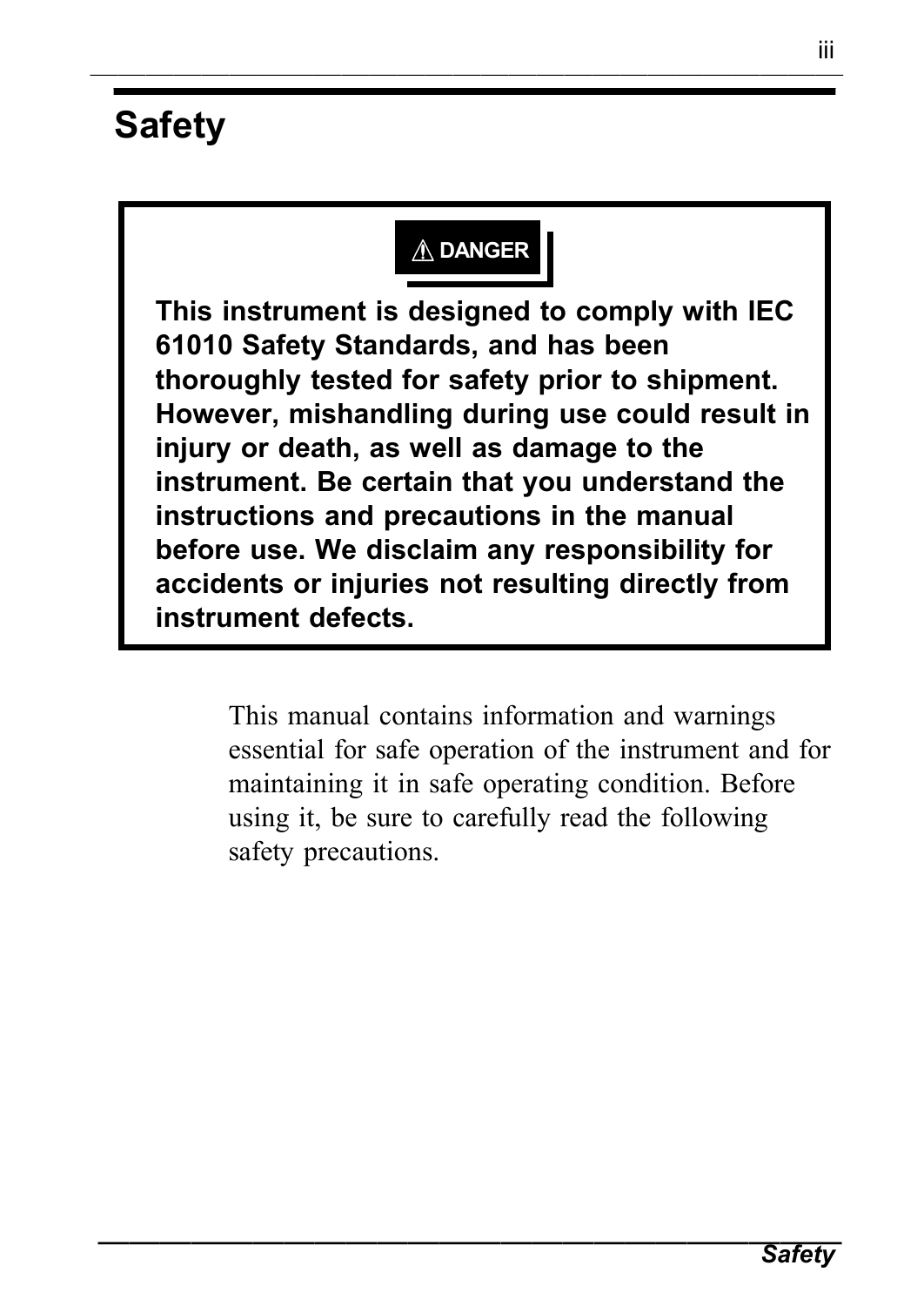# Safety

**⚠ DANGER**

**This instrument is designed to comply with IEC 61010 Safety Standards, and has been thoroughly tested for safety prior to shipment. However, mishandling during use could result in injury or death, as well as damage to the instrument. Be certain that you understand the instructions and precautions in the manual before use. We disclaim any responsibility for accidents or injuries not resulting directly from instrument defects.**

This manual contains information and warnings essential for safe operation of the instrument and for maintaining it in safe operating condition. Before using it, be sure to carefully read the following safety precautions.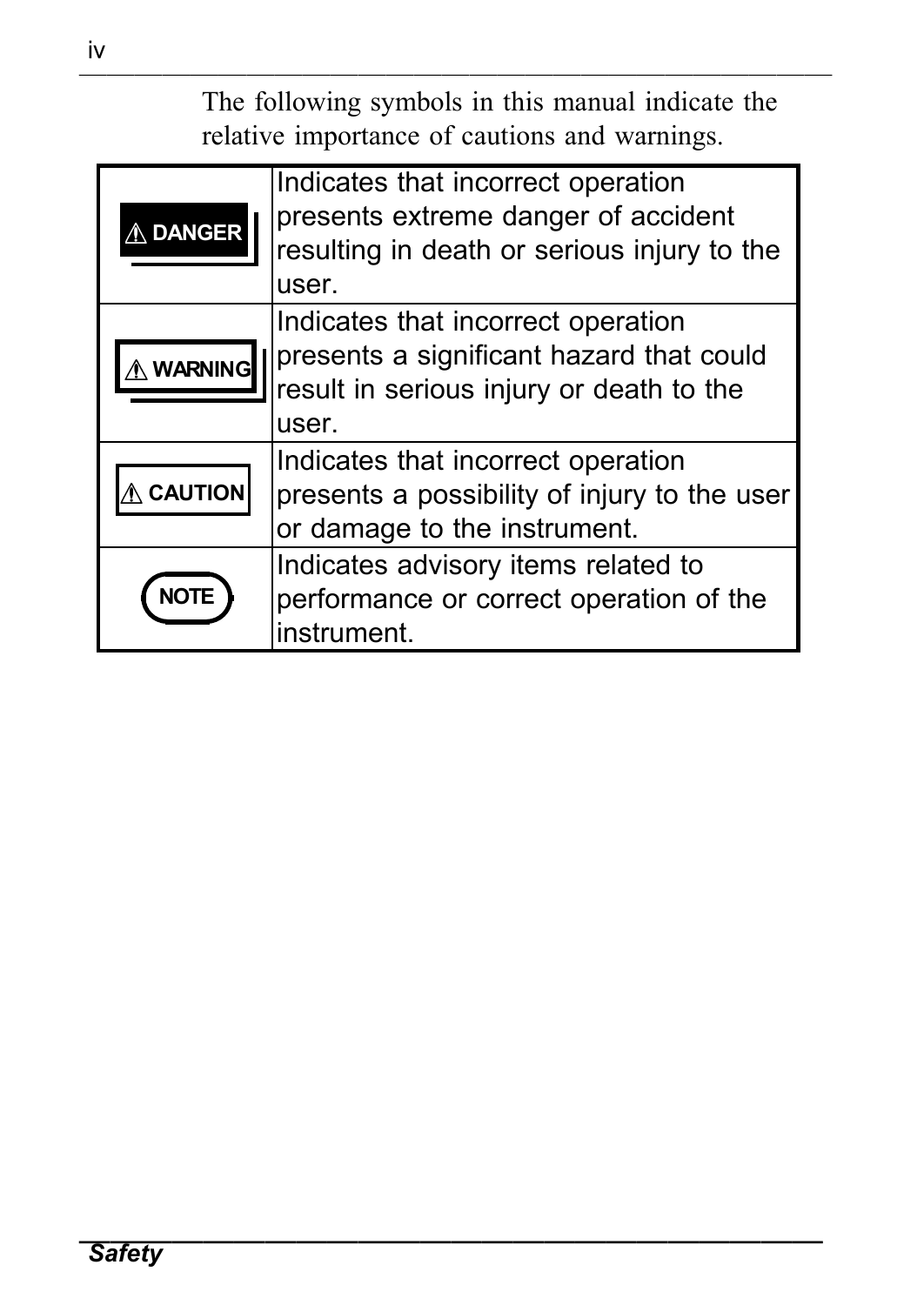The following symbols in this manual indicate the relative importance of cautions and warnings.

| | |
|---|---|
| ⚠ DANGER | Indicates that incorrect operation presents extreme danger of accident resulting in death or serious injury to the user. |
| ⚠ WARNING | Indicates that incorrect operation presents a significant hazard that could result in serious injury or death to the user. |
| ⚠ CAUTION | Indicates that incorrect operation presents a possibility of injury to the user or damage to the instrument. |
| NOTE | Indicates advisory items related to performance or correct operation of the instrument. |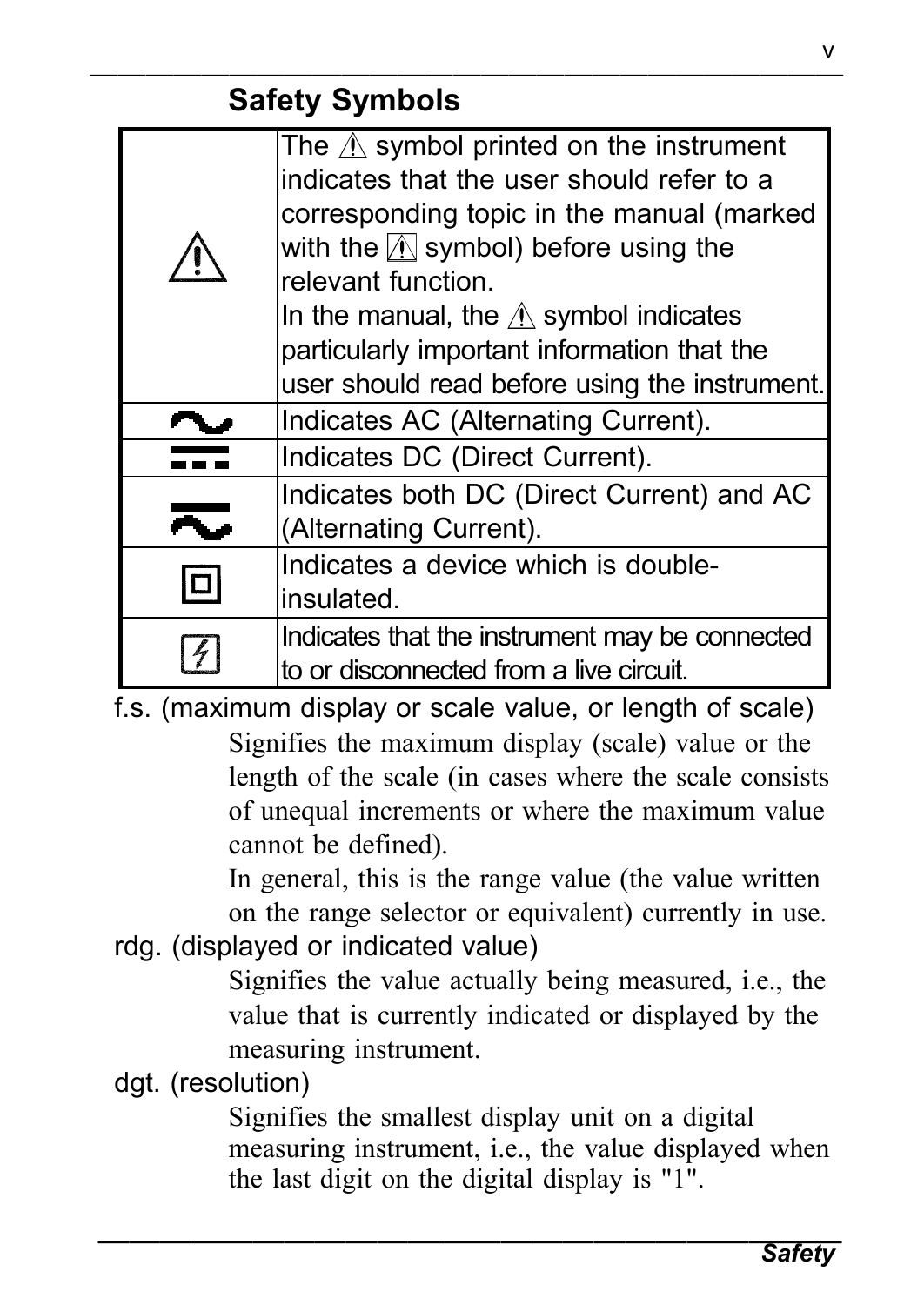## Safety Symbols

| | |
|---|---|
| ⚠ | The ⚠ symbol printed on the instrument indicates that the user should refer to a corresponding topic in the manual (marked with the ⚠ symbol) before using the relevant function. In the manual, the ⚠ symbol indicates particularly important information that the user should read before using the instrument. |
| ∼ | Indicates AC (Alternating Current). |
| ⎓ | Indicates DC (Direct Current). |
| ≂ | Indicates both DC (Direct Current) and AC (Alternating Current). |
| ⧈ | Indicates a device which is double-insulated. |
| ⚡ | Indicates that the instrument may be connected to or disconnected from a live circuit. |

f.s. (maximum display or scale value, or length of scale)

Signifies the maximum display (scale) value or the length of the scale (in cases where the scale consists of unequal increments or where the maximum value cannot be defined).

In general, this is the range value (the value written on the range selector or equivalent) currently in use.

rdg. (displayed or indicated value)

Signifies the value actually being measured, i.e., the value that is currently indicated or displayed by the measuring instrument.

dgt. (resolution)

Signifies the smallest display unit on a digital measuring instrument, i.e., the value displayed when the last digit on the digital display is "1".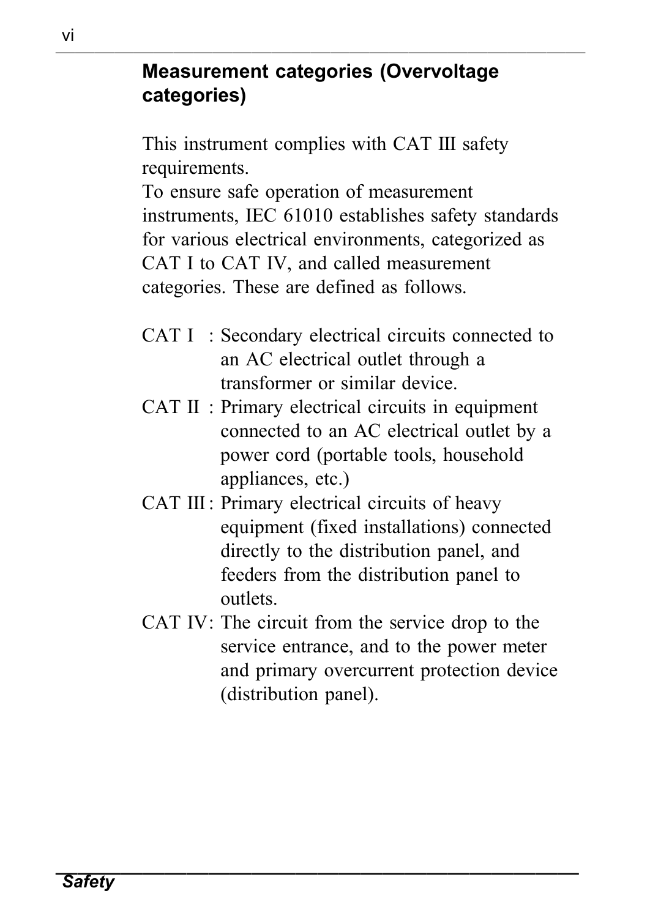## Measurement categories (Overvoltage categories)

This instrument complies with CAT III safety requirements.
To ensure safe operation of measurement instruments, IEC 61010 establishes safety standards for various electrical environments, categorized as CAT I to CAT IV, and called measurement categories. These are defined as follows.

- CAT I : Secondary electrical circuits connected to an AC electrical outlet through a transformer or similar device.
- CAT II : Primary electrical circuits in equipment connected to an AC electrical outlet by a power cord (portable tools, household appliances, etc.)
- CAT III : Primary electrical circuits of heavy equipment (fixed installations) connected directly to the distribution panel, and feeders from the distribution panel to outlets.
- CAT IV : The circuit from the service drop to the service entrance, and to the power meter and primary overcurrent protection device (distribution panel).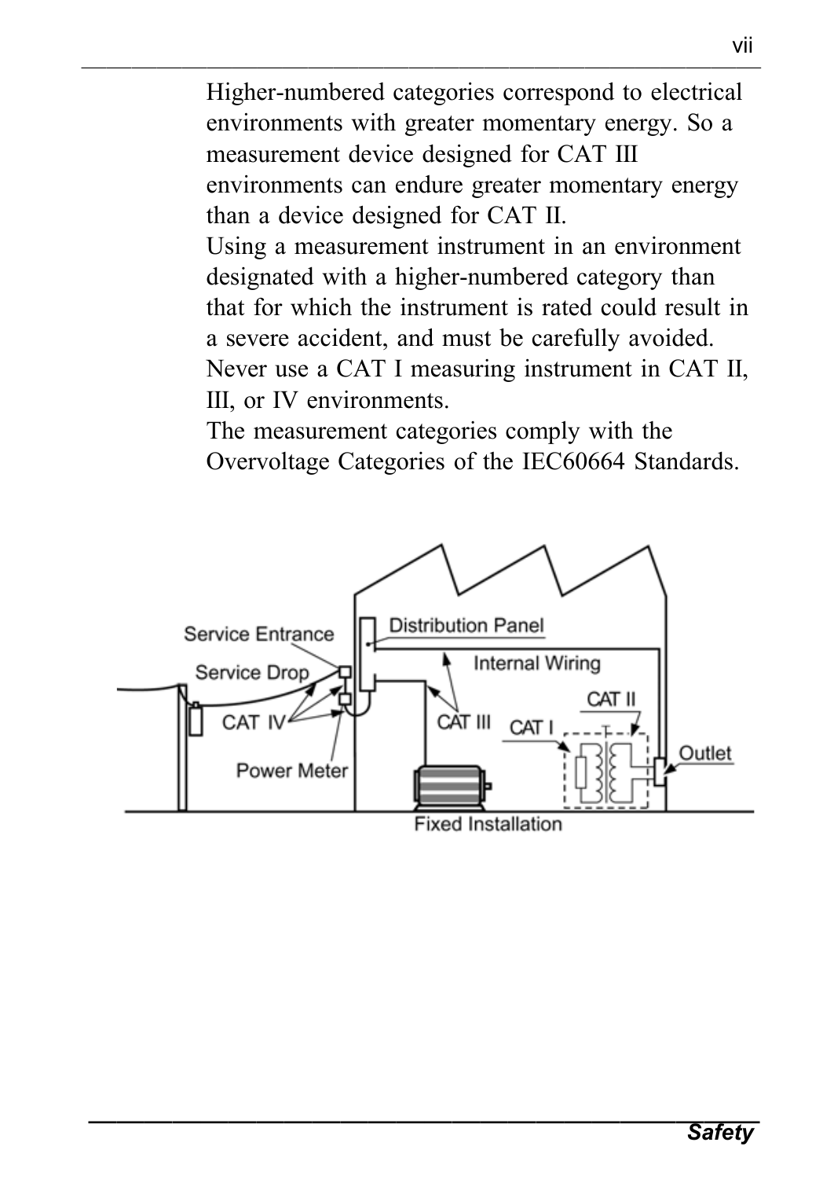Higher-numbered categories correspond to electrical environments with greater momentary energy. So a measurement device designed for CAT III environments can endure greater momentary energy than a device designed for CAT II.

Using a measurement instrument in an environment designated with a higher-numbered category than that for which the instrument is rated could result in a severe accident, and must be carefully avoided.

Never use a CAT I measuring instrument in CAT II, III, or IV environments.

The measurement categories comply with the Overvoltage Categories of the IEC60664 Standards.

Service Entrance
Service Drop
CAT IV
Power Meter
Distribution Panel
Internal Wiring
CAT III
CAT I
CAT II
Outlet
Fixed Installation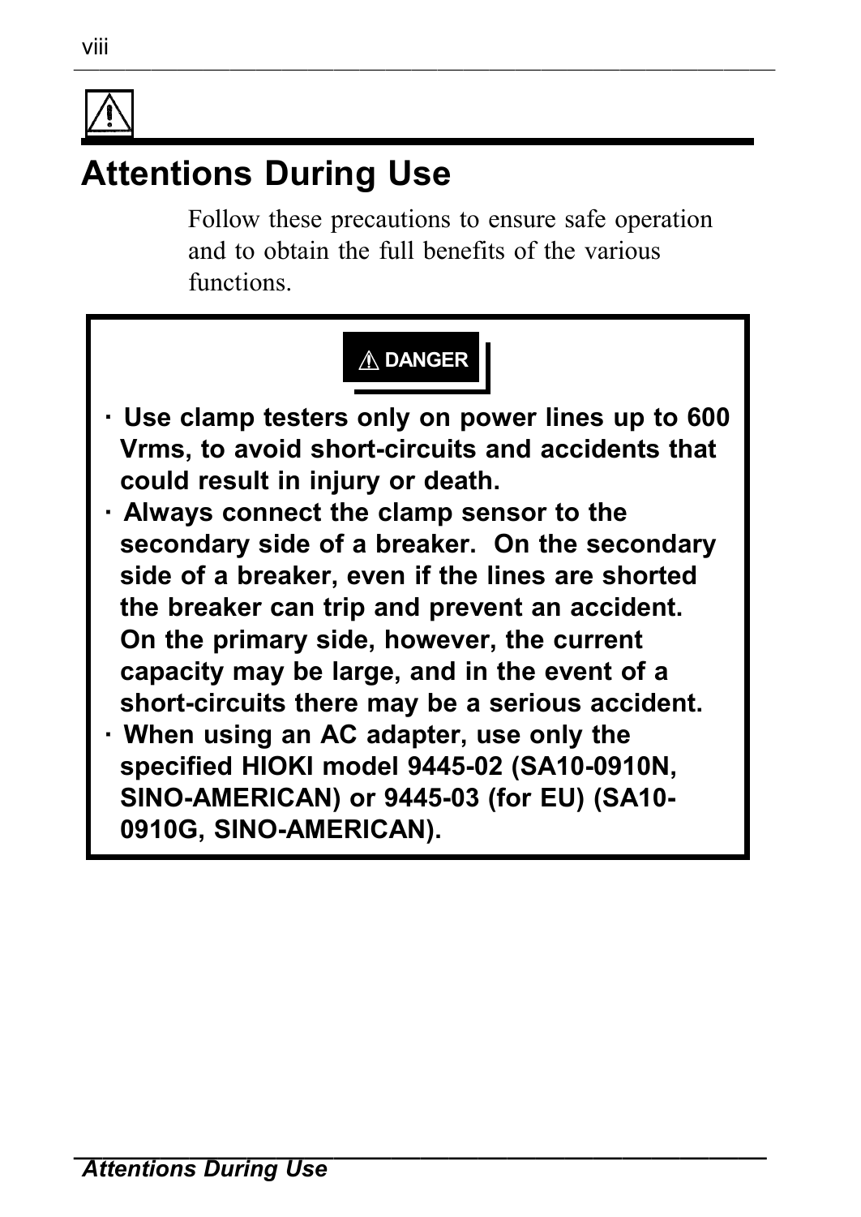# Attentions During Use

Follow these precautions to ensure safe operation and to obtain the full benefits of the various functions.

**⚠ DANGER**

- **Use clamp testers only on power lines up to 600 Vrms, to avoid short-circuits and accidents that could result in injury or death.**
- **Always connect the clamp sensor to the secondary side of a breaker. On the secondary side of a breaker, even if the lines are shorted the breaker can trip and prevent an accident. On the primary side, however, the current capacity may be large, and in the event of a short-circuits there may be a serious accident.**
- **When using an AC adapter, use only the specified HIOKI model 9445-02 (SA10-0910N, SINO-AMERICAN) or 9445-03 (for EU) (SA10-0910G, SINO-AMERICAN).**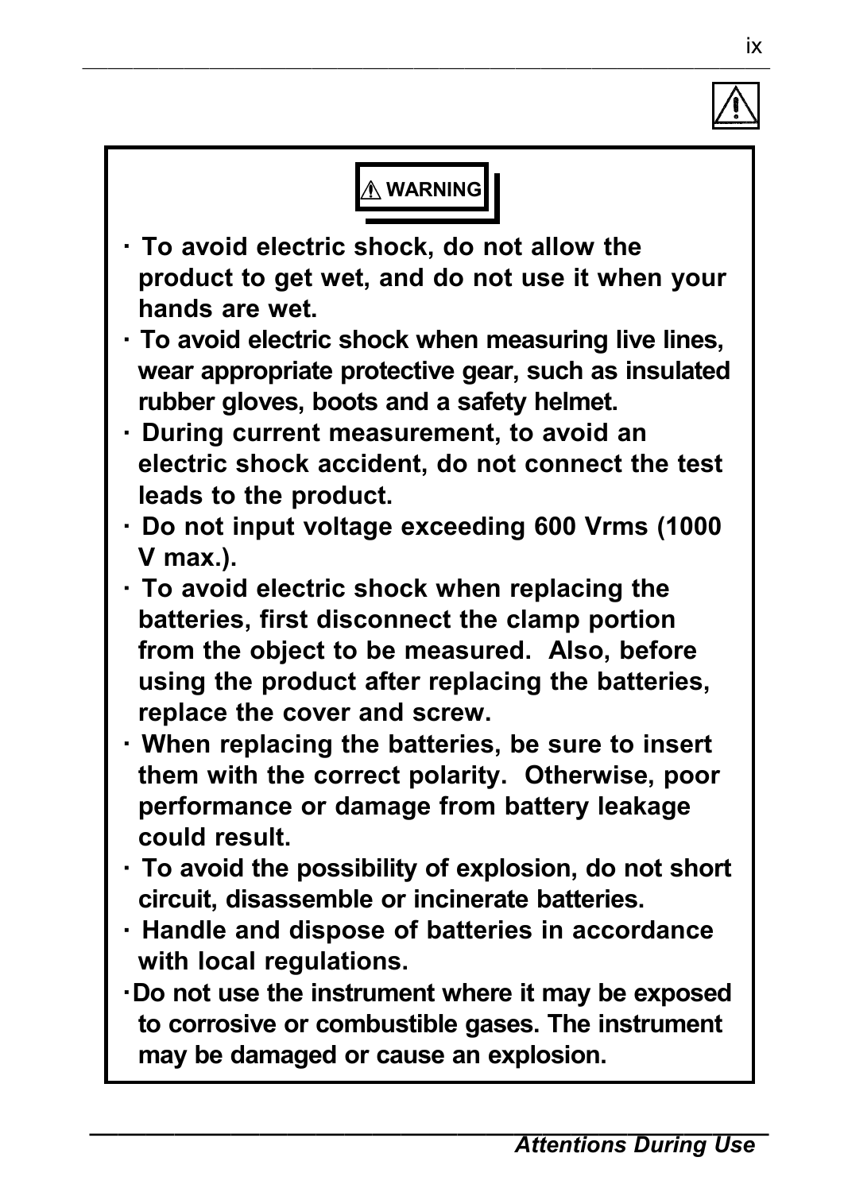**⚠ WARNING**

- **To avoid electric shock, do not allow the product to get wet, and do not use it when your hands are wet.**
- **To avoid electric shock when measuring live lines, wear appropriate protective gear, such as insulated rubber gloves, boots and a safety helmet.**
- **During current measurement, to avoid an electric shock accident, do not connect the test leads to the product.**
- **Do not input voltage exceeding 600 Vrms (1000 V max.).**
- **To avoid electric shock when replacing the batteries, first disconnect the clamp portion from the object to be measured. Also, before using the product after replacing the batteries, replace the cover and screw.**
- **When replacing the batteries, be sure to insert them with the correct polarity. Otherwise, poor performance or damage from battery leakage could result.**
- **To avoid the possibility of explosion, do not short circuit, disassemble or incinerate batteries.**
- **Handle and dispose of batteries in accordance with local regulations.**
- **Do not use the instrument where it may be exposed to corrosive or combustible gases. The instrument may be damaged or cause an explosion.**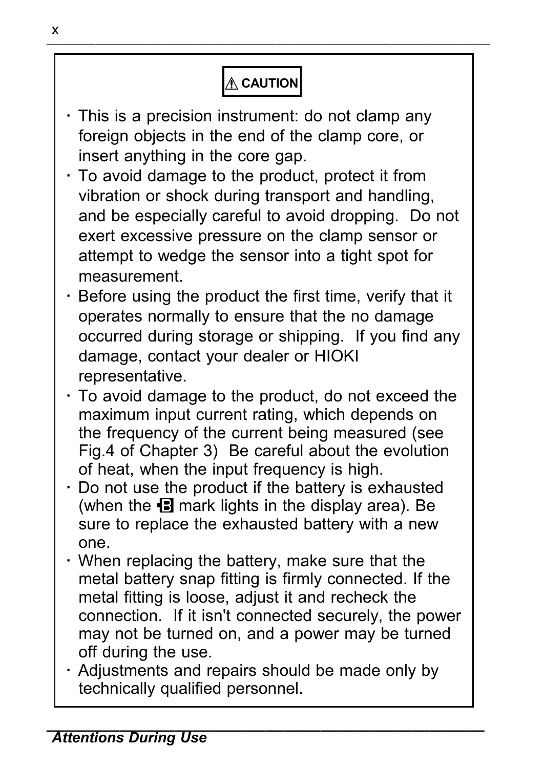**⚠ CAUTION**

- This is a precision instrument: do not clamp any foreign objects in the end of the clamp core, or insert anything in the core gap.
- To avoid damage to the product, protect it from vibration or shock during transport and handling, and be especially careful to avoid dropping. Do not exert excessive pressure on the clamp sensor or attempt to wedge the sensor into a tight spot for measurement.
- Before using the product the first time, verify that it operates normally to ensure that the no damage occurred during storage or shipping. If you find any damage, contact your dealer or HIOKI representative.
- To avoid damage to the product, do not exceed the maximum input current rating, which depends on the frequency of the current being measured (see Fig.4 of Chapter 3) Be careful about the evolution of heat, when the input frequency is high.
- Do not use the product if the battery is exhausted (when the B mark lights in the display area). Be sure to replace the exhausted battery with a new one.
- When replacing the battery, make sure that the metal battery snap fitting is firmly connected. If the metal fitting is loose, adjust it and recheck the connection. If it isn't connected securely, the power may not be turned on, and a power may be turned off during the use.
- Adjustments and repairs should be made only by technically qualified personnel.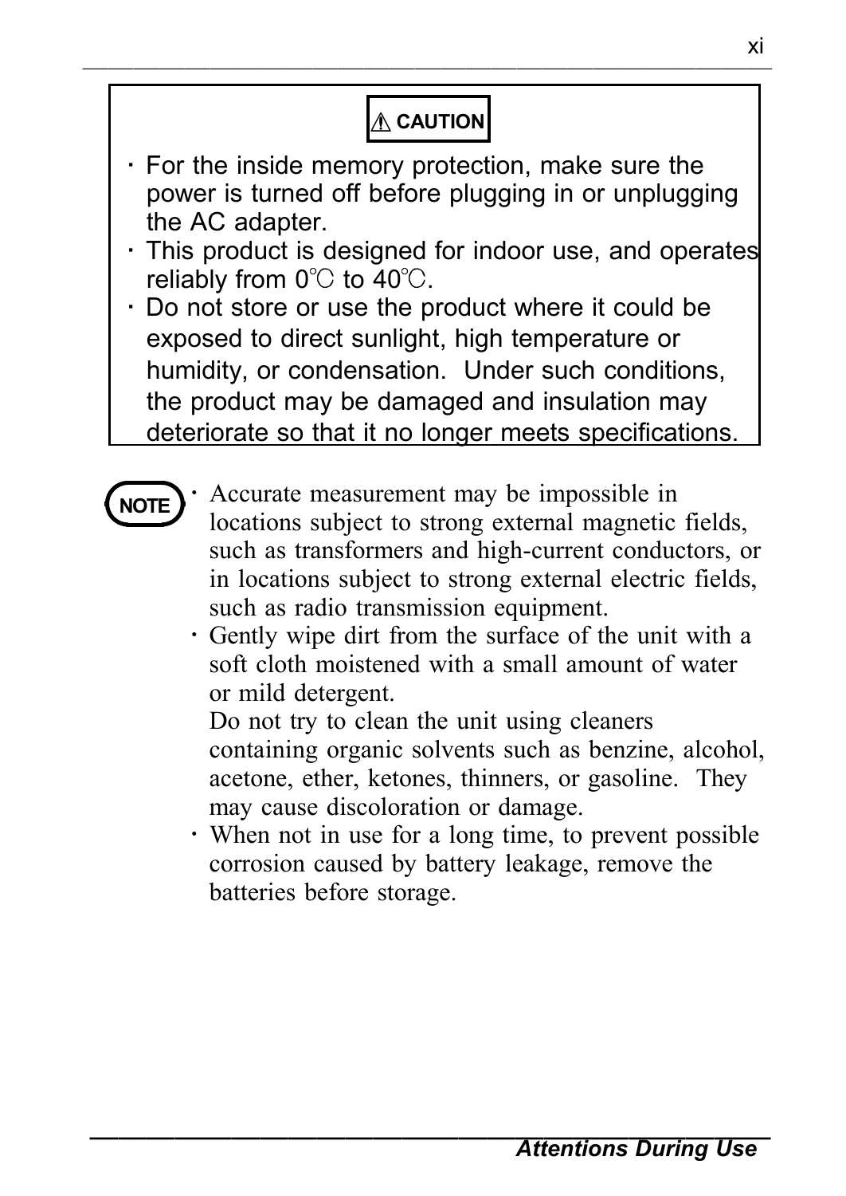**⚠ CAUTION**

- For the inside memory protection, make sure the power is turned off before plugging in or unplugging the AC adapter.
- This product is designed for indoor use, and operates reliably from 0℃ to 40℃.
- Do not store or use the product where it could be exposed to direct sunlight, high temperature or humidity, or condensation. Under such conditions, the product may be damaged and insulation may deteriorate so that it no longer meets specifications.

**NOTE**

- Accurate measurement may be impossible in locations subject to strong external magnetic fields, such as transformers and high-current conductors, or in locations subject to strong external electric fields, such as radio transmission equipment.
- Gently wipe dirt from the surface of the unit with a soft cloth moistened with a small amount of water or mild detergent.
  Do not try to clean the unit using cleaners containing organic solvents such as benzine, alcohol, acetone, ether, ketones, thinners, or gasoline. They may cause discoloration or damage.
- When not in use for a long time, to prevent possible corrosion caused by battery leakage, remove the batteries before storage.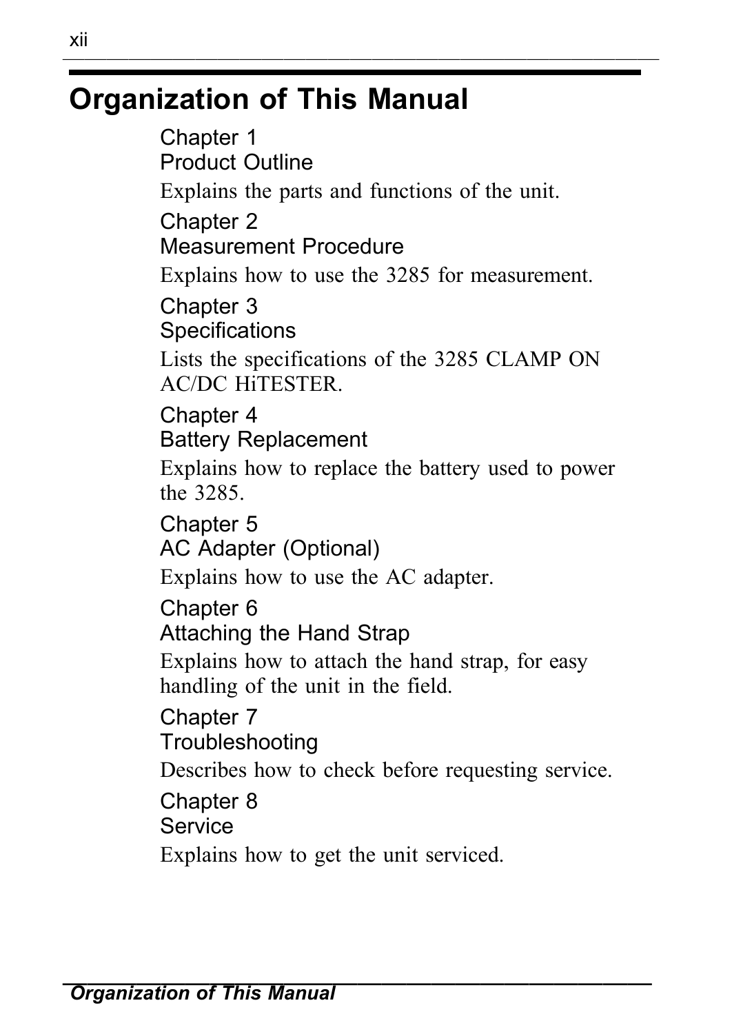# Organization of This Manual

Chapter 1
Product Outline

Explains the parts and functions of the unit.

Chapter 2
Measurement Procedure

Explains how to use the 3285 for measurement.

Chapter 3
Specifications

Lists the specifications of the 3285 CLAMP ON AC/DC HiTESTER.

Chapter 4
Battery Replacement

Explains how to replace the battery used to power the 3285.

Chapter 5
AC Adapter (Optional)

Explains how to use the AC adapter.

Chapter 6
Attaching the Hand Strap

Explains how to attach the hand strap, for easy handling of the unit in the field.

Chapter 7
Troubleshooting

Describes how to check before requesting service.

Chapter 8
Service

Explains how to get the unit serviced.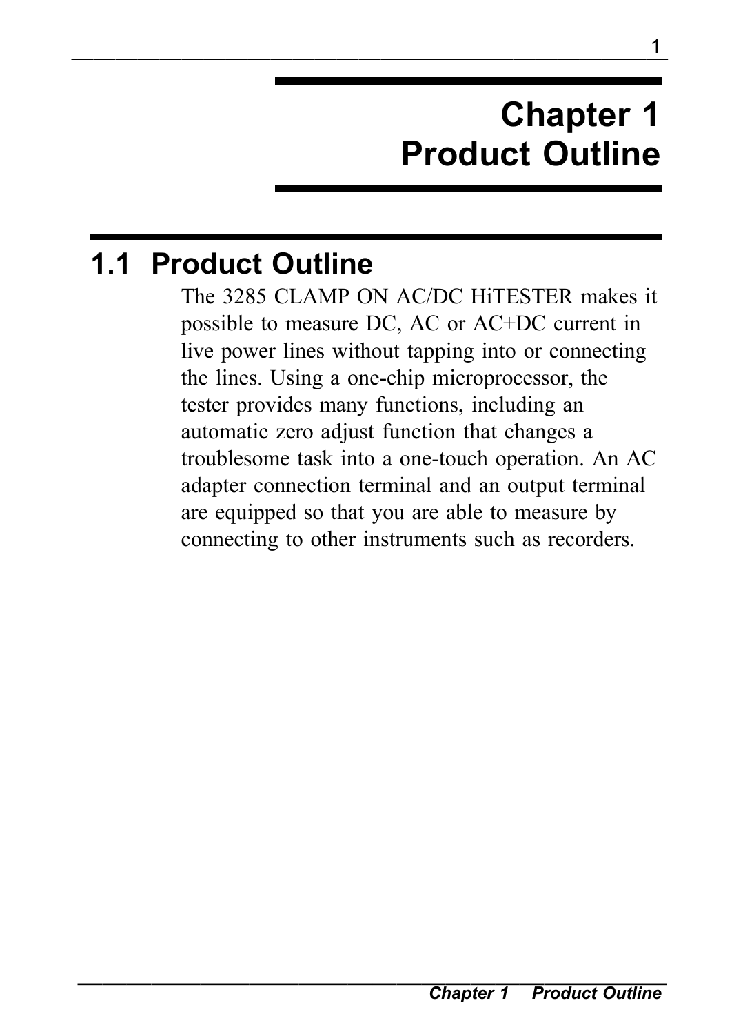# Chapter 1
# Product Outline

## 1.1 Product Outline

The 3285 CLAMP ON AC/DC HiTESTER makes it possible to measure DC, AC or AC+DC current in live power lines without tapping into or connecting the lines. Using a one-chip microprocessor, the tester provides many functions, including an automatic zero adjust function that changes a troublesome task into a one-touch operation. An AC adapter connection terminal and an output terminal are equipped so that you are able to measure by connecting to other instruments such as recorders.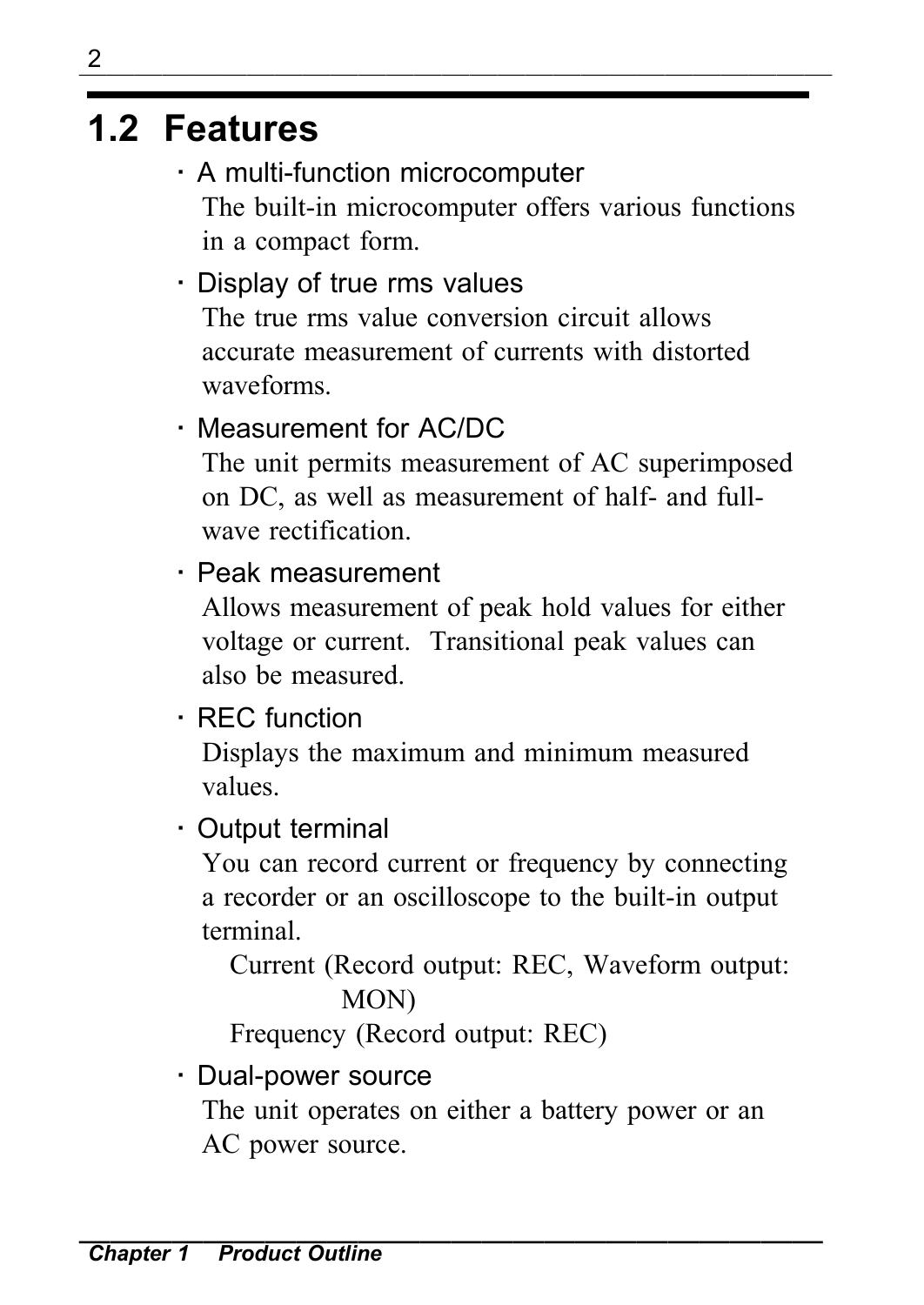## 1.2 Features

- A multi-function microcomputer

  The built-in microcomputer offers various functions in a compact form.

- Display of true rms values

  The true rms value conversion circuit allows accurate measurement of currents with distorted waveforms.

- Measurement for AC/DC

  The unit permits measurement of AC superimposed on DC, as well as measurement of half- and full-wave rectification.

- Peak measurement

  Allows measurement of peak hold values for either voltage or current. Transitional peak values can also be measured.

- REC function

  Displays the maximum and minimum measured values.

- Output terminal

  You can record current or frequency by connecting a recorder or an oscilloscope to the built-in output terminal.

  Current (Record output: REC, Waveform output: MON)

  Frequency (Record output: REC)

- Dual-power source

  The unit operates on either a battery power or an AC power source.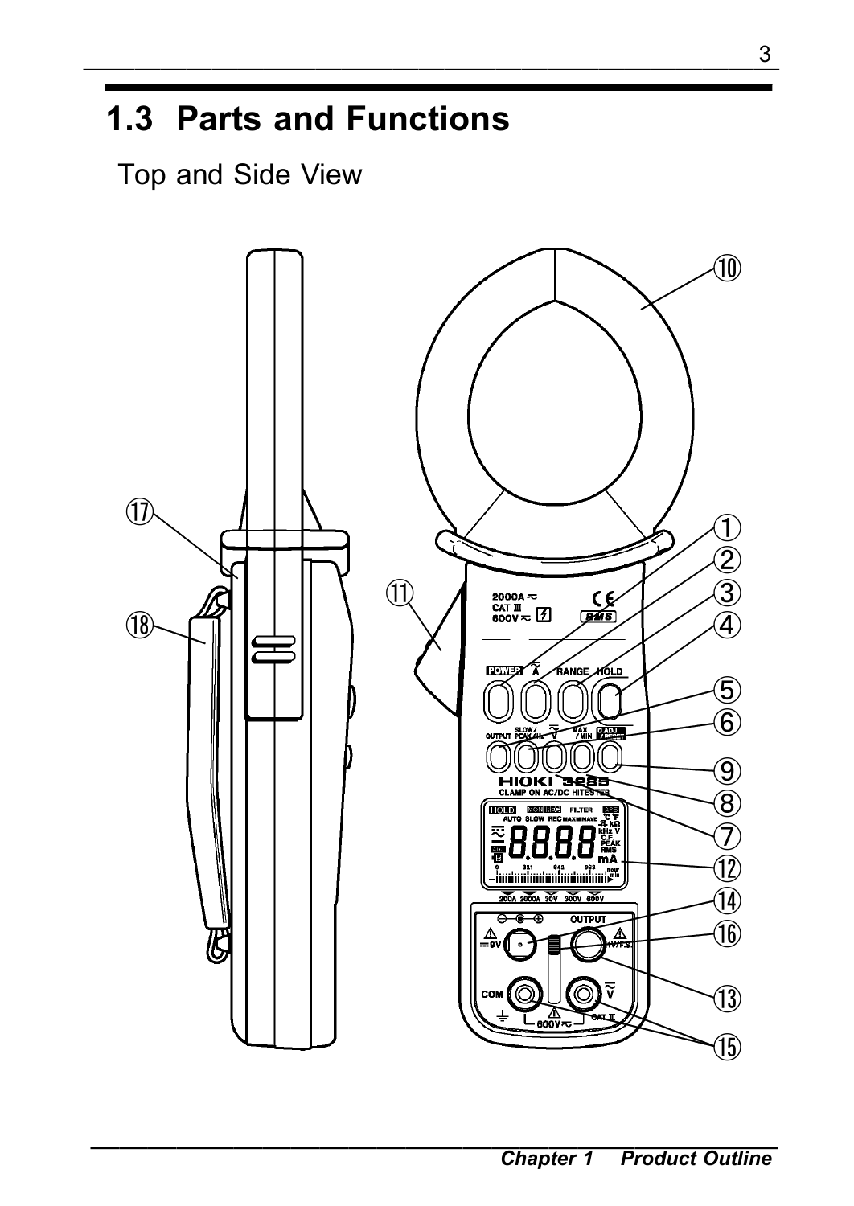## 1.3 Parts and Functions

Top and Side View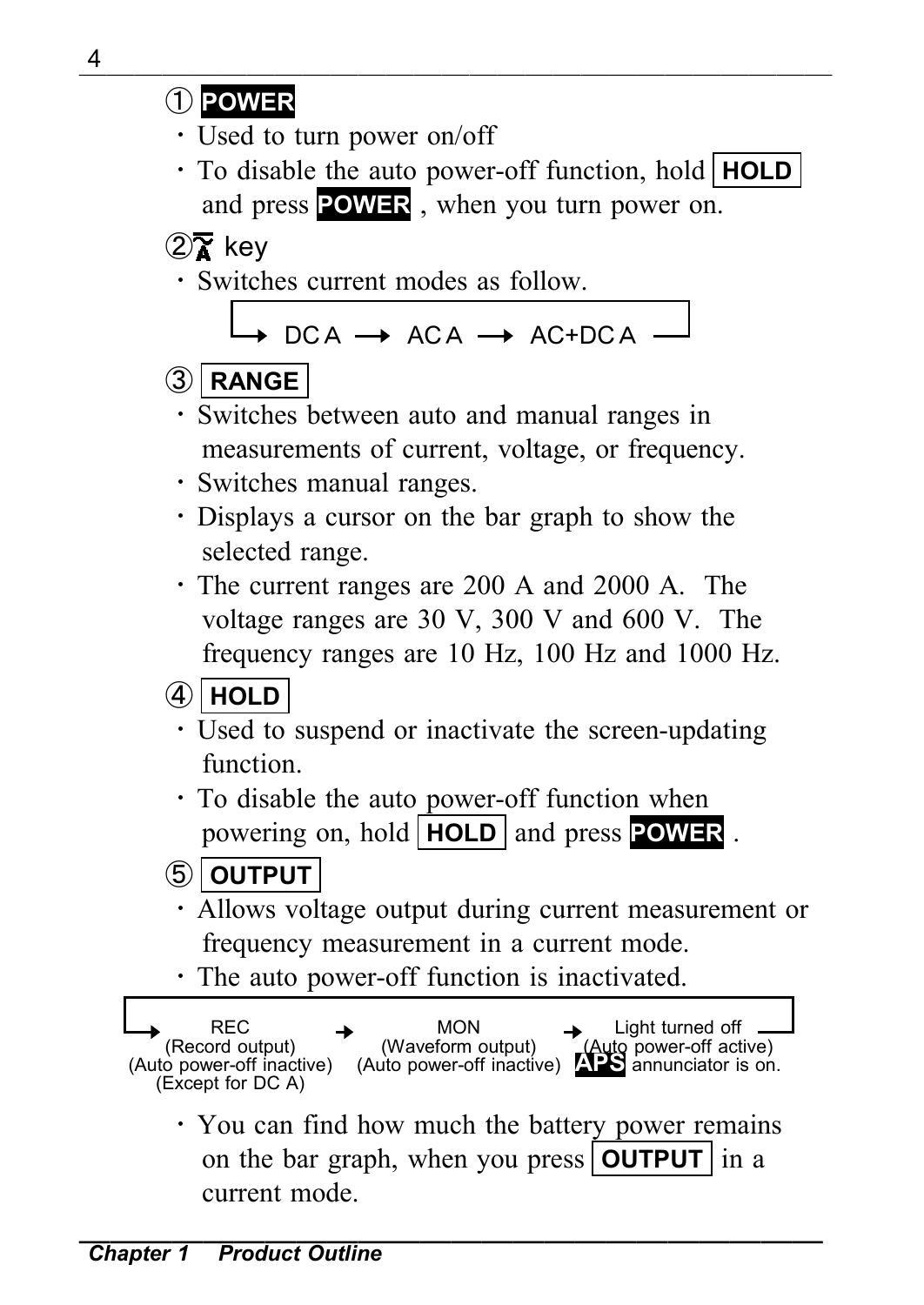① **POWER**

- Used to turn power on/off
- To disable the auto power-off function, hold **HOLD** and press **POWER** , when you turn power on.

② key

- Switches current modes as follow.

→ DC A → AC A → AC+DC A ↩

③ **RANGE**

- Switches between auto and manual ranges in measurements of current, voltage, or frequency.
- Switches manual ranges.
- Displays a cursor on the bar graph to show the selected range.
- The current ranges are 200 A and 2000 A. The voltage ranges are 30 V, 300 V and 600 V. The frequency ranges are 10 Hz, 100 Hz and 1000 Hz.

④ **HOLD**

- Used to suspend or inactivate the screen-updating function.
- To disable the auto power-off function when powering on, hold **HOLD** and press **POWER** .

⑤ **OUTPUT**

- Allows voltage output during current measurement or frequency measurement in a current mode.
- The auto power-off function is inactivated.

→ REC (Record output) (Auto power-off inactive) (Except for DC A) → MON (Waveform output) (Auto power-off inactive) → Light turned off (Auto power-off active) **APS** annunciator is on. ↩

- You can find how much the battery power remains on the bar graph, when you press **OUTPUT** in a current mode.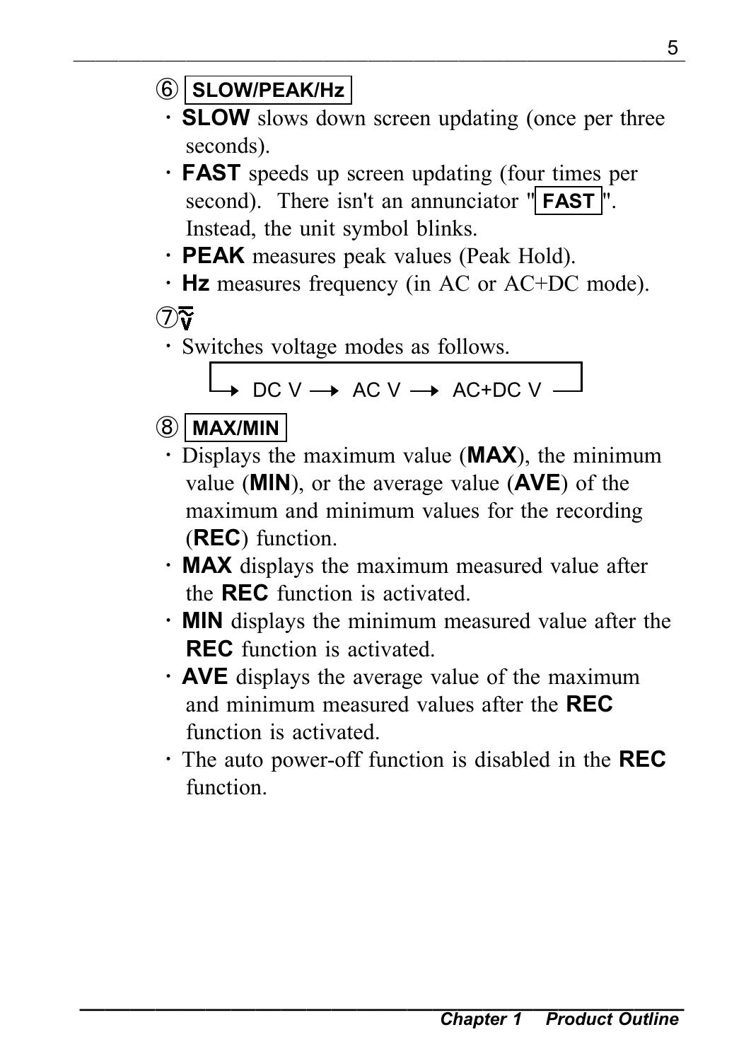⑥ **SLOW/PEAK/Hz**

- **SLOW** slows down screen updating (once per three seconds).
- **FAST** speeds up screen updating (four times per second). There isn't an annunciator "**FAST**". Instead, the unit symbol blinks.
- **PEAK** measures peak values (Peak Hold).
- **Hz** measures frequency (in AC or AC+DC mode).

⑦ V

- Switches voltage modes as follows.

→ DC V → AC V → AC+DC V ─┘

⑧ **MAX/MIN**

- Displays the maximum value (**MAX**), the minimum value (**MIN**), or the average value (**AVE**) of the maximum and minimum values for the recording (**REC**) function.
- **MAX** displays the maximum measured value after the **REC** function is activated.
- **MIN** displays the minimum measured value after the **REC** function is activated.
- **AVE** displays the average value of the maximum and minimum measured values after the **REC** function is activated.
- The auto power-off function is disabled in the **REC** function.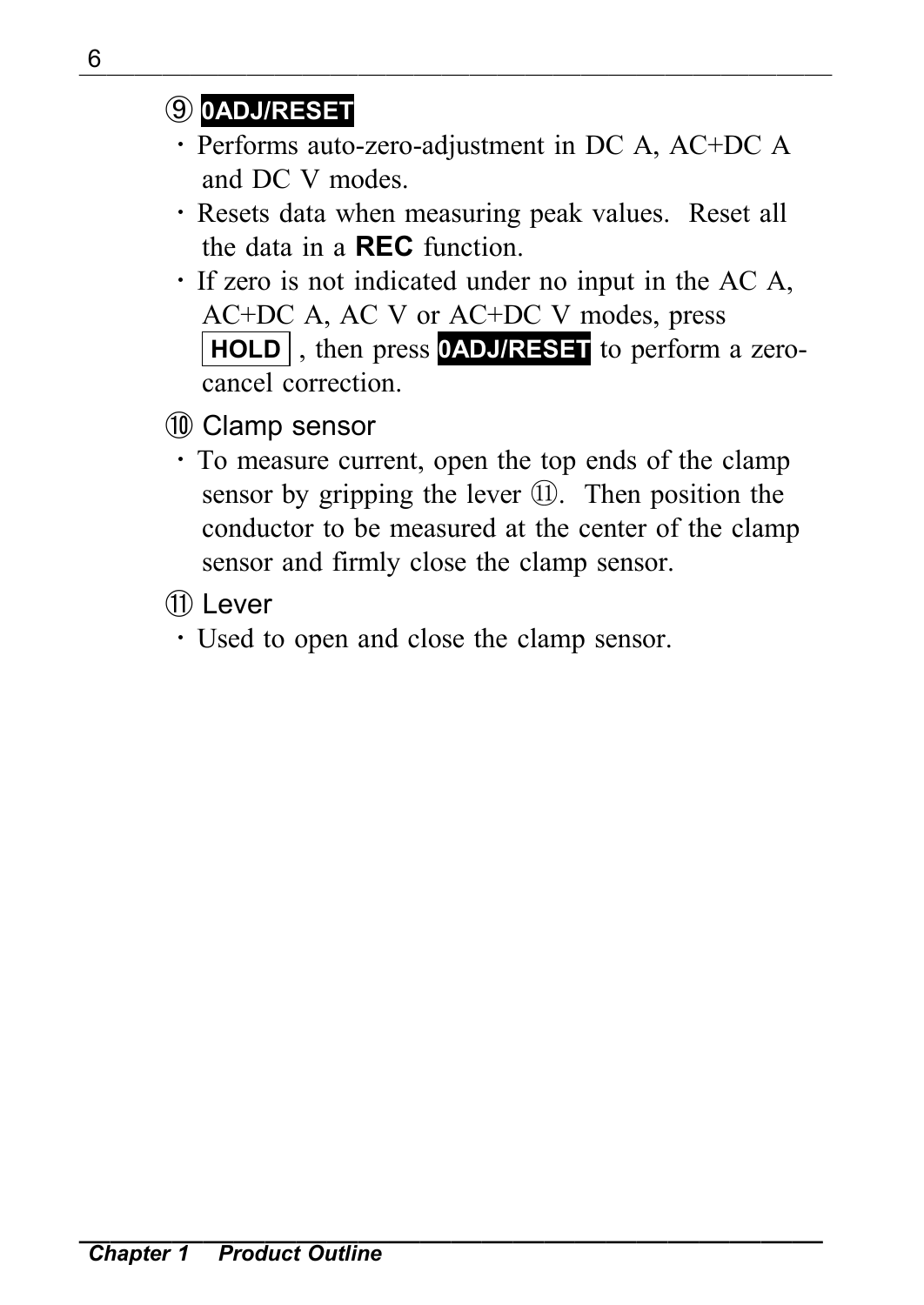### ⑨ **0ADJ/RESET**

- Performs auto-zero-adjustment in DC A, AC+DC A and DC V modes.
- Resets data when measuring peak values. Reset all the data in a **REC** function.
- If zero is not indicated under no input in the AC A, AC+DC A, AC V or AC+DC V modes, press **HOLD** , then press **0ADJ/RESET** to perform a zero-cancel correction.

### ⑩ Clamp sensor

- To measure current, open the top ends of the clamp sensor by gripping the lever ⑪. Then position the conductor to be measured at the center of the clamp sensor and firmly close the clamp sensor.

### ⑪ Lever

- Used to open and close the clamp sensor.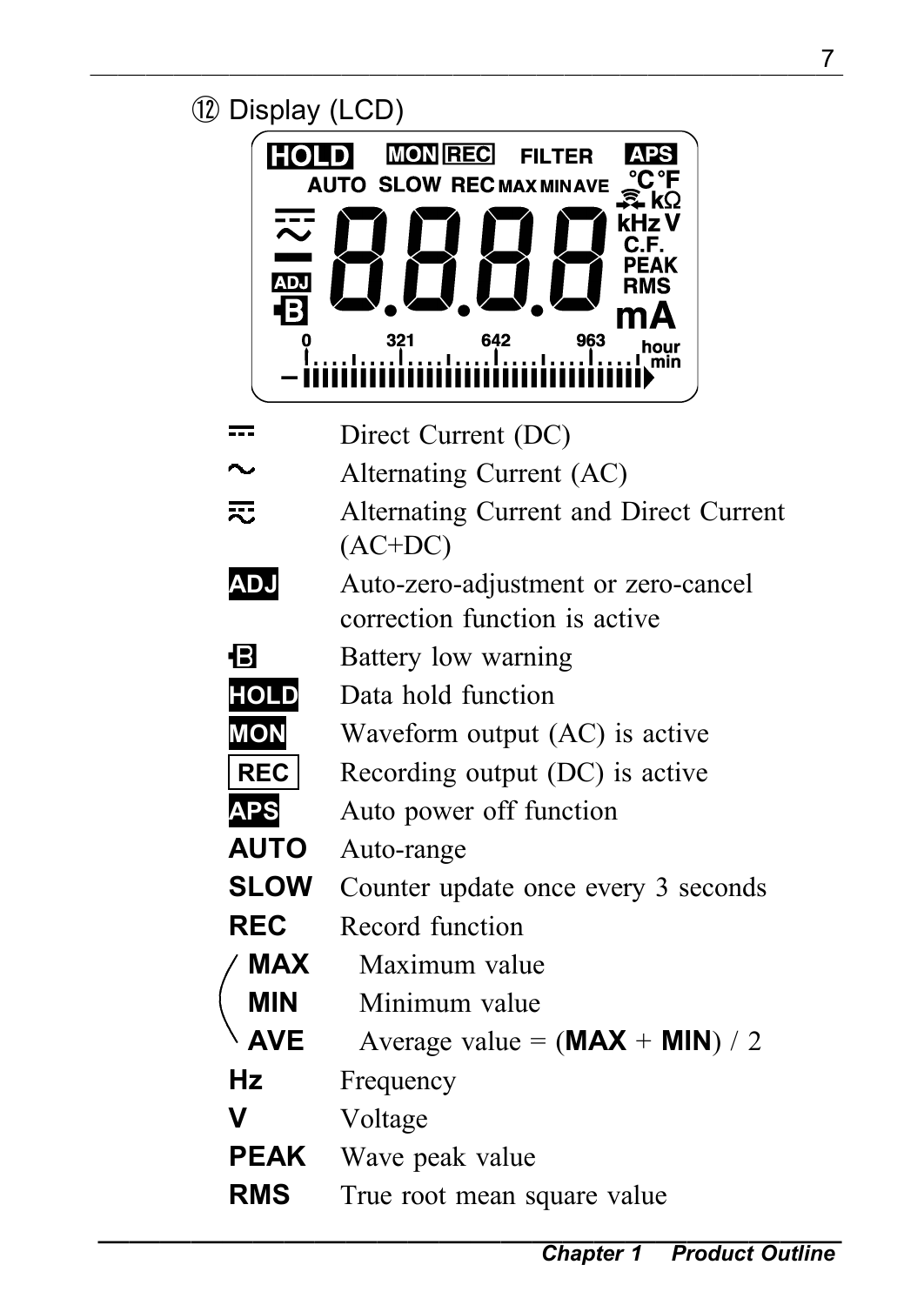⑫ Display (LCD)

| Symbol | Description |
|---|---|
| ⎓ | Direct Current (DC) |
| ∼ | Alternating Current (AC) |
| ⎓∼ | Alternating Current and Direct Current (AC+DC) |
| **ADJ** | Auto-zero-adjustment or zero-cancel correction function is active |
| B | Battery low warning |
| **HOLD** | Data hold function |
| **MON** | Waveform output (AC) is active |
| **REC** | Recording output (DC) is active |
| **APS** | Auto power off function |
| **AUTO** | Auto-range |
| **SLOW** | Counter update once every 3 seconds |
| **REC** | Record function |
| **MAX** | Maximum value |
| **MIN** | Minimum value |
| **AVE** | Average value = (**MAX** + **MIN**) / 2 |
| **Hz** | Frequency |
| **V** | Voltage |
| **PEAK** | Wave peak value |
| **RMS** | True root mean square value |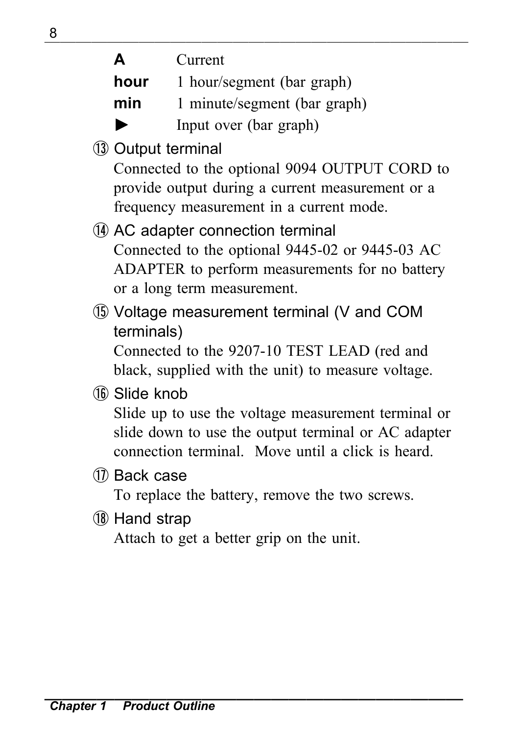| | |
|---|---|
| **A** | Current |
| **hour** | 1 hour/segment (bar graph) |
| **min** | 1 minute/segment (bar graph) |
| ► | Input over (bar graph) |

⑬ Output terminal

Connected to the optional 9094 OUTPUT CORD to provide output during a current measurement or a frequency measurement in a current mode.

⑭ AC adapter connection terminal

Connected to the optional 9445-02 or 9445-03 AC ADAPTER to perform measurements for no battery or a long term measurement.

⑮ Voltage measurement terminal (V and COM terminals)

Connected to the 9207-10 TEST LEAD (red and black, supplied with the unit) to measure voltage.

⑯ Slide knob

Slide up to use the voltage measurement terminal or slide down to use the output terminal or AC adapter connection terminal.  Move until a click is heard.

⑰ Back case

To replace the battery, remove the two screws.

⑱ Hand strap

Attach to get a better grip on the unit.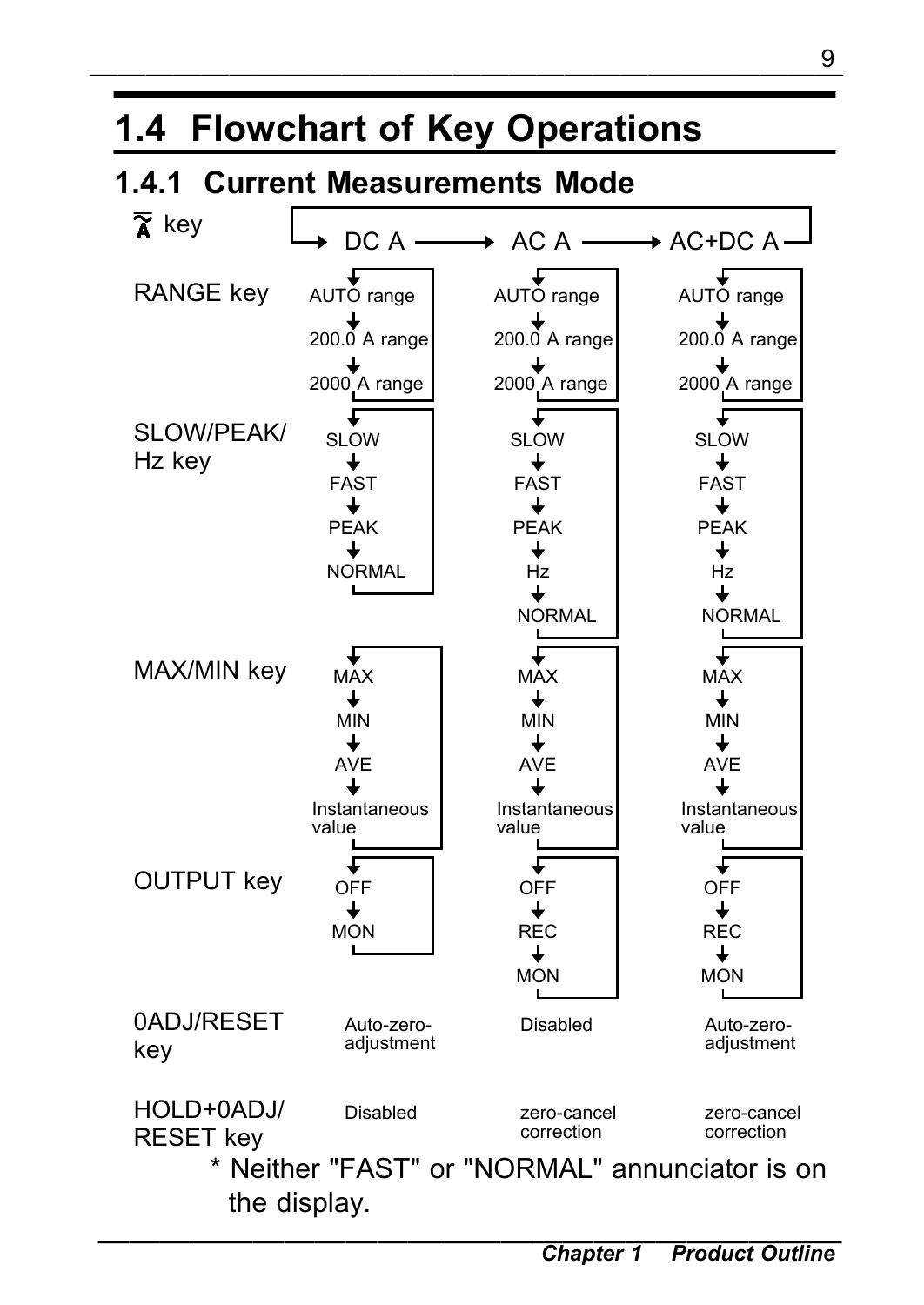# 1.4 Flowchart of Key Operations

## 1.4.1 Current Measurements Mode

| Key | DC A | AC A | AC+DC A |
|---|---|---|---|
| $\tilde{\bar{A}}$ key | DC A → | AC A → | AC+DC A → (back to DC A) |
| RANGE key | AUTO range → 200.0 A range → 2000 A range | AUTO range → 200.0 A range → 2000 A range | AUTO range → 200.0 A range → 2000 A range |
| SLOW/PEAK/ Hz key | SLOW → FAST → PEAK → NORMAL | SLOW → FAST → PEAK → Hz → NORMAL | SLOW → FAST → PEAK → Hz → NORMAL |
| MAX/MIN key | MAX → MIN → AVE → Instantaneous value | MAX → MIN → AVE → Instantaneous value | MAX → MIN → AVE → Instantaneous value |
| OUTPUT key | OFF → MON | OFF → REC → MON | OFF → REC → MON |
| 0ADJ/RESET key | Auto-zero-adjustment | Disabled | Auto-zero-adjustment |
| HOLD+0ADJ/ RESET key | Disabled | zero-cancel correction | zero-cancel correction |

\* Neither "FAST" or "NORMAL" annunciator is on the display.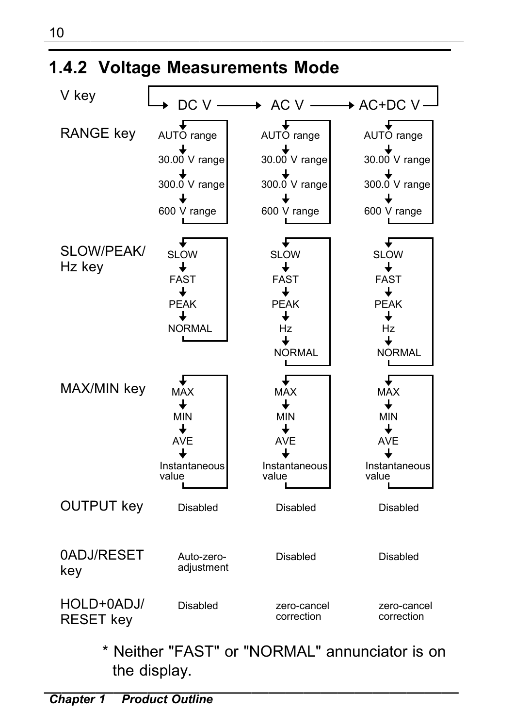## 1.4.2 Voltage Measurements Mode

| | | | |
|---|---|---|---|
| V key | DC V → | AC V → | AC+DC V (→ back to DC V) |
| RANGE key | AUTO range → 30.00 V range → 300.0 V range → 600 V range (→ back to AUTO range) | AUTO range → 30.00 V range → 300.0 V range → 600 V range (→ back to AUTO range) | AUTO range → 30.00 V range → 300.0 V range → 600 V range (→ back to AUTO range) |
| SLOW/PEAK/ Hz key | SLOW → FAST → PEAK → NORMAL (→ back to SLOW) | SLOW → FAST → PEAK → Hz → NORMAL (→ back to SLOW) | SLOW → FAST → PEAK → Hz → NORMAL (→ back to SLOW) |
| MAX/MIN key | MAX → MIN → AVE → Instantaneous value (→ back to MAX) | MAX → MIN → AVE → Instantaneous value (→ back to MAX) | MAX → MIN → AVE → Instantaneous value (→ back to MAX) |
| OUTPUT key | Disabled | Disabled | Disabled |
| 0ADJ/RESET key | Auto-zero-adjustment | Disabled | Disabled |
| HOLD+0ADJ/ RESET key | Disabled | zero-cancel correction | zero-cancel correction |

\* Neither "FAST" or "NORMAL" annunciator is on the display.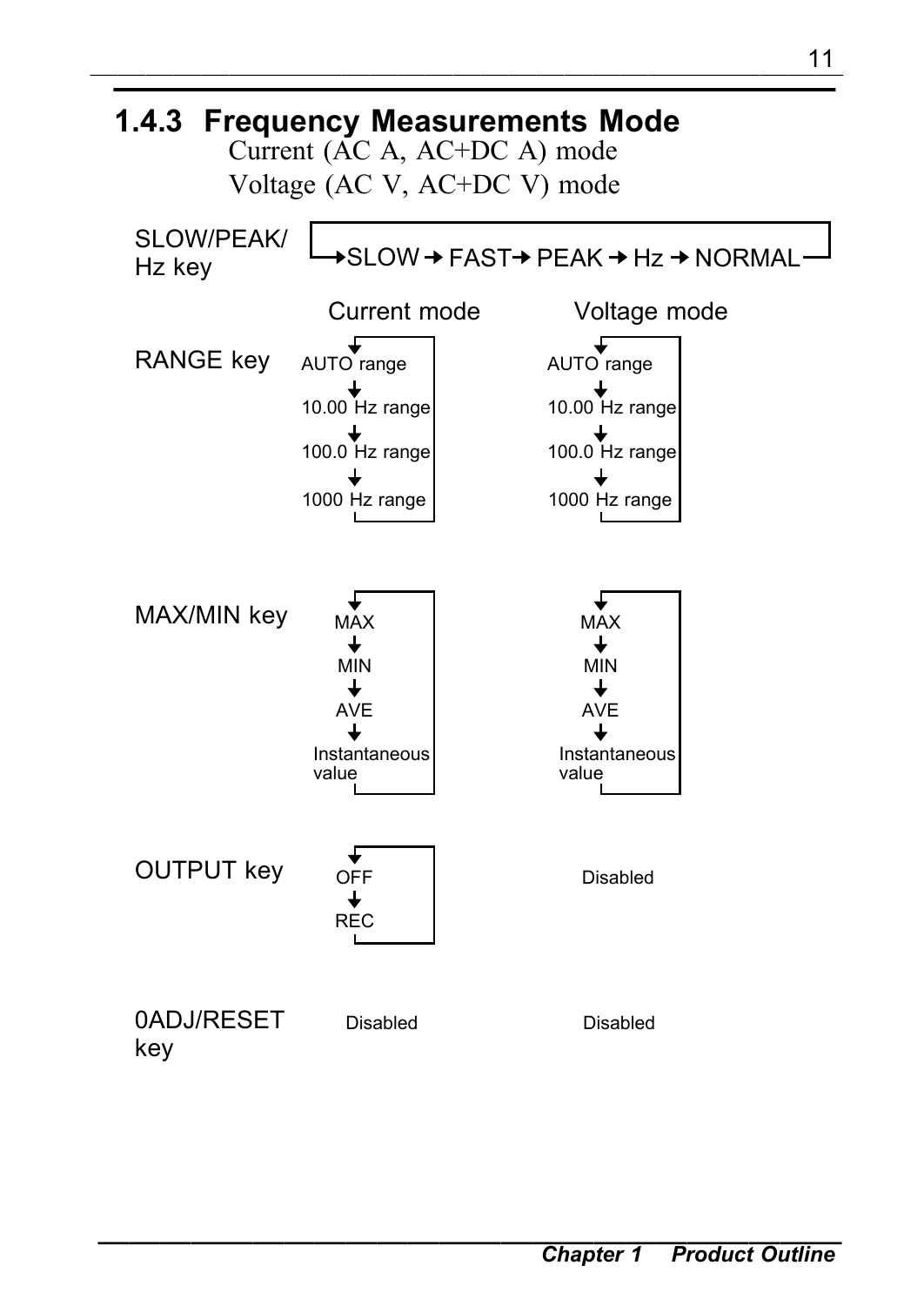### 1.4.3 Frequency Measurements Mode

Current (AC A, AC+DC A) mode
Voltage (AC V, AC+DC V) mode

**SLOW/PEAK/Hz key**

SLOW → FAST → PEAK → Hz → NORMAL (returns to SLOW)

| Key | Current mode | Voltage mode |
|---|---|---|
| RANGE key | AUTO range → 10.00 Hz range → 100.0 Hz range → 1000 Hz range (returns to AUTO range) | AUTO range → 10.00 Hz range → 100.0 Hz range → 1000 Hz range (returns to AUTO range) |
| MAX/MIN key | MAX → MIN → AVE → Instantaneous value (returns to MAX) | MAX → MIN → AVE → Instantaneous value (returns to MAX) |
| OUTPUT key | OFF → REC (returns to OFF) | Disabled |
| 0ADJ/RESET key | Disabled | Disabled |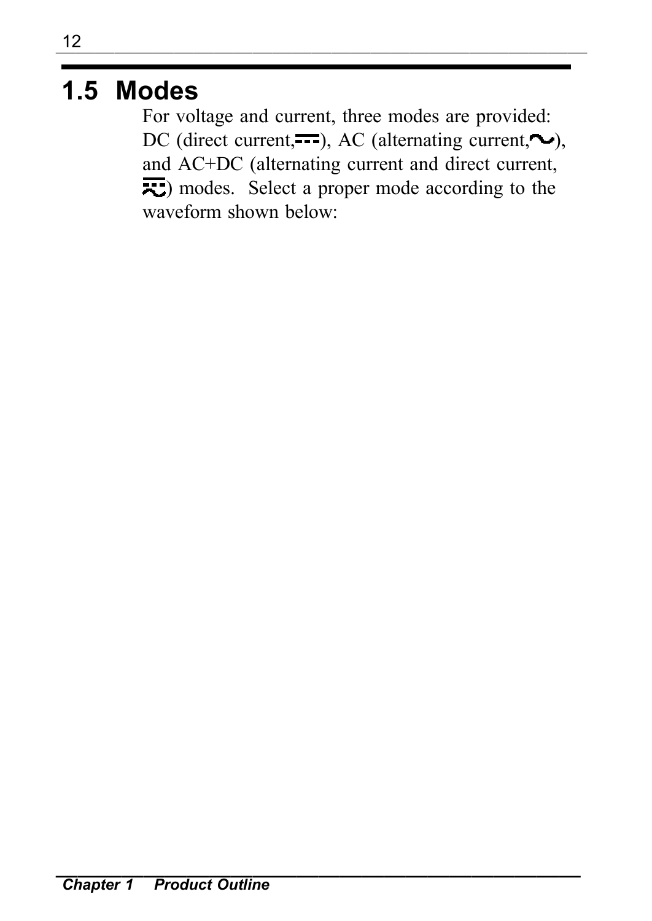## 1.5 Modes

For voltage and current, three modes are provided: DC (direct current, ⎓), AC (alternating current, ∼), and AC+DC (alternating current and direct current, ⏦) modes. Select a proper mode according to the waveform shown below: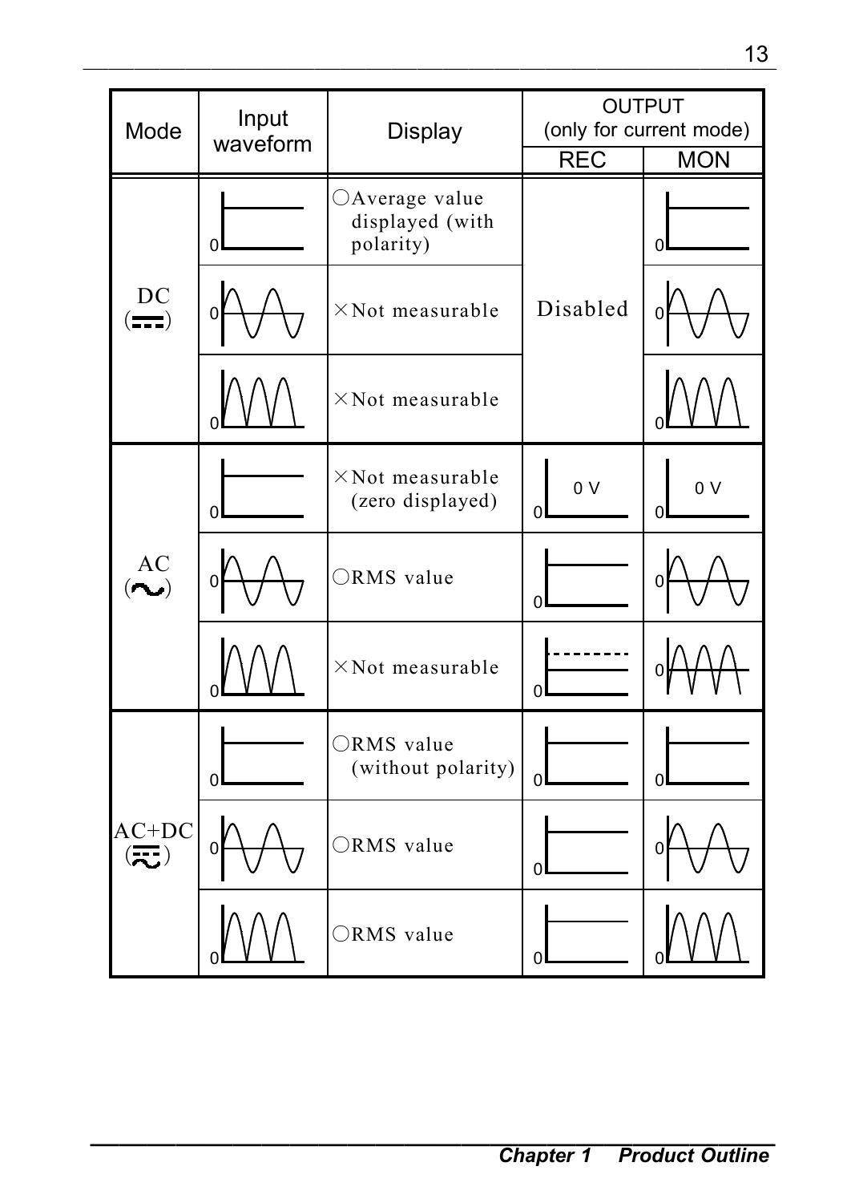| Mode | Input waveform | Display | OUTPUT (only for current mode) | |
|---|---|---|---|---|
| | | | REC | MON |
| DC | | ○Average value displayed (with polarity) | Disabled | |
| | | ×Not measurable | | |
| | | ×Not measurable | | |
| AC | | ×Not measurable (zero displayed) | 0 V | 0 V |
| | | ○RMS value | | |
| | | ×Not measurable | | |
| AC+DC | | ○RMS value (without polarity) | | |
| | | ○RMS value | | |
| | | ○RMS value | | |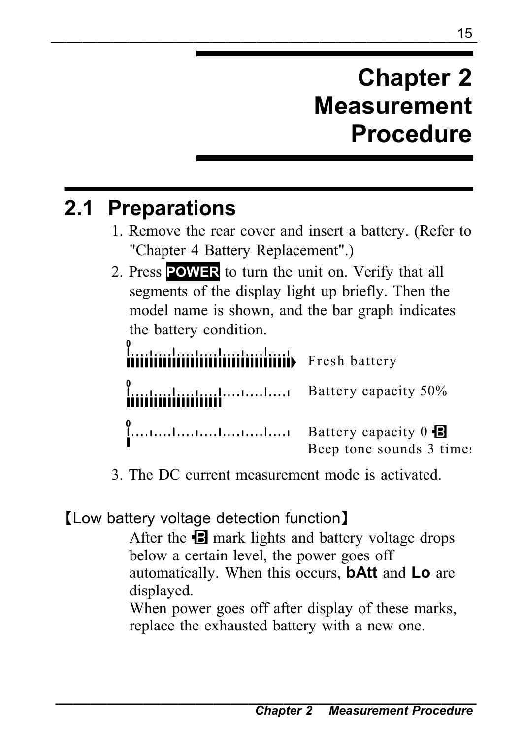# Chapter 2 Measurement Procedure

## 2.1 Preparations

1. Remove the rear cover and insert a battery. (Refer to "Chapter 4 Battery Replacement".)
2. Press **POWER** to turn the unit on. Verify that all segments of the display light up briefly. Then the model name is shown, and the bar graph indicates the battery condition.

   Fresh battery

   Battery capacity 50%

   Battery capacity 0 B
   Beep tone sounds 3 times

3. The DC current measurement mode is activated.

【Low battery voltage detection function】

After the B mark lights and battery voltage drops below a certain level, the power goes off automatically. When this occurs, **bAtt** and **Lo** are displayed.

When power goes off after display of these marks, replace the exhausted battery with a new one.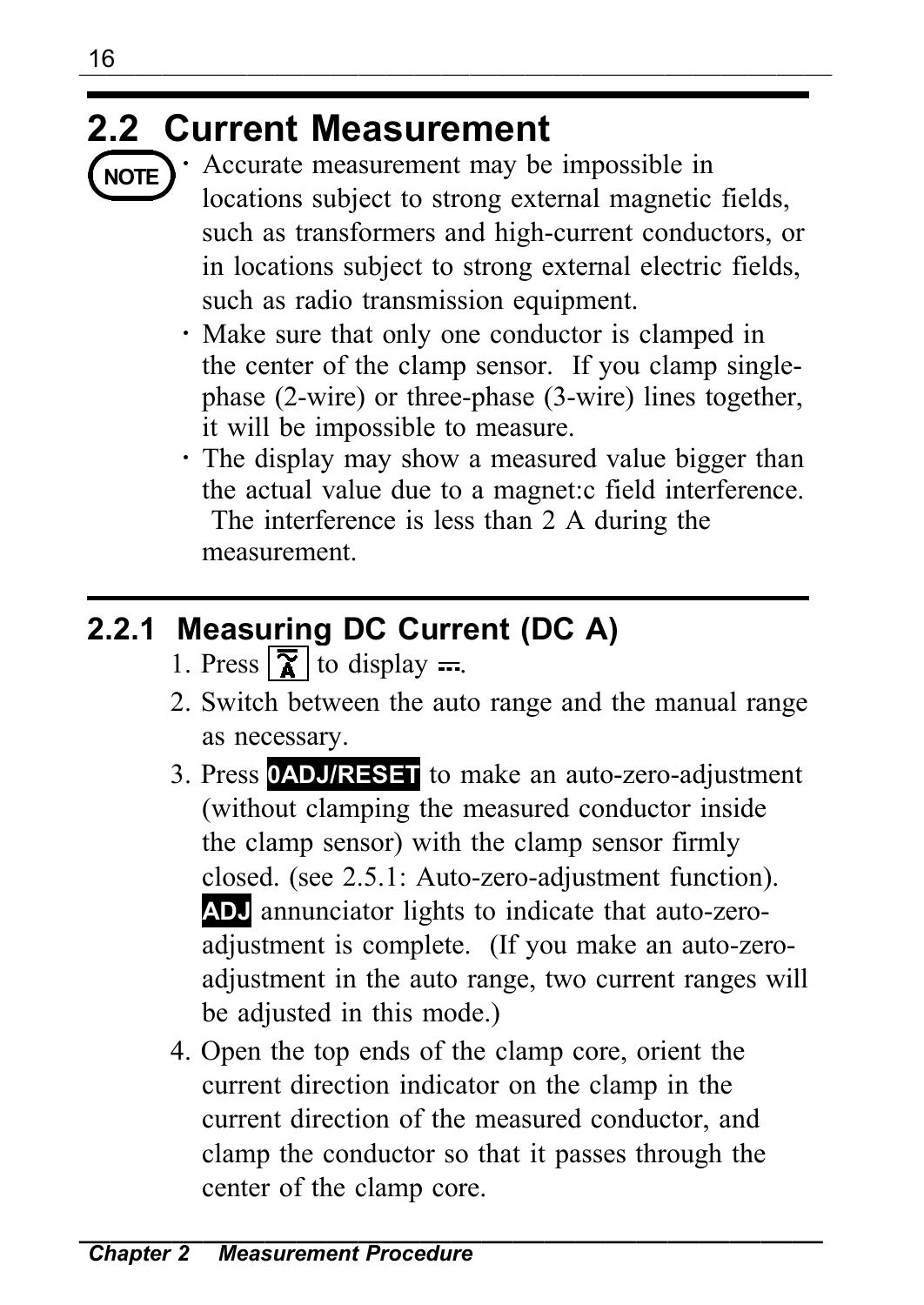## 2.2 Current Measurement

**NOTE**

- Accurate measurement may be impossible in locations subject to strong external magnetic fields, such as transformers and high-current conductors, or in locations subject to strong external electric fields, such as radio transmission equipment.
- Make sure that only one conductor is clamped in the center of the clamp sensor. If you clamp single-phase (2-wire) or three-phase (3-wire) lines together, it will be impossible to measure.
- The display may show a measured value bigger than the actual value due to a magnet:c field interference. The interference is less than 2 A during the measurement.

### 2.2.1 Measuring DC Current (DC A)

1. Press [ ] to display ⎓.
2. Switch between the auto range and the manual range as necessary.
3. Press **0ADJ/RESET** to make an auto-zero-adjustment (without clamping the measured conductor inside the clamp sensor) with the clamp sensor firmly closed. (see 2.5.1: Auto-zero-adjustment function). **ADJ** annunciator lights to indicate that auto-zero-adjustment is complete. (If you make an auto-zero-adjustment in the auto range, two current ranges will be adjusted in this mode.)
4. Open the top ends of the clamp core, orient the current direction indicator on the clamp in the current direction of the measured conductor, and clamp the conductor so that it passes through the center of the clamp core.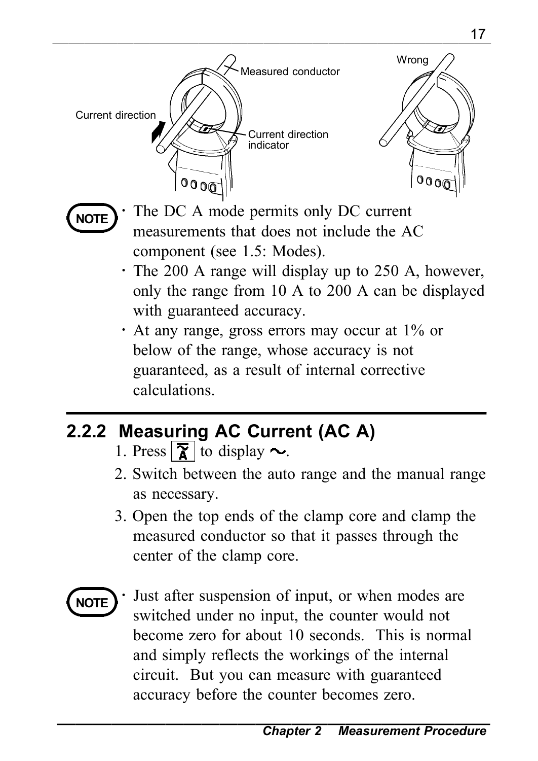Measured conductor

Current direction

Current direction indicator

Wrong

**NOTE**

- The DC A mode permits only DC current measurements that does not include the AC component (see 1.5: Modes).
- The 200 A range will display up to 250 A, however, only the range from 10 A to 200 A can be displayed with guaranteed accuracy.
- At any range, gross errors may occur at 1% or below of the range, whose accuracy is not guaranteed, as a result of internal corrective calculations.

## 2.2.2 Measuring AC Current (AC A)

1. Press [⎓/A] to display ~.
2. Switch between the auto range and the manual range as necessary.
3. Open the top ends of the clamp core and clamp the measured conductor so that it passes through the center of the clamp core.

**NOTE**

- Just after suspension of input, or when modes are switched under no input, the counter would not become zero for about 10 seconds. This is normal and simply reflects the workings of the internal circuit. But you can measure with guaranteed accuracy before the counter becomes zero.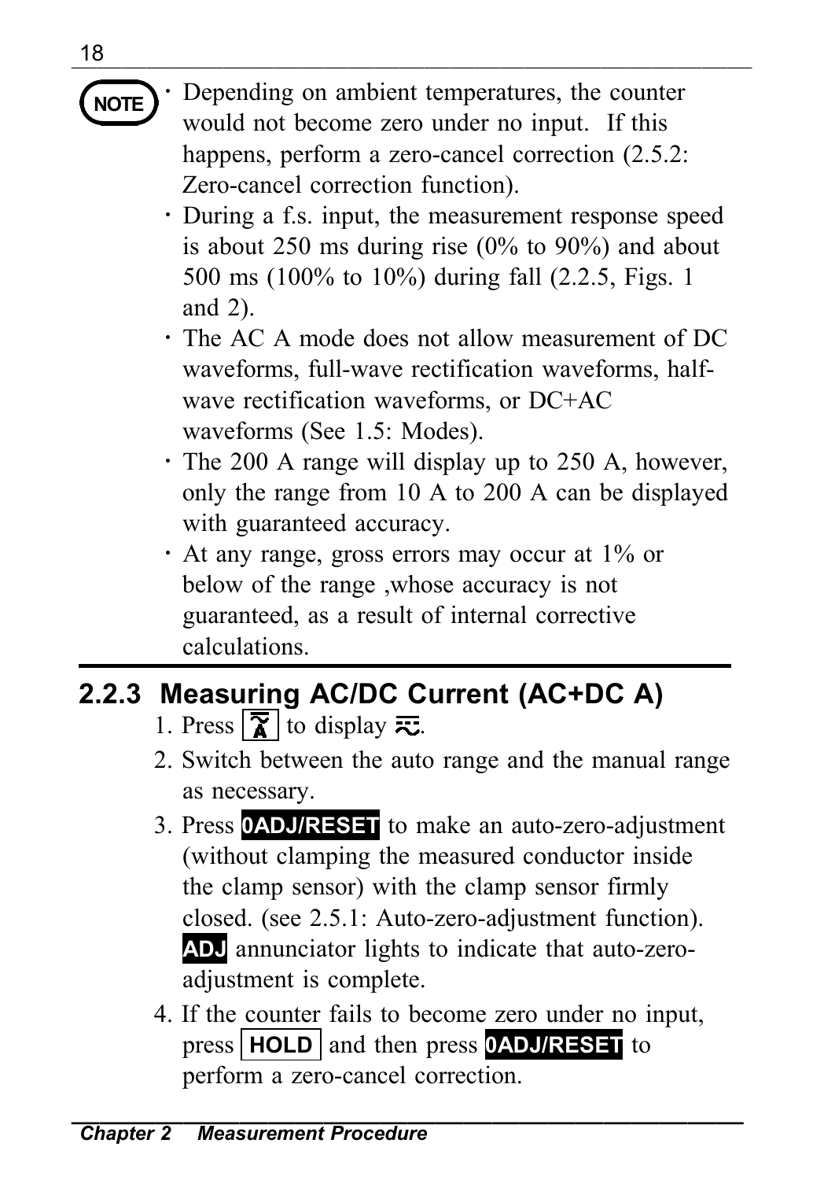NOTE

- Depending on ambient temperatures, the counter would not become zero under no input. If this happens, perform a zero-cancel correction (2.5.2: Zero-cancel correction function).
- During a f.s. input, the measurement response speed is about 250 ms during rise (0% to 90%) and about 500 ms (100% to 10%) during fall (2.2.5, Figs. 1 and 2).
- The AC A mode does not allow measurement of DC waveforms, full-wave rectification waveforms, half-wave rectification waveforms, or DC+AC waveforms (See 1.5: Modes).
- The 200 A range will display up to 250 A, however, only the range from 10 A to 200 A can be displayed with guaranteed accuracy.
- At any range, gross errors may occur at 1% or below of the range ,whose accuracy is not guaranteed, as a result of internal corrective calculations.

## 2.2.3 Measuring AC/DC Current (AC+DC A)

1. Press [A] to display ≂.
2. Switch between the auto range and the manual range as necessary.
3. Press **0ADJ/RESET** to make an auto-zero-adjustment (without clamping the measured conductor inside the clamp sensor) with the clamp sensor firmly closed. (see 2.5.1: Auto-zero-adjustment function). **ADJ** annunciator lights to indicate that auto-zero-adjustment is complete.
4. If the counter fails to become zero under no input, press **HOLD** and then press **0ADJ/RESET** to perform a zero-cancel correction.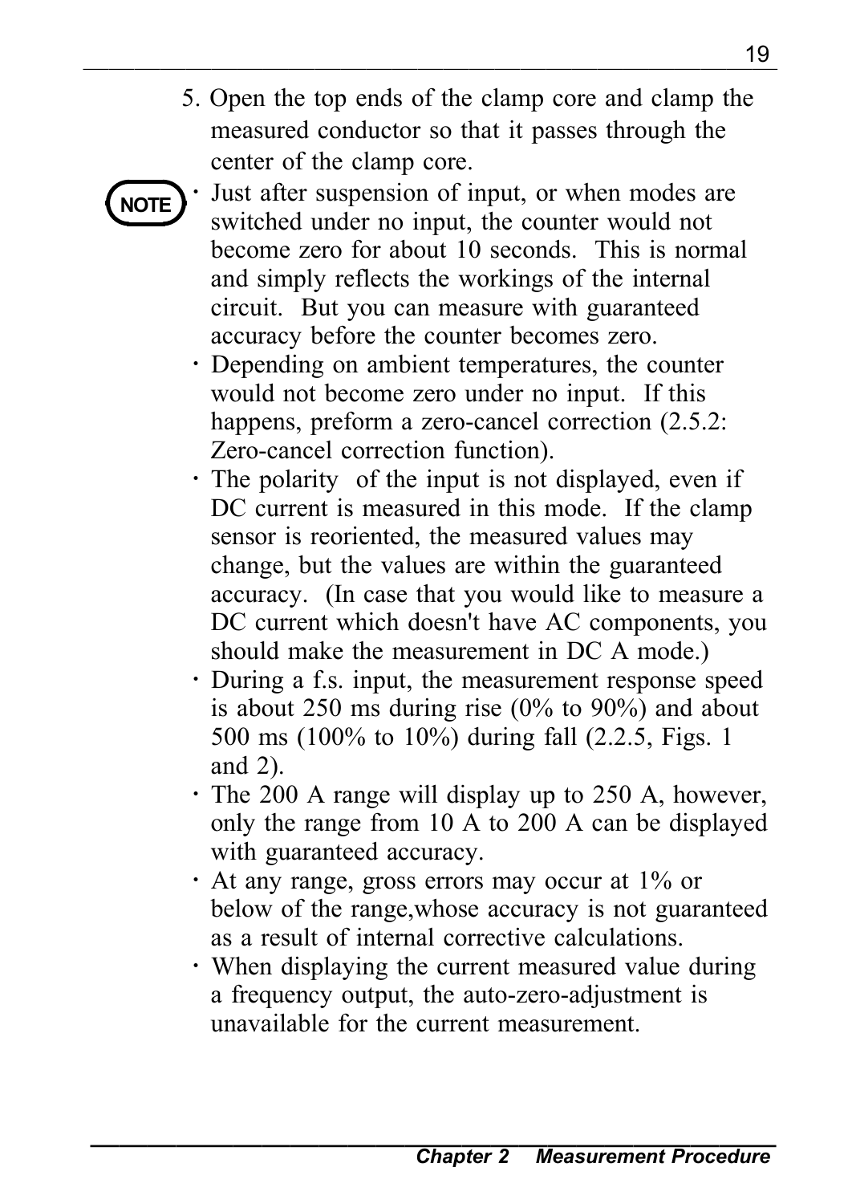5. Open the top ends of the clamp core and clamp the measured conductor so that it passes through the center of the clamp core.

**NOTE**

- Just after suspension of input, or when modes are switched under no input, the counter would not become zero for about 10 seconds. This is normal and simply reflects the workings of the internal circuit. But you can measure with guaranteed accuracy before the counter becomes zero.
- Depending on ambient temperatures, the counter would not become zero under no input. If this happens, preform a zero-cancel correction (2.5.2: Zero-cancel correction function).
- The polarity of the input is not displayed, even if DC current is measured in this mode. If the clamp sensor is reoriented, the measured values may change, but the values are within the guaranteed accuracy. (In case that you would like to measure a DC current which doesn't have AC components, you should make the measurement in DC A mode.)
- During a f.s. input, the measurement response speed is about 250 ms during rise (0% to 90%) and about 500 ms (100% to 10%) during fall (2.2.5, Figs. 1 and 2).
- The 200 A range will display up to 250 A, however, only the range from 10 A to 200 A can be displayed with guaranteed accuracy.
- At any range, gross errors may occur at 1% or below of the range,whose accuracy is not guaranteed as a result of internal corrective calculations.
- When displaying the current measured value during a frequency output, the auto-zero-adjustment is unavailable for the current measurement.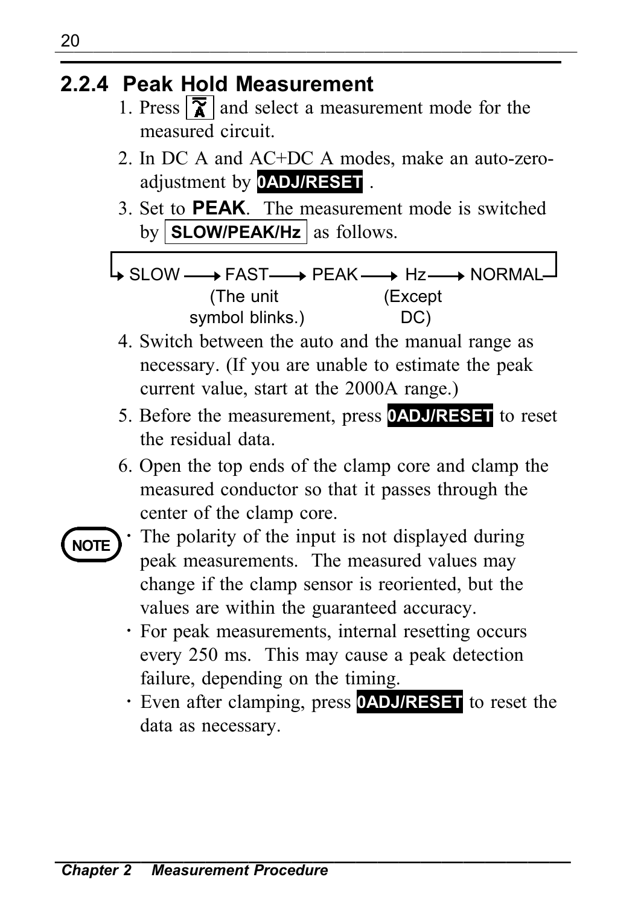## 2.2.4 Peak Hold Measurement

1. Press [function key] and select a measurement mode for the measured circuit.
2. In DC A and AC+DC A modes, make an auto-zero-adjustment by **0ADJ/RESET** .
3. Set to **PEAK**. The measurement mode is switched by **SLOW/PEAK/Hz** as follows.

SLOW → FAST → PEAK → Hz → NORMAL → (back to SLOW)

- FAST: (The unit symbol blinks.)
- Hz: (Except DC)

4. Switch between the auto and the manual range as necessary. (If you are unable to estimate the peak current value, start at the 2000A range.)
5. Before the measurement, press **0ADJ/RESET** to reset the residual data.
6. Open the top ends of the clamp core and clamp the measured conductor so that it passes through the center of the clamp core.

**NOTE**

- The polarity of the input is not displayed during peak measurements. The measured values may change if the clamp sensor is reoriented, but the values are within the guaranteed accuracy.
- For peak measurements, internal resetting occurs every 250 ms. This may cause a peak detection failure, depending on the timing.
- Even after clamping, press **0ADJ/RESET** to reset the data as necessary.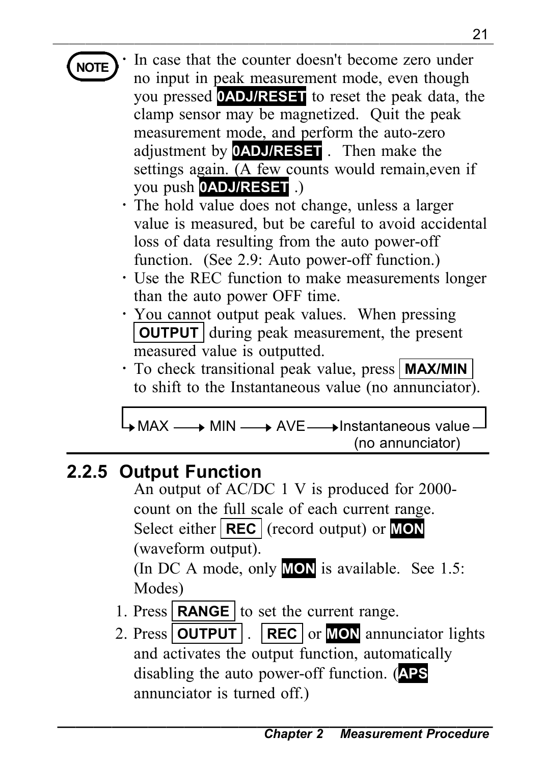**NOTE**

- In case that the counter doesn't become zero under no input in peak measurement mode, even though you pressed **0ADJ/RESET** to reset the peak data, the clamp sensor may be magnetized. Quit the peak measurement mode, and perform the auto-zero adjustment by **0ADJ/RESET** . Then make the settings again. (A few counts would remain,even if you push **0ADJ/RESET** .)
- The hold value does not change, unless a larger value is measured, but be careful to avoid accidental loss of data resulting from the auto power-off function. (See 2.9: Auto power-off function.)
- Use the REC function to make measurements longer than the auto power OFF time.
- You cannot output peak values. When pressing **OUTPUT** during peak measurement, the present measured value is outputted.
- To check transitional peak value, press **MAX/MIN** to shift to the Instantaneous value (no annunciator).

MAX → MIN → AVE → Instantaneous value (no annunciator) → (back to MAX)

## 2.2.5 Output Function

An output of AC/DC 1 V is produced for 2000-count on the full scale of each current range. Select either **REC** (record output) or **MON** (waveform output).
(In DC A mode, only **MON** is available. See 1.5: Modes)

1. Press **RANGE** to set the current range.
2. Press **OUTPUT** . **REC** or **MON** annunciator lights and activates the output function, automatically disabling the auto power-off function. (**APS** annunciator is turned off.)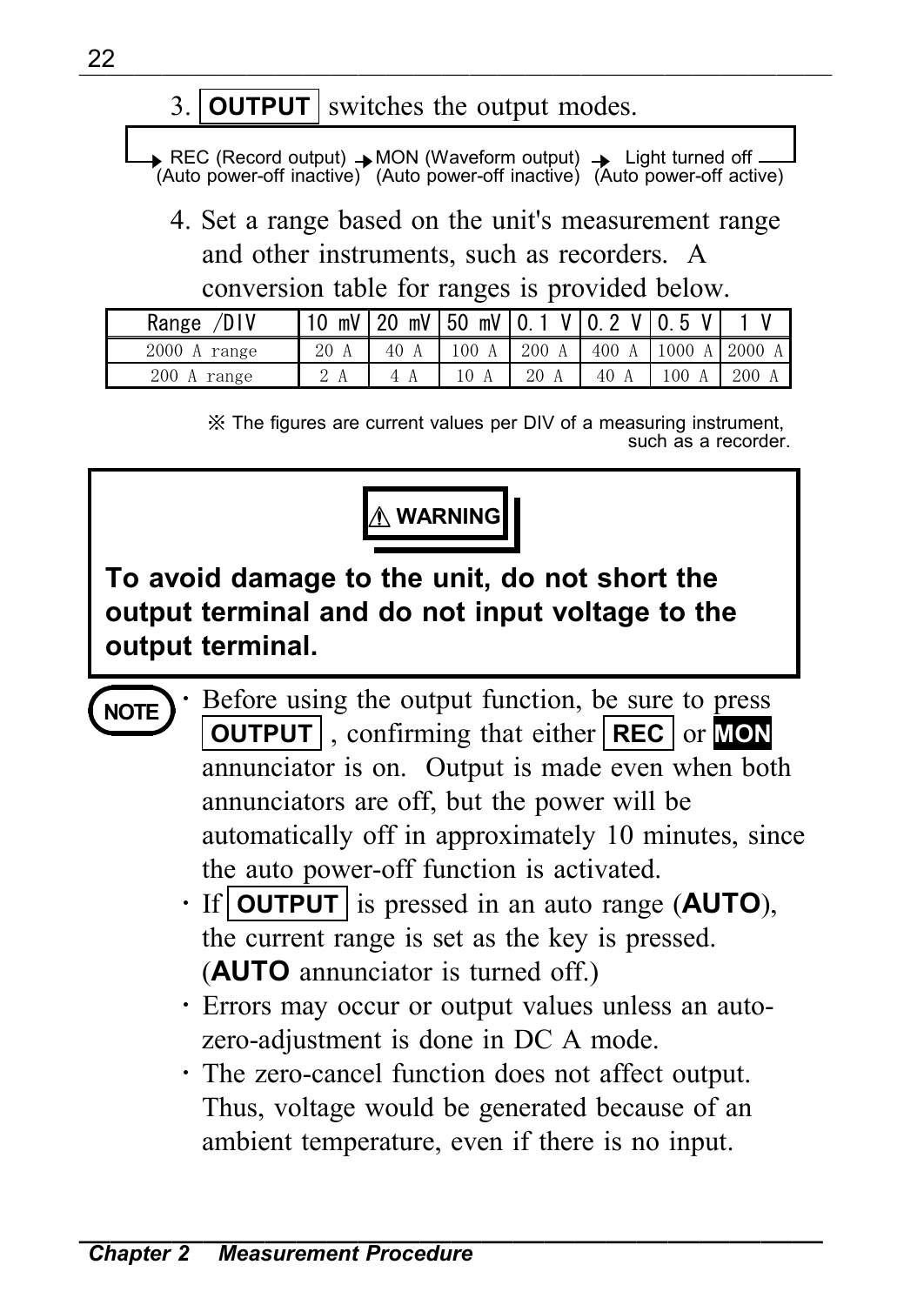3. **OUTPUT** switches the output modes.

REC (Record output) → MON (Waveform output) → Light turned off
(Auto power-off inactive) (Auto power-off inactive) (Auto power-off active)

4. Set a range based on the unit's measurement range and other instruments, such as recorders. A conversion table for ranges is provided below.

| Range /DIV | 10 mV | 20 mV | 50 mV | 0.1 V | 0.2 V | 0.5 V | 1 V |
|---|---|---|---|---|---|---|---|
| 2000 A range | 20 A | 40 A | 100 A | 200 A | 400 A | 1000 A | 2000 A |
| 200 A range | 2 A | 4 A | 10 A | 20 A | 40 A | 100 A | 200 A |

※ The figures are current values per DIV of a measuring instrument, such as a recorder.

**⚠ WARNING**

**To avoid damage to the unit, do not short the output terminal and do not input voltage to the output terminal.**

**NOTE**

- Before using the output function, be sure to press **OUTPUT** , confirming that either **REC** or **MON** annunciator is on. Output is made even when both annunciators are off, but the power will be automatically off in approximately 10 minutes, since the auto power-off function is activated.
- If **OUTPUT** is pressed in an auto range (**AUTO**), the current range is set as the key is pressed. (**AUTO** annunciator is turned off.)
- Errors may occur or output values unless an auto-zero-adjustment is done in DC A mode.
- The zero-cancel function does not affect output. Thus, voltage would be generated because of an ambient temperature, even if there is no input.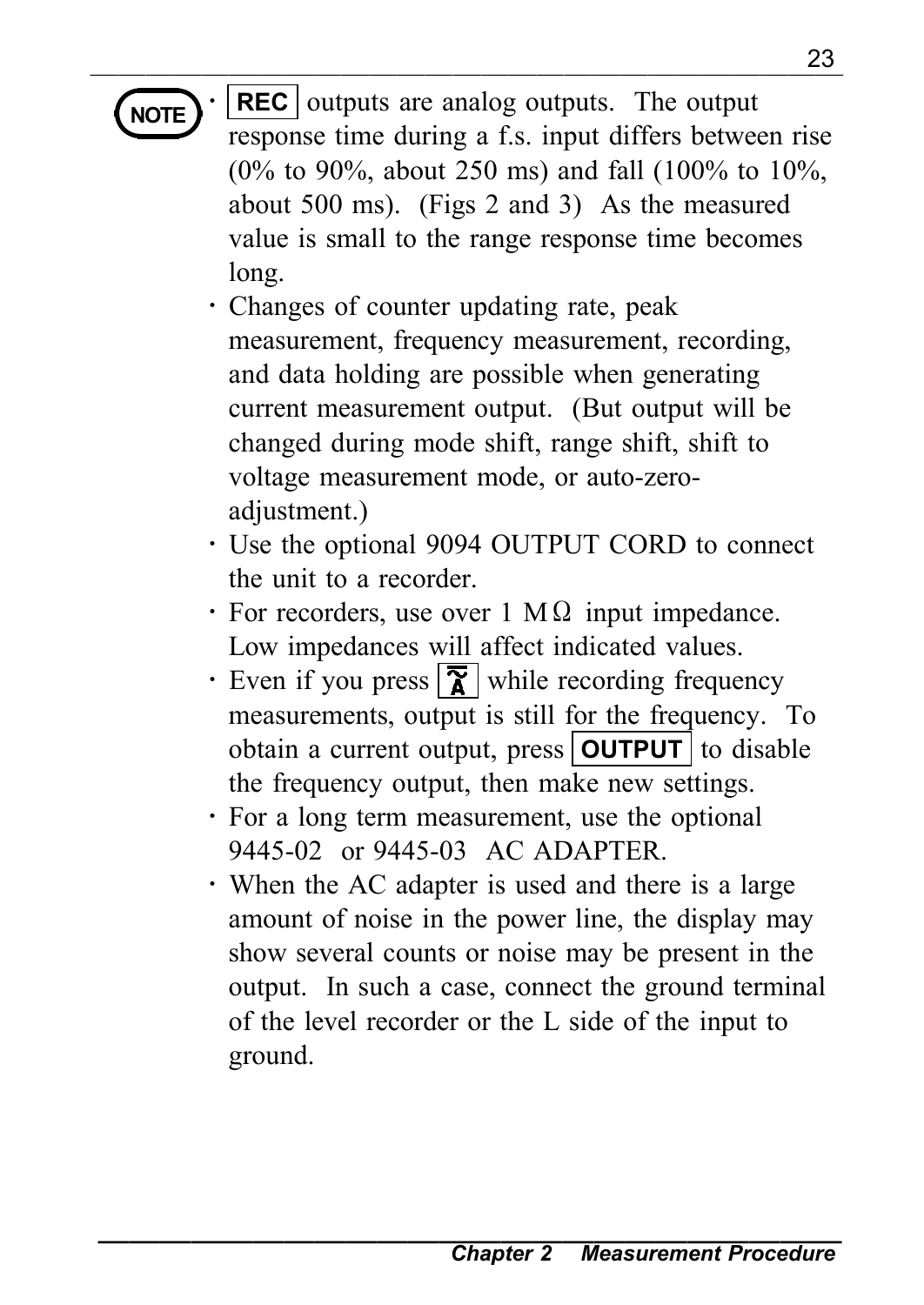**NOTE**

- **REC** outputs are analog outputs. The output response time during a f.s. input differs between rise (0% to 90%, about 250 ms) and fall (100% to 10%, about 500 ms). (Figs 2 and 3) As the measured value is small to the range response time becomes long.
- Changes of counter updating rate, peak measurement, frequency measurement, recording, and data holding are possible when generating current measurement output. (But output will be changed during mode shift, range shift, shift to voltage measurement mode, or auto-zero-adjustment.)
- Use the optional 9094 OUTPUT CORD to connect the unit to a recorder.
- For recorders, use over 1 MΩ input impedance. Low impedances will affect indicated values.
- Even if you press **[Ã]** while recording frequency measurements, output is still for the frequency. To obtain a current output, press **OUTPUT** to disable the frequency output, then make new settings.
- For a long term measurement, use the optional 9445-02 or 9445-03 AC ADAPTER.
- When the AC adapter is used and there is a large amount of noise in the power line, the display may show several counts or noise may be present in the output. In such a case, connect the ground terminal of the level recorder or the L side of the input to ground.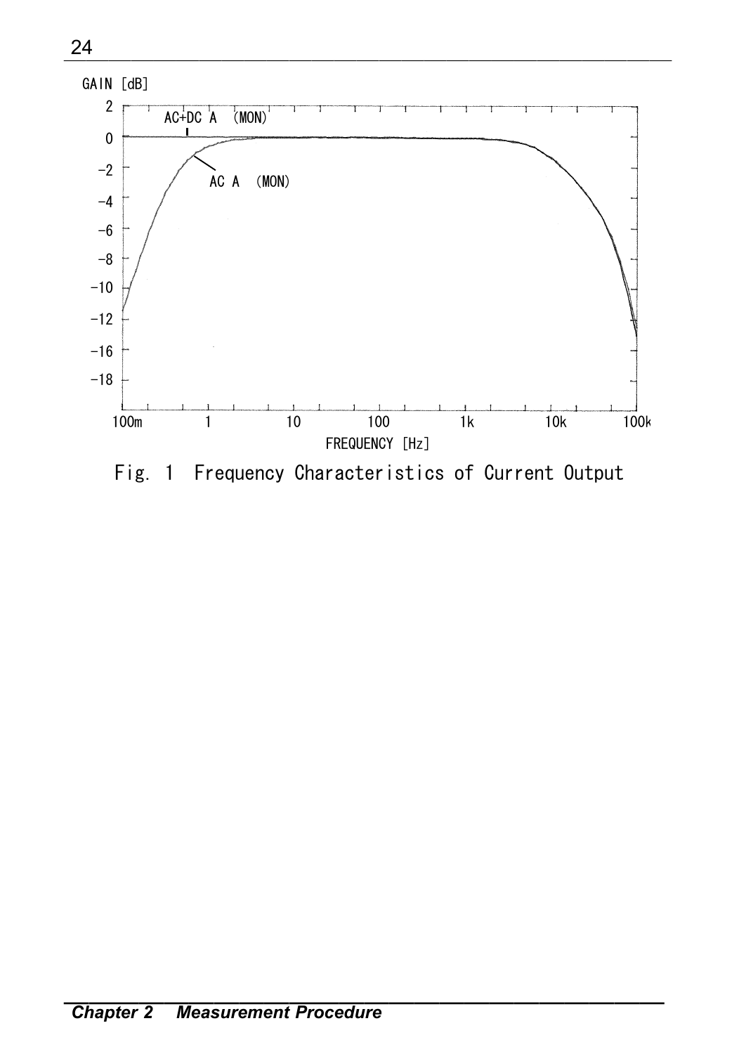GAIN [dB]

AC+DC A (MON)

AC A (MON)

FREQUENCY [Hz]

Fig. 1 Frequency Characteristics of Current Output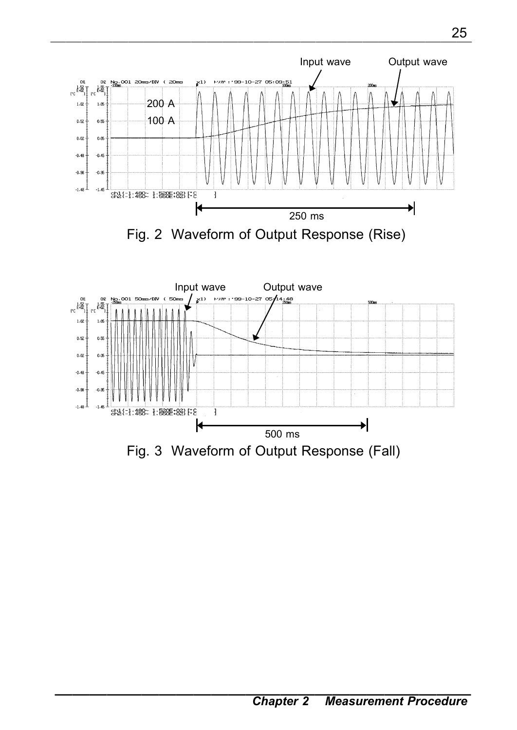Input wave　　Output wave

200 A

100 A

250 ms

Fig. 2  Waveform of Output Response (Rise)

Input wave　　Output wave

500 ms

Fig. 3  Waveform of Output Response (Fall)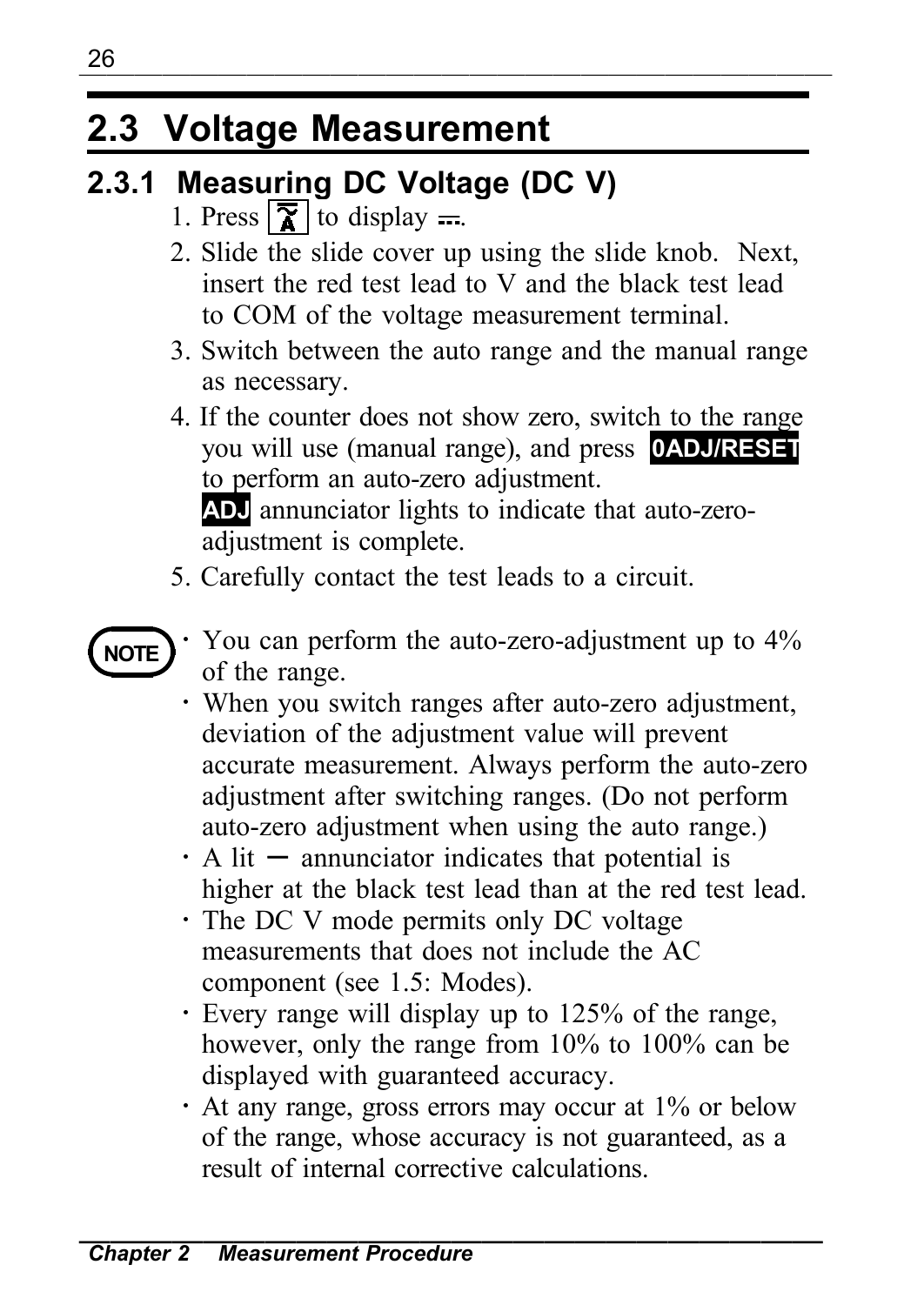## 2.3 Voltage Measurement

### 2.3.1 Measuring DC Voltage (DC V)

1. Press [⊼] to display ⎓.
2. Slide the slide cover up using the slide knob. Next, insert the red test lead to V and the black test lead to COM of the voltage measurement terminal.
3. Switch between the auto range and the manual range as necessary.
4. If the counter does not show zero, switch to the range you will use (manual range), and press **0ADJ/RESET** to perform an auto-zero adjustment.
   **ADJ** annunciator lights to indicate that auto-zero-adjustment is complete.
5. Carefully contact the test leads to a circuit.

**NOTE**

- You can perform the auto-zero-adjustment up to 4% of the range.
- When you switch ranges after auto-zero adjustment, deviation of the adjustment value will prevent accurate measurement. Always perform the auto-zero adjustment after switching ranges. (Do not perform auto-zero adjustment when using the auto range.)
- A lit − annunciator indicates that potential is higher at the black test lead than at the red test lead.
- The DC V mode permits only DC voltage measurements that does not include the AC component (see 1.5: Modes).
- Every range will display up to 125% of the range, however, only the range from 10% to 100% can be displayed with guaranteed accuracy.
- At any range, gross errors may occur at 1% or below of the range, whose accuracy is not guaranteed, as a result of internal corrective calculations.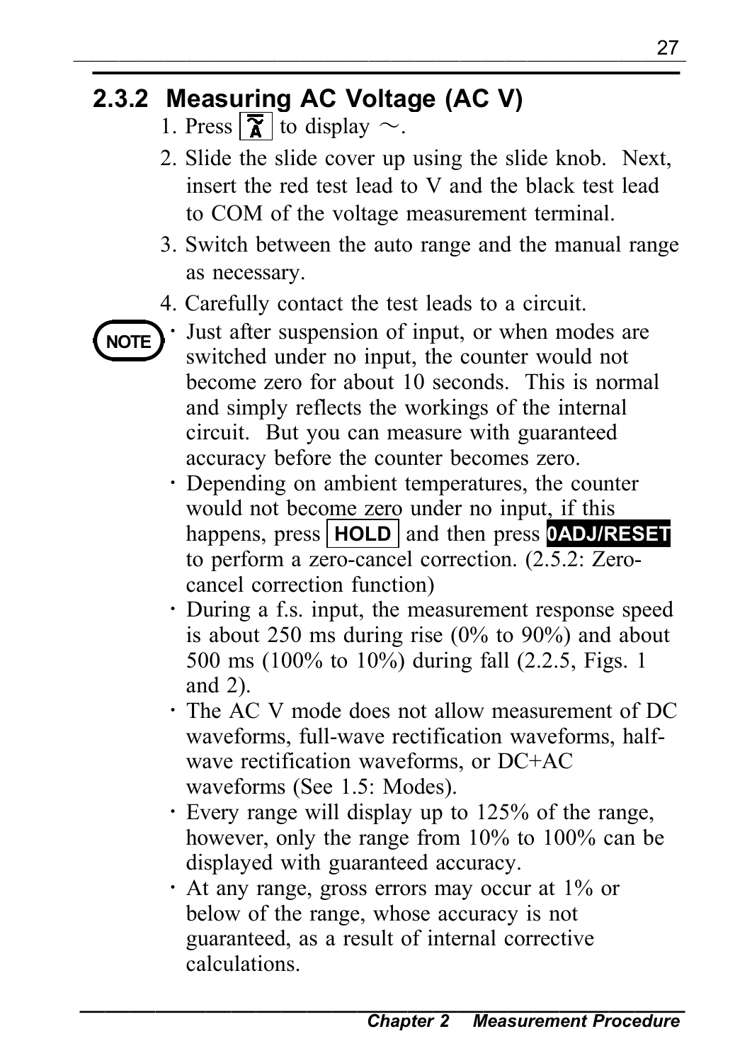## 2.3.2 Measuring AC Voltage (AC V)

1. Press [ ] to display ～.
2. Slide the slide cover up using the slide knob. Next, insert the red test lead to V and the black test lead to COM of the voltage measurement terminal.
3. Switch between the auto range and the manual range as necessary.
4. Carefully contact the test leads to a circuit.

**NOTE**

- Just after suspension of input, or when modes are switched under no input, the counter would not become zero for about 10 seconds. This is normal and simply reflects the workings of the internal circuit. But you can measure with guaranteed accuracy before the counter becomes zero.
- Depending on ambient temperatures, the counter would not become zero under no input, if this happens, press **HOLD** and then press **0ADJ/RESET** to perform a zero-cancel correction. (2.5.2: Zero-cancel correction function)
- During a f.s. input, the measurement response speed is about 250 ms during rise (0% to 90%) and about 500 ms (100% to 10%) during fall (2.2.5, Figs. 1 and 2).
- The AC V mode does not allow measurement of DC waveforms, full-wave rectification waveforms, half-wave rectification waveforms, or DC+AC waveforms (See 1.5: Modes).
- Every range will display up to 125% of the range, however, only the range from 10% to 100% can be displayed with guaranteed accuracy.
- At any range, gross errors may occur at 1% or below of the range, whose accuracy is not guaranteed, as a result of internal corrective calculations.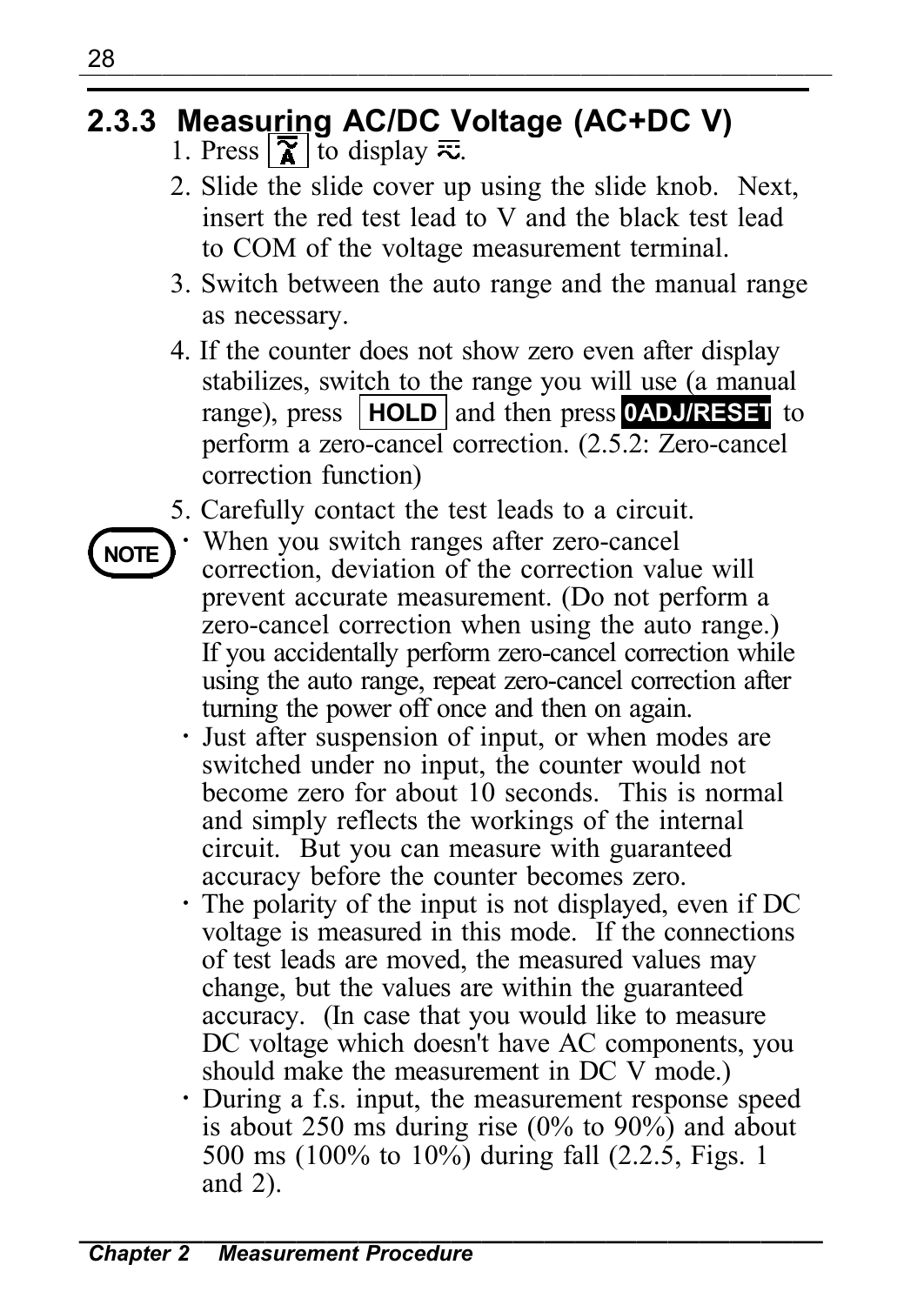### 2.3.3 Measuring AC/DC Voltage (AC+DC V)

1. Press [⏚] to display ≂.
2. Slide the slide cover up using the slide knob. Next, insert the red test lead to V and the black test lead to COM of the voltage measurement terminal.
3. Switch between the auto range and the manual range as necessary.
4. If the counter does not show zero even after display stabilizes, switch to the range you will use (a manual range), press **HOLD** and then press **0ADJ/RESET** to perform a zero-cancel correction. (2.5.2: Zero-cancel correction function)
5. Carefully contact the test leads to a circuit.

**NOTE**

- When you switch ranges after zero-cancel correction, deviation of the correction value will prevent accurate measurement. (Do not perform a zero-cancel correction when using the auto range.) If you accidentally perform zero-cancel correction while using the auto range, repeat zero-cancel correction after turning the power off once and then on again.
- Just after suspension of input, or when modes are switched under no input, the counter would not become zero for about 10 seconds. This is normal and simply reflects the workings of the internal circuit. But you can measure with guaranteed accuracy before the counter becomes zero.
- The polarity of the input is not displayed, even if DC voltage is measured in this mode. If the connections of test leads are moved, the measured values may change, but the values are within the guaranteed accuracy. (In case that you would like to measure DC voltage which doesn't have AC components, you should make the measurement in DC V mode.)
- During a f.s. input, the measurement response speed is about 250 ms during rise (0% to 90%) and about 500 ms (100% to 10%) during fall (2.2.5, Figs. 1 and 2).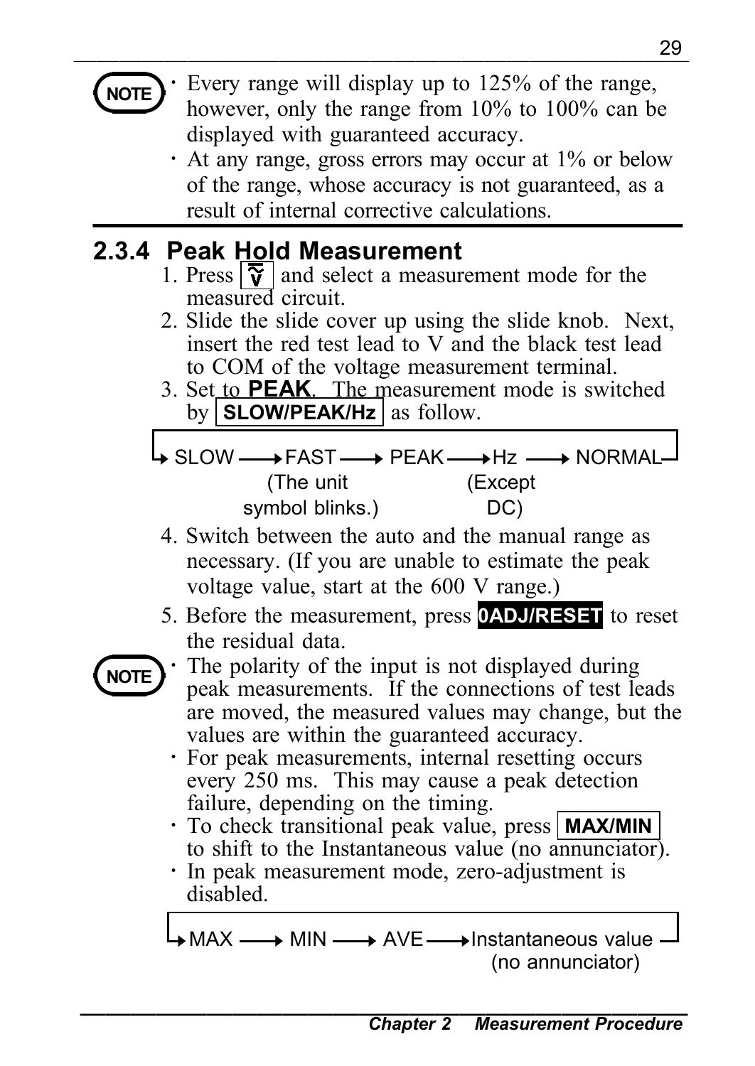**NOTE**

- Every range will display up to 125% of the range, however, only the range from 10% to 100% can be displayed with guaranteed accuracy.
- At any range, gross errors may occur at 1% or below of the range, whose accuracy is not guaranteed, as a result of internal corrective calculations.

## 2.3.4 Peak Hold Measurement

1. Press [$\tilde{V}$] and select a measurement mode for the measured circuit.
2. Slide the slide cover up using the slide knob. Next, insert the red test lead to V and the black test lead to COM of the voltage measurement terminal.
3. Set to **PEAK**. The measurement mode is switched by [**SLOW/PEAK/Hz**] as follow.

   SLOW → FAST (The unit symbol blinks.) → PEAK → Hz (Except DC) → NORMAL → (back to SLOW)

4. Switch between the auto and the manual range as necessary. (If you are unable to estimate the peak voltage value, start at the 600 V range.)
5. Before the measurement, press **0ADJ/RESET** to reset the residual data.

**NOTE**

- The polarity of the input is not displayed during peak measurements. If the connections of test leads are moved, the measured values may change, but the values are within the guaranteed accuracy.
- For peak measurements, internal resetting occurs every 250 ms. This may cause a peak detection failure, depending on the timing.
- To check transitional peak value, press [**MAX/MIN**] to shift to the Instantaneous value (no annunciator).
- In peak measurement mode, zero-adjustment is disabled.

  MAX → MIN → AVE → Instantaneous value (no annunciator) → (back to MAX)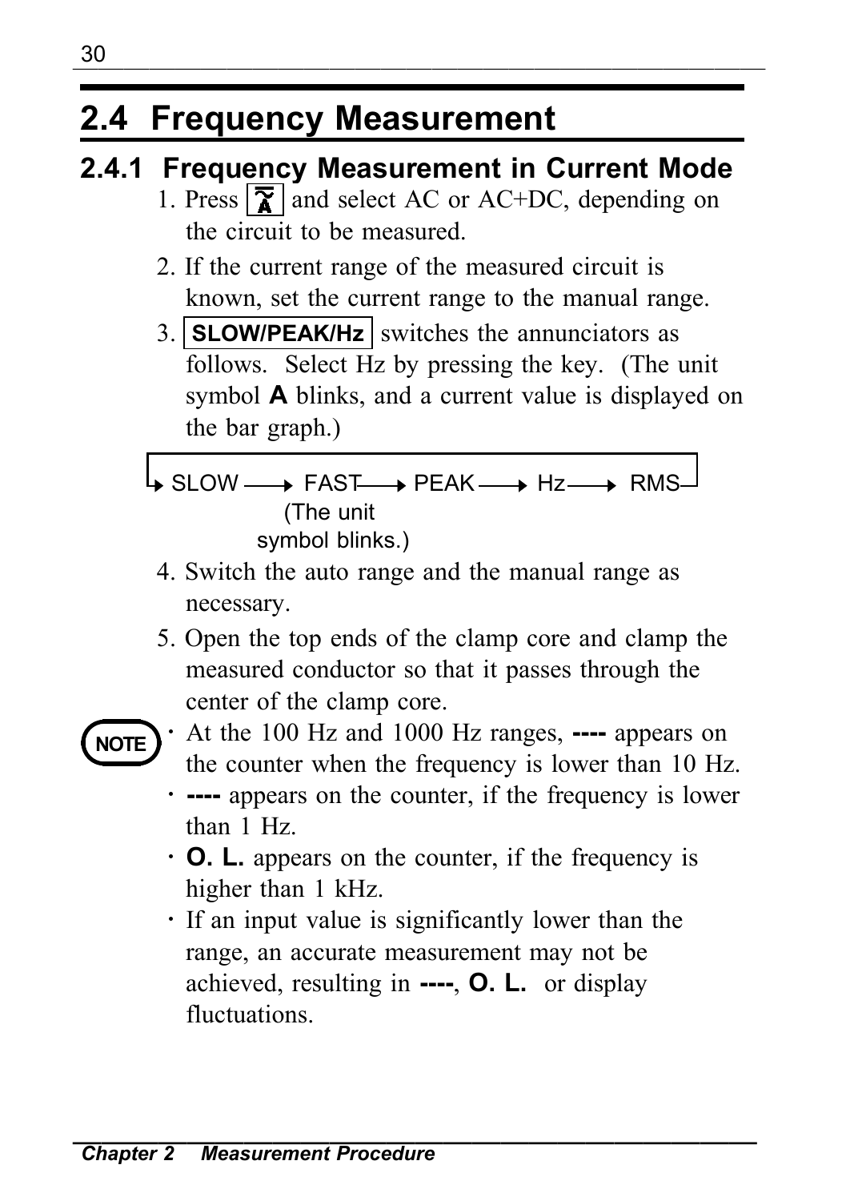## 2.4 Frequency Measurement

### 2.4.1 Frequency Measurement in Current Mode

1. Press [ ] and select AC or AC+DC, depending on the circuit to be measured.
2. If the current range of the measured circuit is known, set the current range to the manual range.
3. **SLOW/PEAK/Hz** switches the annunciators as follows. Select Hz by pressing the key. (The unit symbol **A** blinks, and a current value is displayed on the bar graph.)

SLOW → FAST → PEAK → Hz → RMS → (back to SLOW)

(The unit symbol blinks.)

4. Switch the auto range and the manual range as necessary.
5. Open the top ends of the clamp core and clamp the measured conductor so that it passes through the center of the clamp core.

**NOTE**

- At the 100 Hz and 1000 Hz ranges, **----** appears on the counter when the frequency is lower than 10 Hz.
- **----** appears on the counter, if the frequency is lower than 1 Hz.
- **O. L.** appears on the counter, if the frequency is higher than 1 kHz.
- If an input value is significantly lower than the range, an accurate measurement may not be achieved, resulting in **----**, **O. L.** or display fluctuations.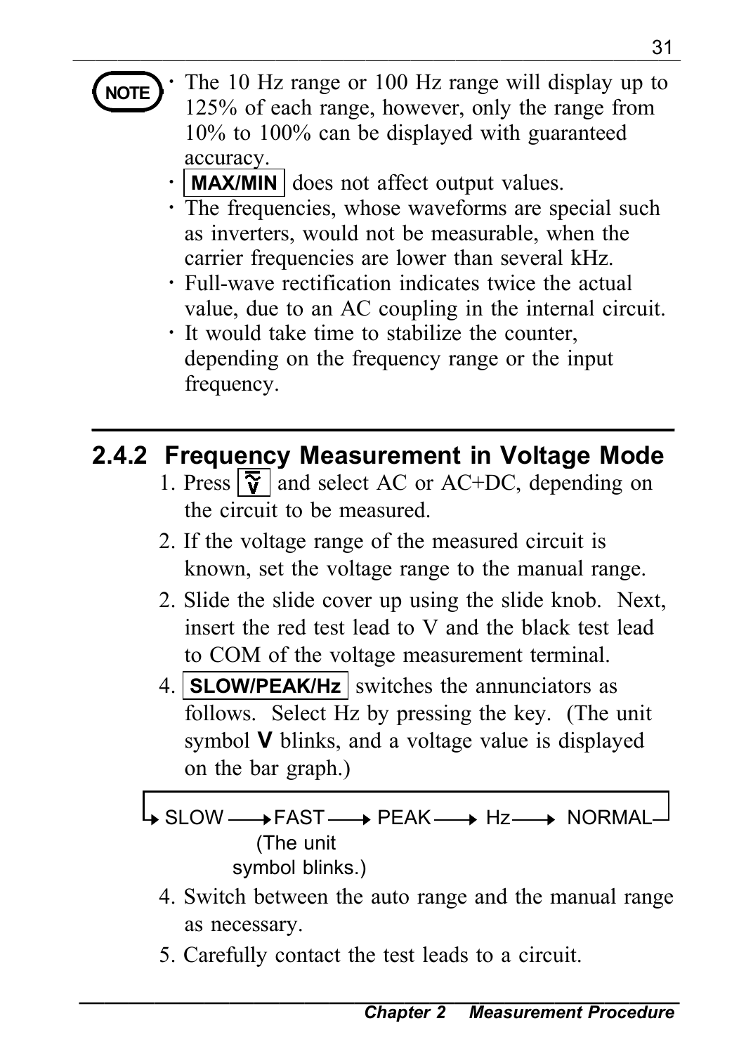**NOTE**

- The 10 Hz range or 100 Hz range will display up to 125% of each range, however, only the range from 10% to 100% can be displayed with guaranteed accuracy.
- **MAX/MIN** does not affect output values.
- The frequencies, whose waveforms are special such as inverters, would not be measurable, when the carrier frequencies are lower than several kHz.
- Full-wave rectification indicates twice the actual value, due to an AC coupling in the internal circuit.
- It would take time to stabilize the counter, depending on the frequency range or the input frequency.

## 2.4.2 Frequency Measurement in Voltage Mode

1. Press **V** and select AC or AC+DC, depending on the circuit to be measured.
2. If the voltage range of the measured circuit is known, set the voltage range to the manual range.
2. Slide the slide cover up using the slide knob. Next, insert the red test lead to V and the black test lead to COM of the voltage measurement terminal.
4. **SLOW/PEAK/Hz** switches the annunciators as follows. Select Hz by pressing the key. (The unit symbol **V** blinks, and a voltage value is displayed on the bar graph.)

SLOW → FAST → PEAK → Hz → NORMAL (→ SLOW)
(The unit symbol blinks.)

4. Switch between the auto range and the manual range as necessary.
5. Carefully contact the test leads to a circuit.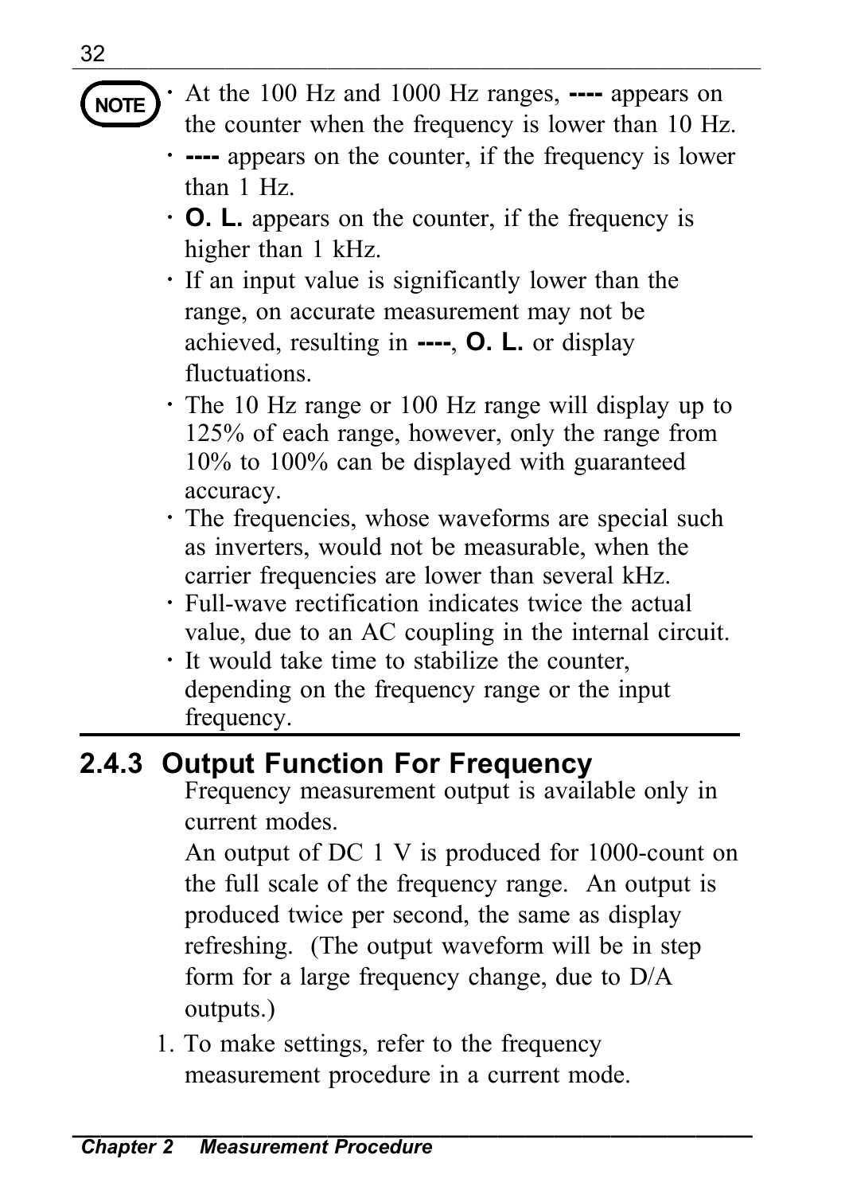**NOTE**

- At the 100 Hz and 1000 Hz ranges, **----** appears on the counter when the frequency is lower than 10 Hz.
- **----** appears on the counter, if the frequency is lower than 1 Hz.
- **O. L.** appears on the counter, if the frequency is higher than 1 kHz.
- If an input value is significantly lower than the range, on accurate measurement may not be achieved, resulting in **----**, **O. L.** or display fluctuations.
- The 10 Hz range or 100 Hz range will display up to 125% of each range, however, only the range from 10% to 100% can be displayed with guaranteed accuracy.
- The frequencies, whose waveforms are special such as inverters, would not be measurable, when the carrier frequencies are lower than several kHz.
- Full-wave rectification indicates twice the actual value, due to an AC coupling in the internal circuit.
- It would take time to stabilize the counter, depending on the frequency range or the input frequency.

## 2.4.3 Output Function For Frequency

Frequency measurement output is available only in current modes.

An output of DC 1 V is produced for 1000-count on the full scale of the frequency range. An output is produced twice per second, the same as display refreshing. (The output waveform will be in step form for a large frequency change, due to D/A outputs.)

1. To make settings, refer to the frequency measurement procedure in a current mode.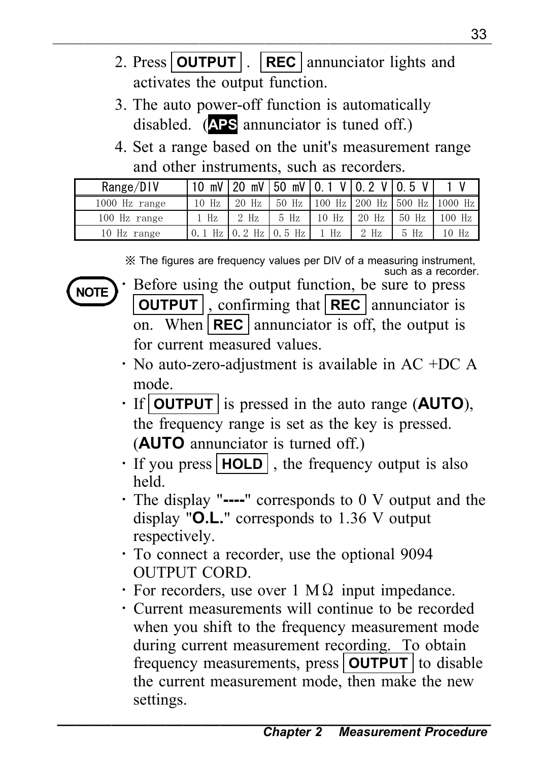2. Press **OUTPUT** . **REC** annunciator lights and activates the output function.
3. The auto power-off function is automatically disabled. (**APS** annunciator is tuned off.)
4. Set a range based on the unit's measurement range and other instruments, such as recorders.

| Range/DIV | 10 mV | 20 mV | 50 mV | 0.1 V | 0.2 V | 0.5 V | 1 V |
|---|---|---|---|---|---|---|---|
| 1000 Hz range | 10 Hz | 20 Hz | 50 Hz | 100 Hz | 200 Hz | 500 Hz | 1000 Hz |
| 100 Hz range | 1 Hz | 2 Hz | 5 Hz | 10 Hz | 20 Hz | 50 Hz | 100 Hz |
| 10 Hz range | 0.1 Hz | 0.2 Hz | 0.5 Hz | 1 Hz | 2 Hz | 5 Hz | 10 Hz |

※ The figures are frequency values per DIV of a measuring instrument, such as a recorder.

**NOTE**

- Before using the output function, be sure to press **OUTPUT** , confirming that **REC** annunciator is on. When **REC** annunciator is off, the output is for current measured values.
- No auto-zero-adjustment is available in AC +DC A mode.
- If **OUTPUT** is pressed in the auto range (**AUTO**), the frequency range is set as the key is pressed. (**AUTO** annunciator is turned off.)
- If you press **HOLD** , the frequency output is also held.
- The display "**----**" corresponds to 0 V output and the display "**O.L.**" corresponds to 1.36 V output respectively.
- To connect a recorder, use the optional 9094 OUTPUT CORD.
- For recorders, use over 1 MΩ input impedance.
- Current measurements will continue to be recorded when you shift to the frequency measurement mode during current measurement recording. To obtain frequency measurements, press **OUTPUT** to disable the current measurement mode, then make the new settings.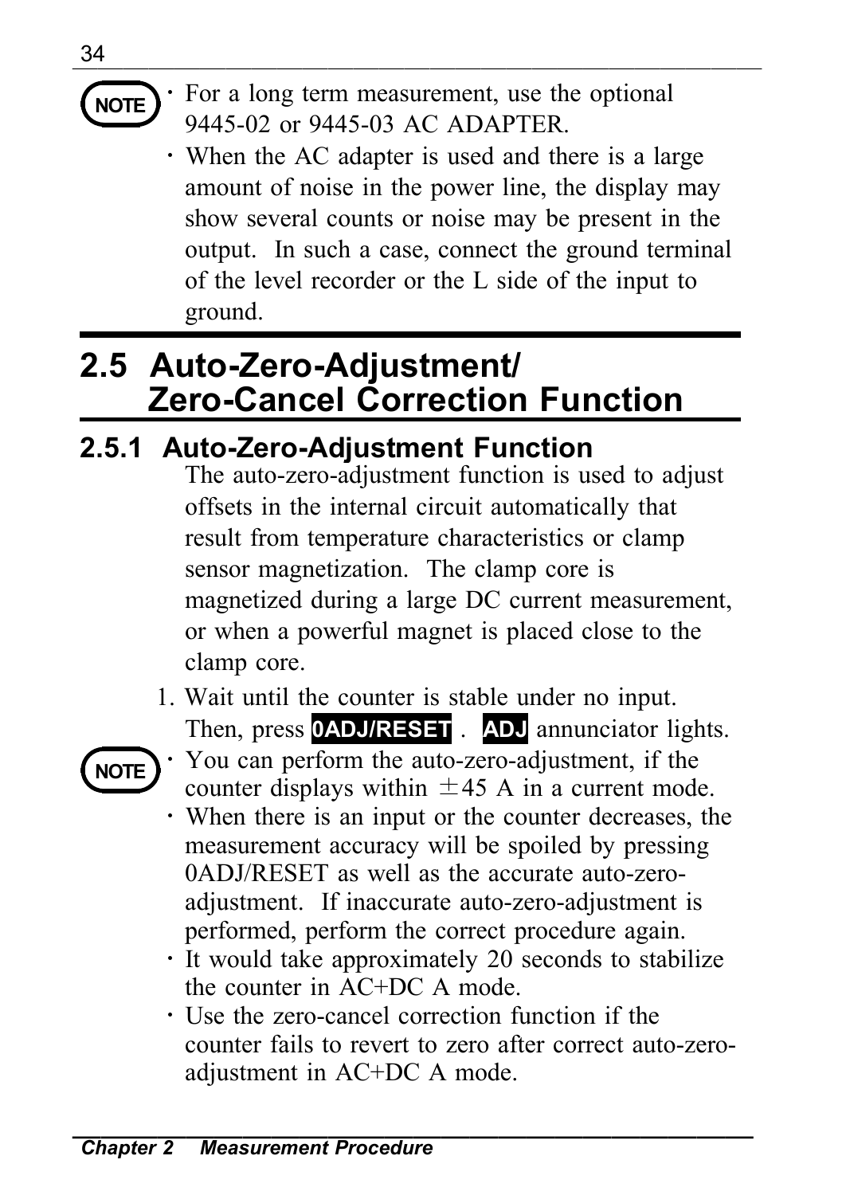**NOTE**

- For a long term measurement, use the optional 9445-02 or 9445-03 AC ADAPTER.
- When the AC adapter is used and there is a large amount of noise in the power line, the display may show several counts or noise may be present in the output. In such a case, connect the ground terminal of the level recorder or the L side of the input to ground.

## 2.5 Auto-Zero-Adjustment/ Zero-Cancel Correction Function

### 2.5.1 Auto-Zero-Adjustment Function

The auto-zero-adjustment function is used to adjust offsets in the internal circuit automatically that result from temperature characteristics or clamp sensor magnetization. The clamp core is magnetized during a large DC current measurement, or when a powerful magnet is placed close to the clamp core.

1. Wait until the counter is stable under no input. Then, press **0ADJ/RESET** . **ADJ** annunciator lights.

**NOTE**

- You can perform the auto-zero-adjustment, if the counter displays within ±45 A in a current mode.
- When there is an input or the counter decreases, the measurement accuracy will be spoiled by pressing 0ADJ/RESET as well as the accurate auto-zero-adjustment. If inaccurate auto-zero-adjustment is performed, perform the correct procedure again.
- It would take approximately 20 seconds to stabilize the counter in AC+DC A mode.
- Use the zero-cancel correction function if the counter fails to revert to zero after correct auto-zero-adjustment in AC+DC A mode.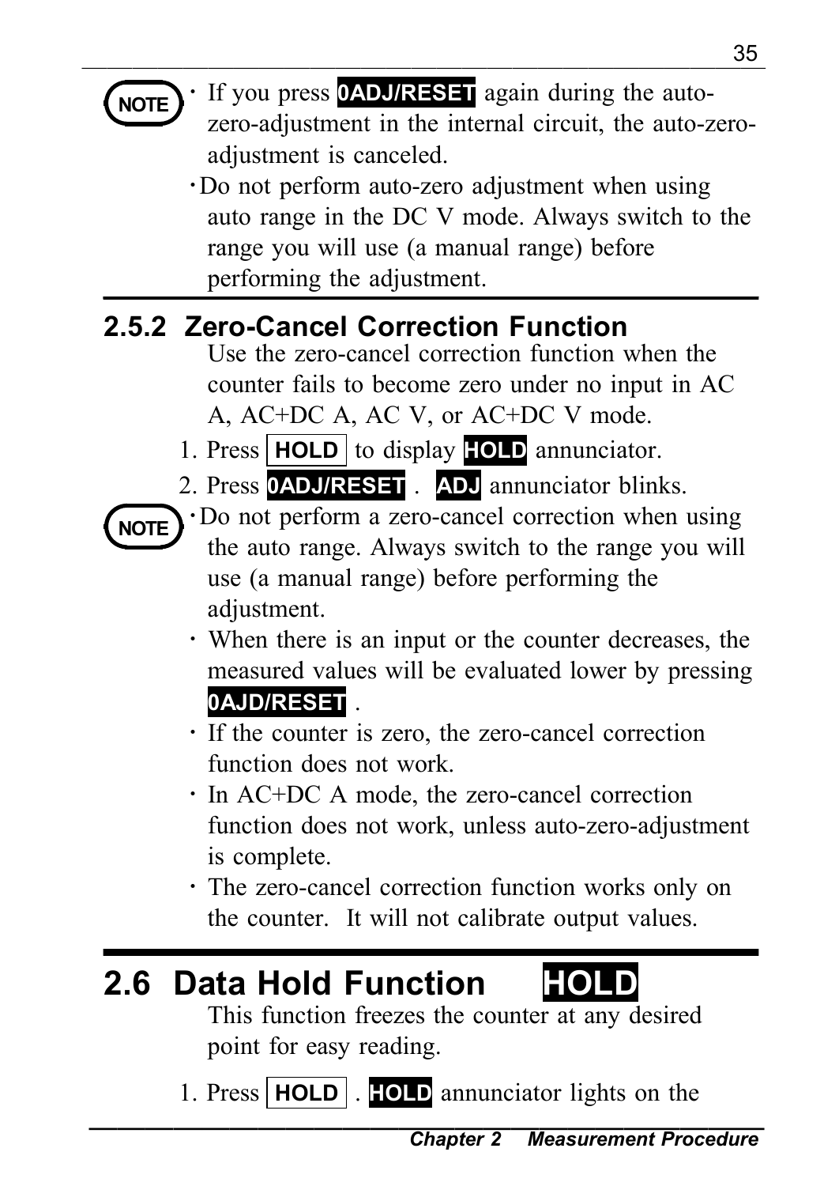**NOTE**

- If you press **0ADJ/RESET** again during the auto-zero-adjustment in the internal circuit, the auto-zero-adjustment is canceled.
- Do not perform auto-zero adjustment when using auto range in the DC V mode. Always switch to the range you will use (a manual range) before performing the adjustment.

### 2.5.2 Zero-Cancel Correction Function

Use the zero-cancel correction function when the counter fails to become zero under no input in AC A, AC+DC A, AC V, or AC+DC V mode.

1. Press **HOLD** to display **HOLD** annunciator.
2. Press **0ADJ/RESET** . **ADJ** annunciator blinks.

**NOTE**

- Do not perform a zero-cancel correction when using the auto range. Always switch to the range you will use (a manual range) before performing the adjustment.
- When there is an input or the counter decreases, the measured values will be evaluated lower by pressing **0AJD/RESET** .
- If the counter is zero, the zero-cancel correction function does not work.
- In AC+DC A mode, the zero-cancel correction function does not work, unless auto-zero-adjustment is complete.
- The zero-cancel correction function works only on the counter. It will not calibrate output values.

## 2.6 Data Hold Function **HOLD**

This function freezes the counter at any desired point for easy reading.

1. Press **HOLD** . **HOLD** annunciator lights on the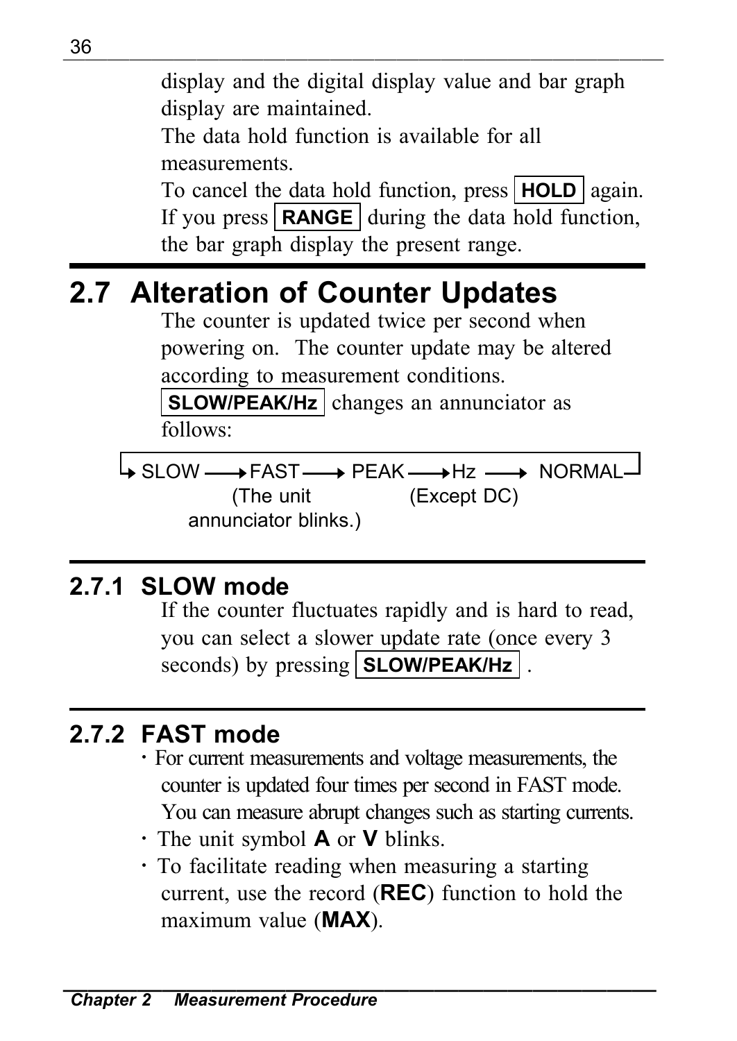display and the digital display value and bar graph display are maintained.
The data hold function is available for all measurements.
To cancel the data hold function, press **HOLD** again.
If you press **RANGE** during the data hold function, the bar graph display the present range.

## 2.7 Alteration of Counter Updates

The counter is updated twice per second when powering on. The counter update may be altered according to measurement conditions.

**SLOW/PEAK/Hz** changes an annunciator as follows:

→ SLOW → FAST → PEAK → Hz → NORMAL ↩

FAST: (The unit annunciator blinks.)
Hz: (Except DC)

### 2.7.1 SLOW mode

If the counter fluctuates rapidly and is hard to read, you can select a slower update rate (once every 3 seconds) by pressing **SLOW/PEAK/Hz** .

### 2.7.2 FAST mode

- For current measurements and voltage measurements, the counter is updated four times per second in FAST mode. You can measure abrupt changes such as starting currents.
- The unit symbol **A** or **V** blinks.
- To facilitate reading when measuring a starting current, use the record (**REC**) function to hold the maximum value (**MAX**).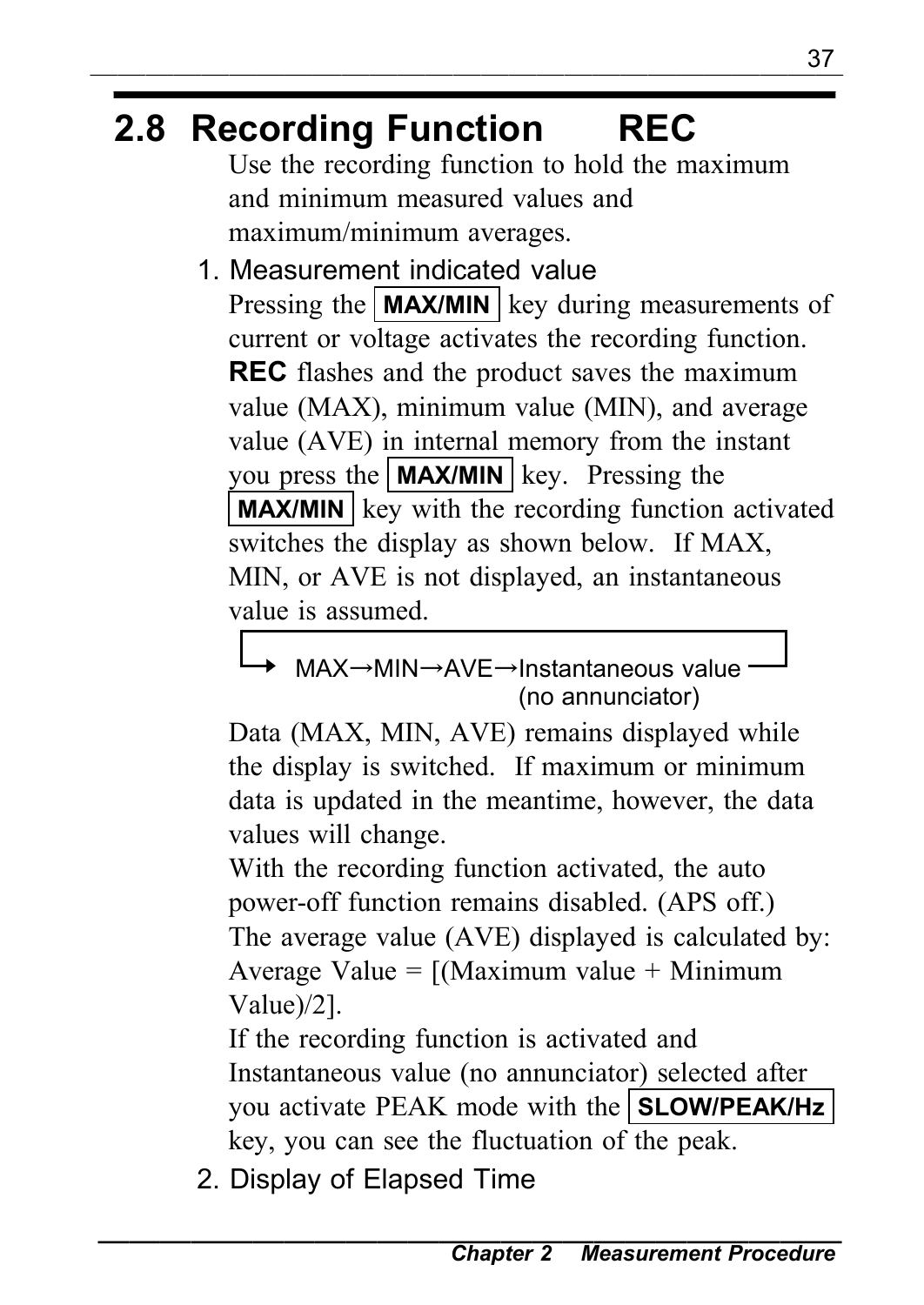## 2.8 Recording Function REC

Use the recording function to hold the maximum and minimum measured values and maximum/minimum averages.

1. Measurement indicated value

Pressing the **MAX/MIN** key during measurements of current or voltage activates the recording function. **REC** flashes and the product saves the maximum value (MAX), minimum value (MIN), and average value (AVE) in internal memory from the instant you press the **MAX/MIN** key. Pressing the **MAX/MIN** key with the recording function activated switches the display as shown below. If MAX, MIN, or AVE is not displayed, an instantaneous value is assumed.

→ MAX→MIN→AVE→Instantaneous value (no annunciator)

Data (MAX, MIN, AVE) remains displayed while the display is switched. If maximum or minimum data is updated in the meantime, however, the data values will change.

With the recording function activated, the auto power-off function remains disabled. (APS off.)

The average value (AVE) displayed is calculated by: Average Value = [(Maximum value + Minimum Value)/2].

If the recording function is activated and Instantaneous value (no annunciator) selected after you activate PEAK mode with the **SLOW/PEAK/Hz** key, you can see the fluctuation of the peak.

2. Display of Elapsed Time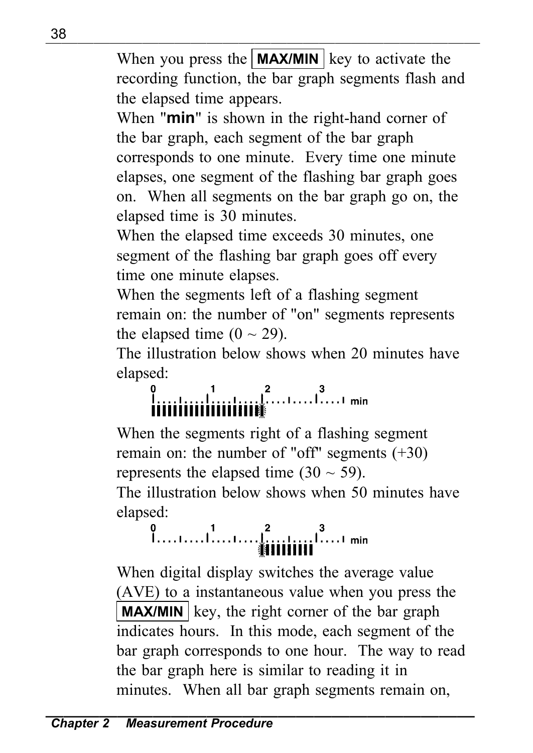When you press the **MAX/MIN** key to activate the recording function, the bar graph segments flash and the elapsed time appears.

When "**min**" is shown in the right-hand corner of the bar graph, each segment of the bar graph corresponds to one minute. Every time one minute elapses, one segment of the flashing bar graph goes on. When all segments on the bar graph go on, the elapsed time is 30 minutes.

When the elapsed time exceeds 30 minutes, one segment of the flashing bar graph goes off every time one minute elapses.

When the segments left of a flashing segment remain on: the number of "on" segments represents the elapsed time (0 ~ 29).

The illustration below shows when 20 minutes have elapsed:

When the segments right of a flashing segment remain on: the number of "off" segments (+30) represents the elapsed time (30 ~ 59).

The illustration below shows when 50 minutes have elapsed:

When digital display switches the average value (AVE) to a instantaneous value when you press the **MAX/MIN** key, the right corner of the bar graph indicates hours. In this mode, each segment of the bar graph corresponds to one hour. The way to read the bar graph here is similar to reading it in minutes. When all bar graph segments remain on,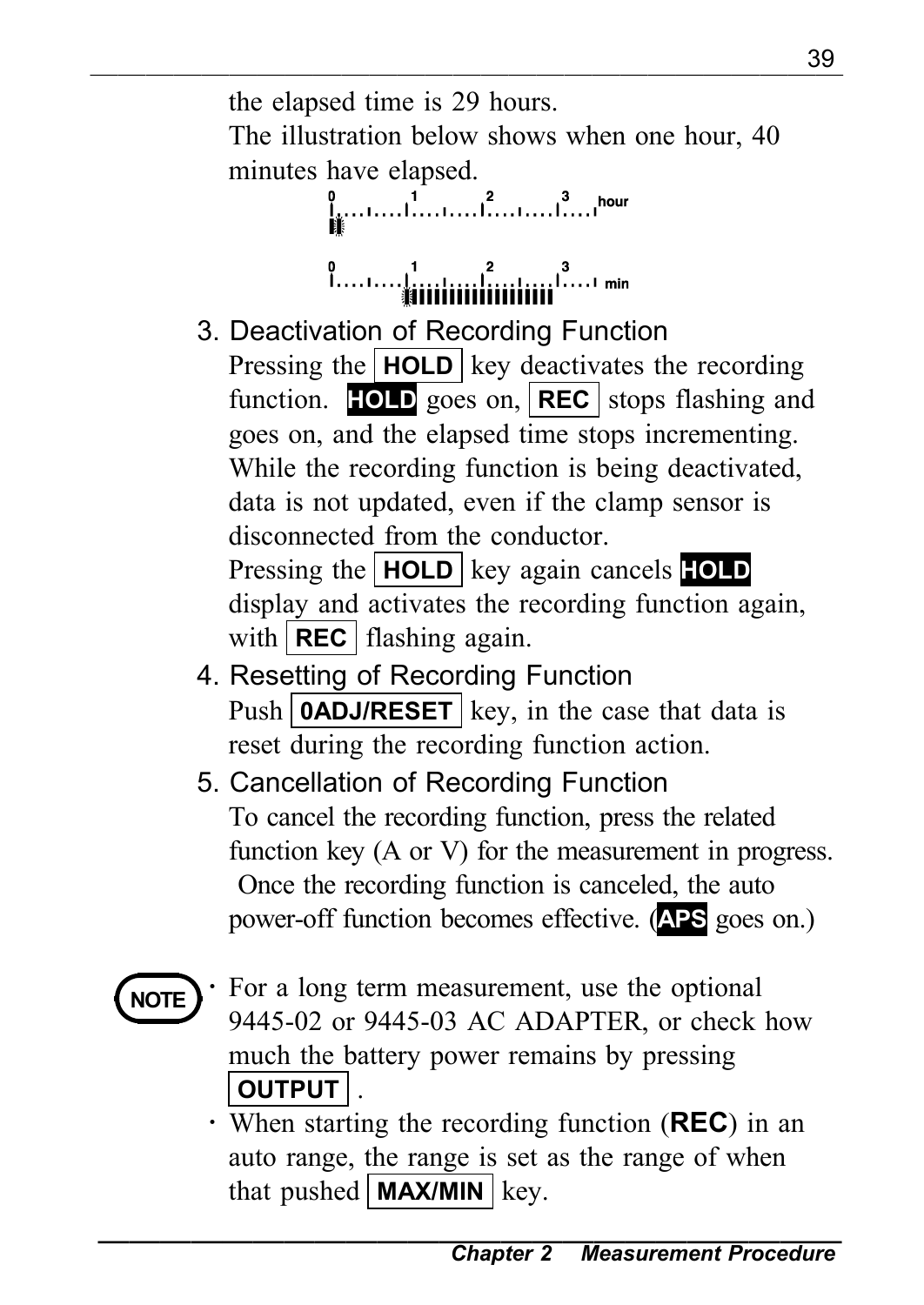the elapsed time is 29 hours.

The illustration below shows when one hour, 40 minutes have elapsed.

### 3. Deactivation of Recording Function

Pressing the **HOLD** key deactivates the recording function. **HOLD** goes on, **REC** stops flashing and goes on, and the elapsed time stops incrementing. While the recording function is being deactivated, data is not updated, even if the clamp sensor is disconnected from the conductor.

Pressing the **HOLD** key again cancels **HOLD** display and activates the recording function again, with **REC** flashing again.

### 4. Resetting of Recording Function

Push **0ADJ/RESET** key, in the case that data is reset during the recording function action.

### 5. Cancellation of Recording Function

To cancel the recording function, press the related function key (A or V) for the measurement in progress. Once the recording function is canceled, the auto power-off function becomes effective. (**APS** goes on.)

**NOTE**

- For a long term measurement, use the optional 9445-02 or 9445-03 AC ADAPTER, or check how much the battery power remains by pressing **OUTPUT** .
- When starting the recording function (**REC**) in an auto range, the range is set as the range of when that pushed **MAX/MIN** key.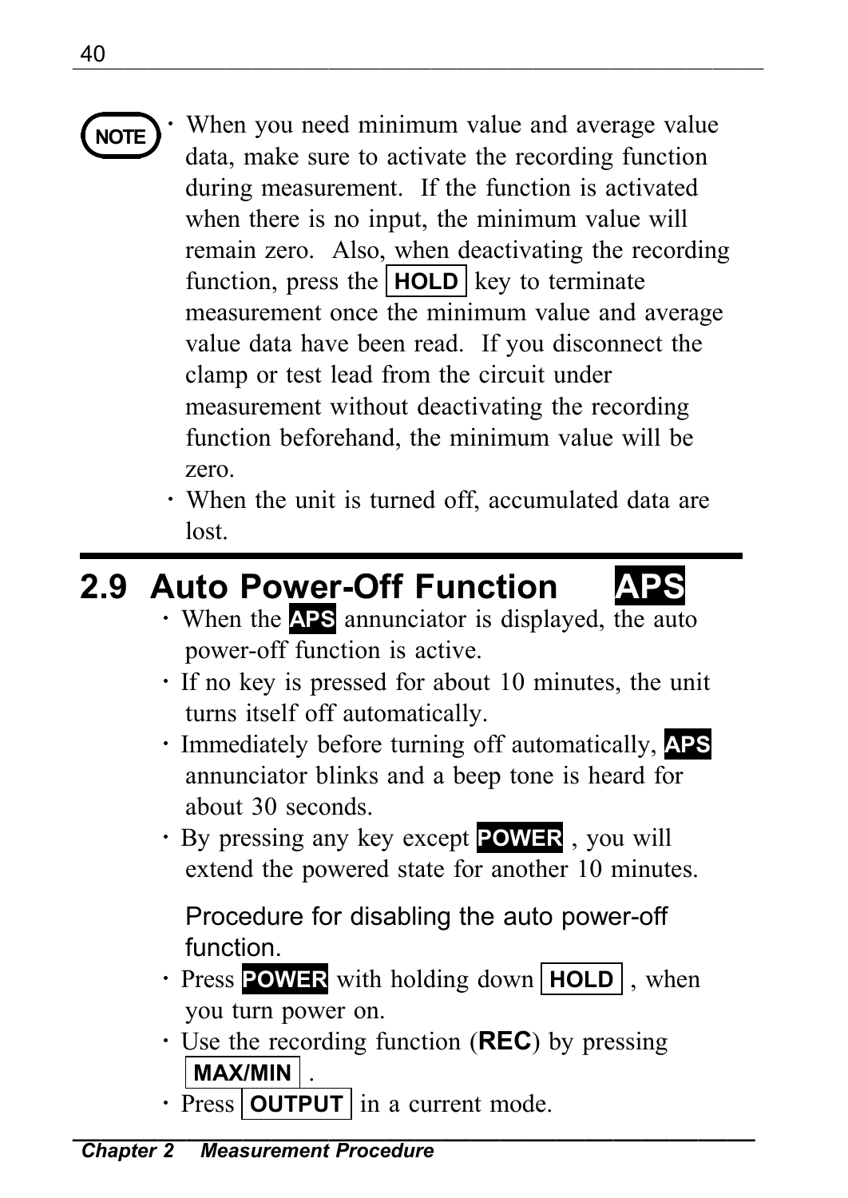**NOTE**

- When you need minimum value and average value data, make sure to activate the recording function during measurement. If the function is activated when there is no input, the minimum value will remain zero. Also, when deactivating the recording function, press the **HOLD** key to terminate measurement once the minimum value and average value data have been read. If you disconnect the clamp or test lead from the circuit under measurement without deactivating the recording function beforehand, the minimum value will be zero.
- When the unit is turned off, accumulated data are lost.

## 2.9 Auto Power-Off Function **APS**

- When the **APS** annunciator is displayed, the auto power-off function is active.
- If no key is pressed for about 10 minutes, the unit turns itself off automatically.
- Immediately before turning off automatically, **APS** annunciator blinks and a beep tone is heard for about 30 seconds.
- By pressing any key except **POWER** , you will extend the powered state for another 10 minutes.

Procedure for disabling the auto power-off function.

- Press **POWER** with holding down **HOLD** , when you turn power on.
- Use the recording function (**REC**) by pressing **MAX/MIN** .
- Press **OUTPUT** in a current mode.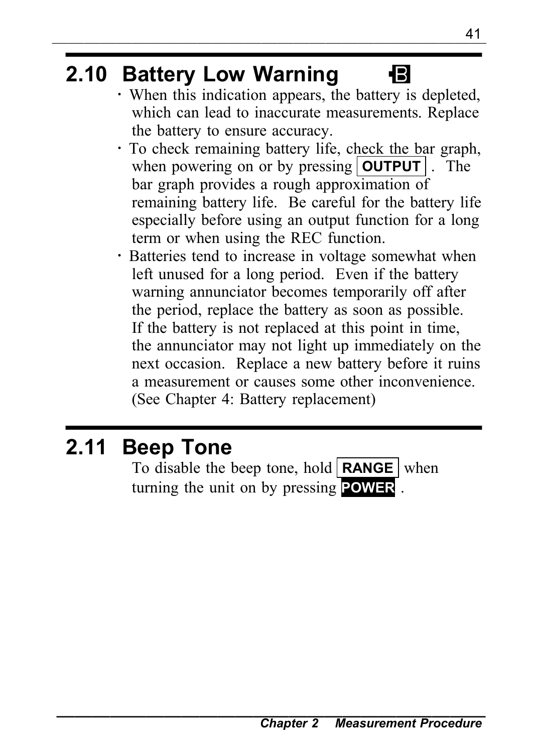## 2.10 Battery Low Warning

- When this indication appears, the battery is depleted, which can lead to inaccurate measurements. Replace the battery to ensure accuracy.
- To check remaining battery life, check the bar graph, when powering on or by pressing **OUTPUT** . The bar graph provides a rough approximation of remaining battery life. Be careful for the battery life especially before using an output function for a long term or when using the REC function.
- Batteries tend to increase in voltage somewhat when left unused for a long period. Even if the battery warning annunciator becomes temporarily off after the period, replace the battery as soon as possible. If the battery is not replaced at this point in time, the annunciator may not light up immediately on the next occasion. Replace a new battery before it ruins a measurement or causes some other inconvenience. (See Chapter 4: Battery replacement)

## 2.11 Beep Tone

To disable the beep tone, hold **RANGE** when turning the unit on by pressing **POWER** .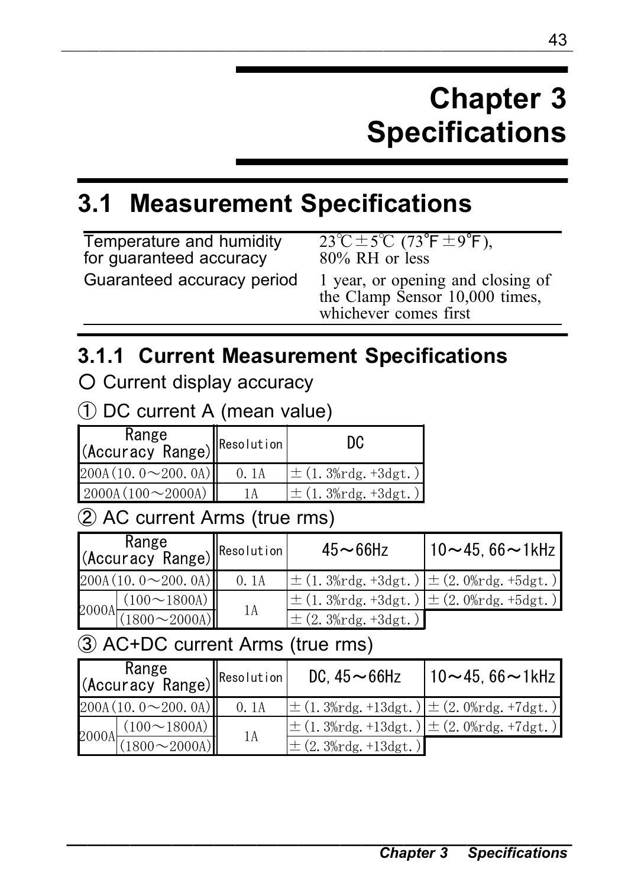# Chapter 3 Specifications

## 3.1 Measurement Specifications

| | |
|---|---|
| Temperature and humidity for guaranteed accuracy | 23℃±5℃ (73°F±9°F), 80% RH or less |
| Guaranteed accuracy period | 1 year, or opening and closing of the Clamp Sensor 10,000 times, whichever comes first |

### 3.1.1 Current Measurement Specifications

○ Current display accuracy

① DC current A (mean value)

| Range (Accuracy Range) | Resolution | DC |
|---|---|---|
| 200A (10.0～200.0A) | 0.1A | ±(1.3%rdg.+3dgt.) |
| 2000A (100～2000A) | 1A | ±(1.3%rdg.+3dgt.) |

② AC current Arms (true rms)

| Range (Accuracy Range) | | Resolution | 45～66Hz | 10～45, 66～1kHz |
|---|---|---|---|---|
| 200A (10.0～200.0A) | | 0.1A | ±(1.3%rdg.+3dgt.) | ±(2.0%rdg.+5dgt.) |
| 2000A | (100～1800A) | 1A | ±(1.3%rdg.+3dgt.) | ±(2.0%rdg.+5dgt.) |
| | (1800～2000A) | | ±(2.3%rdg.+3dgt.) | |

③ AC+DC current Arms (true rms)

| Range (Accuracy Range) | | Resolution | DC, 45～66Hz | 10～45, 66～1kHz |
|---|---|---|---|---|
| 200A (10.0～200.0A) | | 0.1A | ±(1.3%rdg.+13dgt.) | ±(2.0%rdg.+7dgt.) |
| 2000A | (100～1800A) | 1A | ±(1.3%rdg.+13dgt.) | ±(2.0%rdg.+7dgt.) |
| | (1800～2000A) | | ±(2.3%rdg.+13dgt.) | |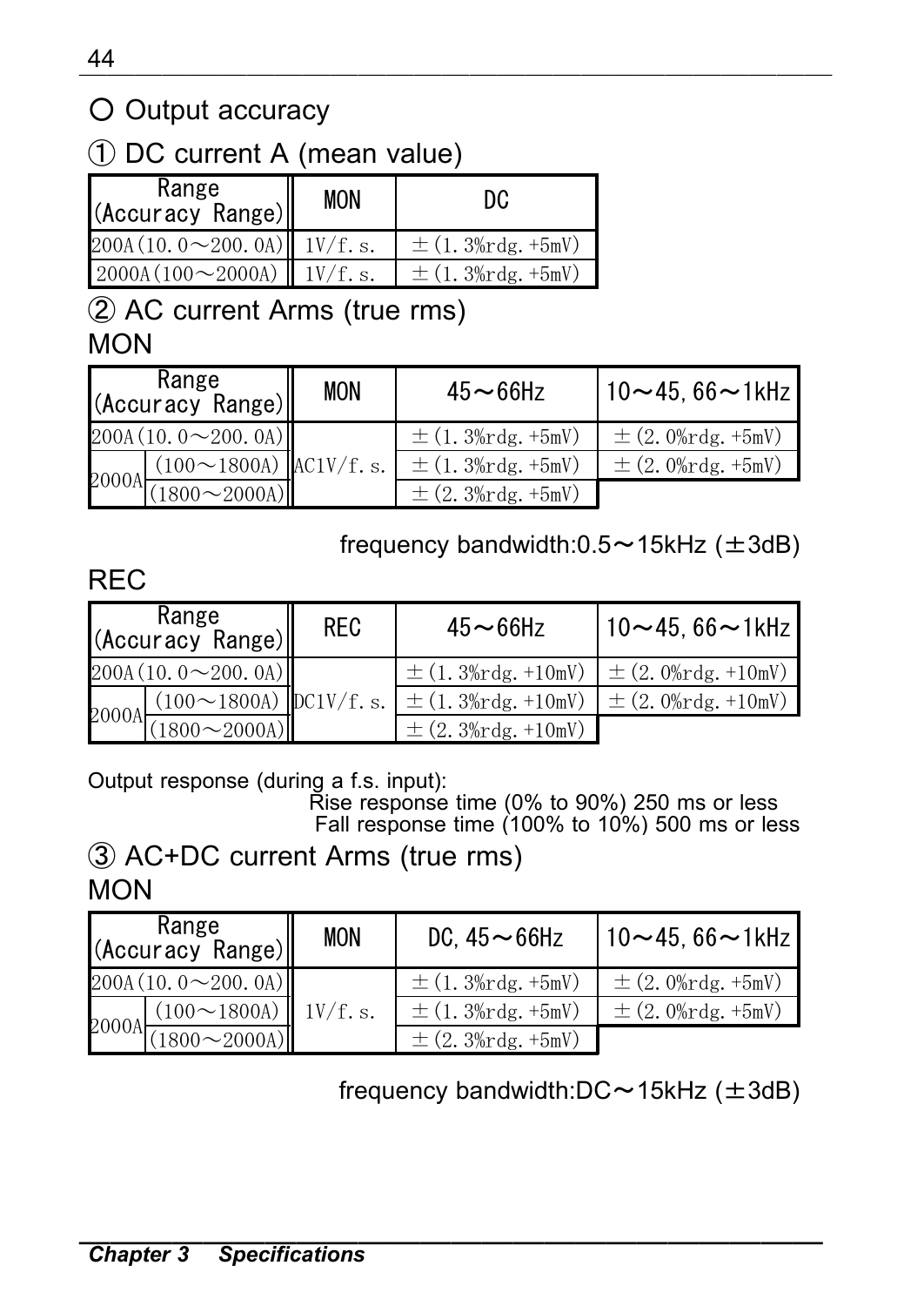## ○ Output accuracy

### ① DC current A (mean value)

| Range (Accuracy Range) | MON | DC |
|---|---|---|
| 200A(10.0～200.0A) | 1V/f.s. | ±(1.3%rdg.+5mV) |
| 2000A(100～2000A) | 1V/f.s. | ±(1.3%rdg.+5mV) |

### ② AC current Arms (true rms)

MON

| Range (Accuracy Range) | | MON | 45～66Hz | 10～45, 66～1kHz |
|---|---|---|---|---|
| 200A(10.0～200.0A) | | AC1V/f.s. | ±(1.3%rdg.+5mV) | ±(2.0%rdg.+5mV) |
| 2000A | (100～1800A) | | ±(1.3%rdg.+5mV) | ±(2.0%rdg.+5mV) |
| | (1800～2000A) | | ±(2.3%rdg.+5mV) | |

frequency bandwidth:0.5～15kHz (±3dB)

REC

| Range (Accuracy Range) | | REC | 45～66Hz | 10～45, 66～1kHz |
|---|---|---|---|---|
| 200A(10.0～200.0A) | | DC1V/f.s. | ±(1.3%rdg.+10mV) | ±(2.0%rdg.+10mV) |
| 2000A | (100～1800A) | | ±(1.3%rdg.+10mV) | ±(2.0%rdg.+10mV) |
| | (1800～2000A) | | ±(2.3%rdg.+10mV) | |

Output response (during a f.s. input):
Rise response time (0% to 90%) 250 ms or less
Fall response time (100% to 10%) 500 ms or less

### ③ AC+DC current Arms (true rms)

MON

| Range (Accuracy Range) | | MON | DC, 45～66Hz | 10～45, 66～1kHz |
|---|---|---|---|---|
| 200A(10.0～200.0A) | | 1V/f.s. | ±(1.3%rdg.+5mV) | ±(2.0%rdg.+5mV) |
| 2000A | (100～1800A) | | ±(1.3%rdg.+5mV) | ±(2.0%rdg.+5mV) |
| | (1800～2000A) | | ±(2.3%rdg.+5mV) | |

frequency bandwidth:DC～15kHz (±3dB)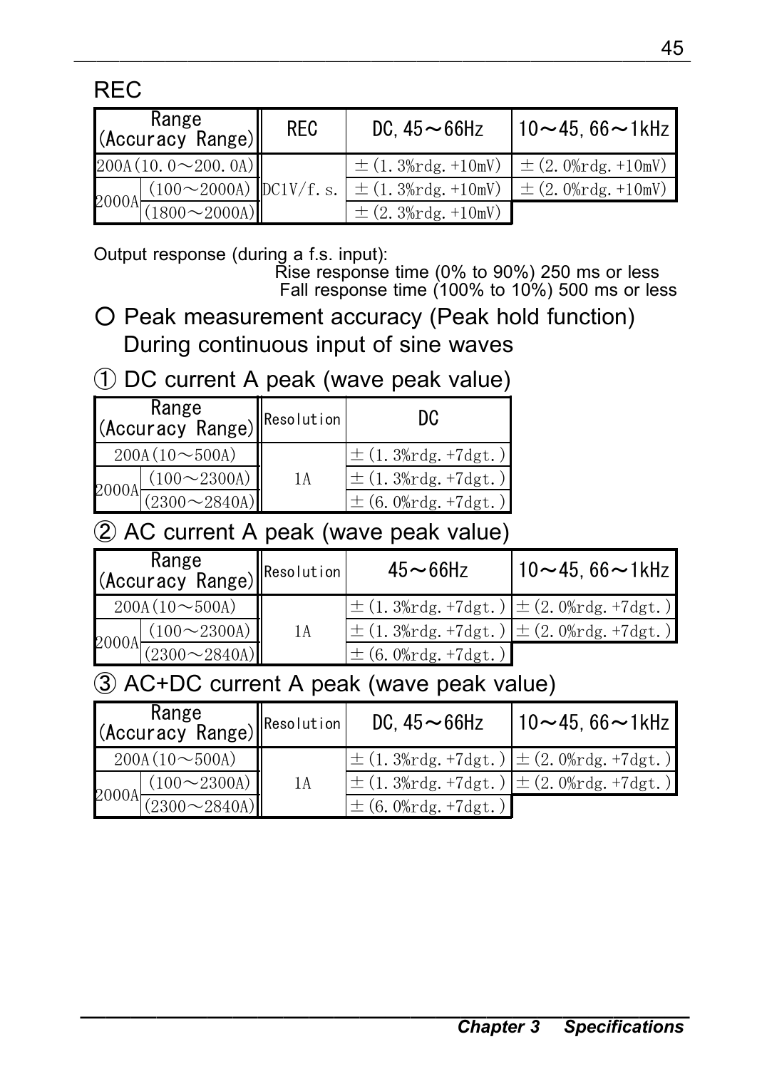## REC

| Range (Accuracy Range) | | REC | DC, 45～66Hz | 10～45, 66～1kHz |
|---|---|---|---|---|
| 200A(10.0～200.0A) | | DC1V/f.s. | ±(1.3%rdg.+10mV) | ±(2.0%rdg.+10mV) |
| 2000A | (100～2000A) | | ±(1.3%rdg.+10mV) | ±(2.0%rdg.+10mV) |
| | (1800～2000A) | | ±(2.3%rdg.+10mV) | |

Output response (during a f.s. input):
Rise response time (0% to 90%) 250 ms or less
Fall response time (100% to 10%) 500 ms or less

○ Peak measurement accuracy (Peak hold function)
During continuous input of sine waves

### ① DC current A peak (wave peak value)

| Range (Accuracy Range) | | Resolution | DC |
|---|---|---|---|
| 200A(10～500A) | | 1A | ±(1.3%rdg.+7dgt.) |
| 2000A | (100～2300A) | | ±(1.3%rdg.+7dgt.) |
| | (2300～2840A) | | ±(6.0%rdg.+7dgt.) |

### ② AC current A peak (wave peak value)

| Range (Accuracy Range) | | Resolution | 45～66Hz | 10～45, 66～1kHz |
|---|---|---|---|---|
| 200A(10～500A) | | 1A | ±(1.3%rdg.+7dgt.) | ±(2.0%rdg.+7dgt.) |
| 2000A | (100～2300A) | | ±(1.3%rdg.+7dgt.) | ±(2.0%rdg.+7dgt.) |
| | (2300～2840A) | | ±(6.0%rdg.+7dgt.) | |

### ③ AC+DC current A peak (wave peak value)

| Range (Accuracy Range) | | Resolution | DC, 45～66Hz | 10～45, 66～1kHz |
|---|---|---|---|---|
| 200A(10～500A) | | 1A | ±(1.3%rdg.+7dgt.) | ±(2.0%rdg.+7dgt.) |
| 2000A | (100～2300A) | | ±(1.3%rdg.+7dgt.) | ±(2.0%rdg.+7dgt.) |
| | (2300～2840A) | | ±(6.0%rdg.+7dgt.) | |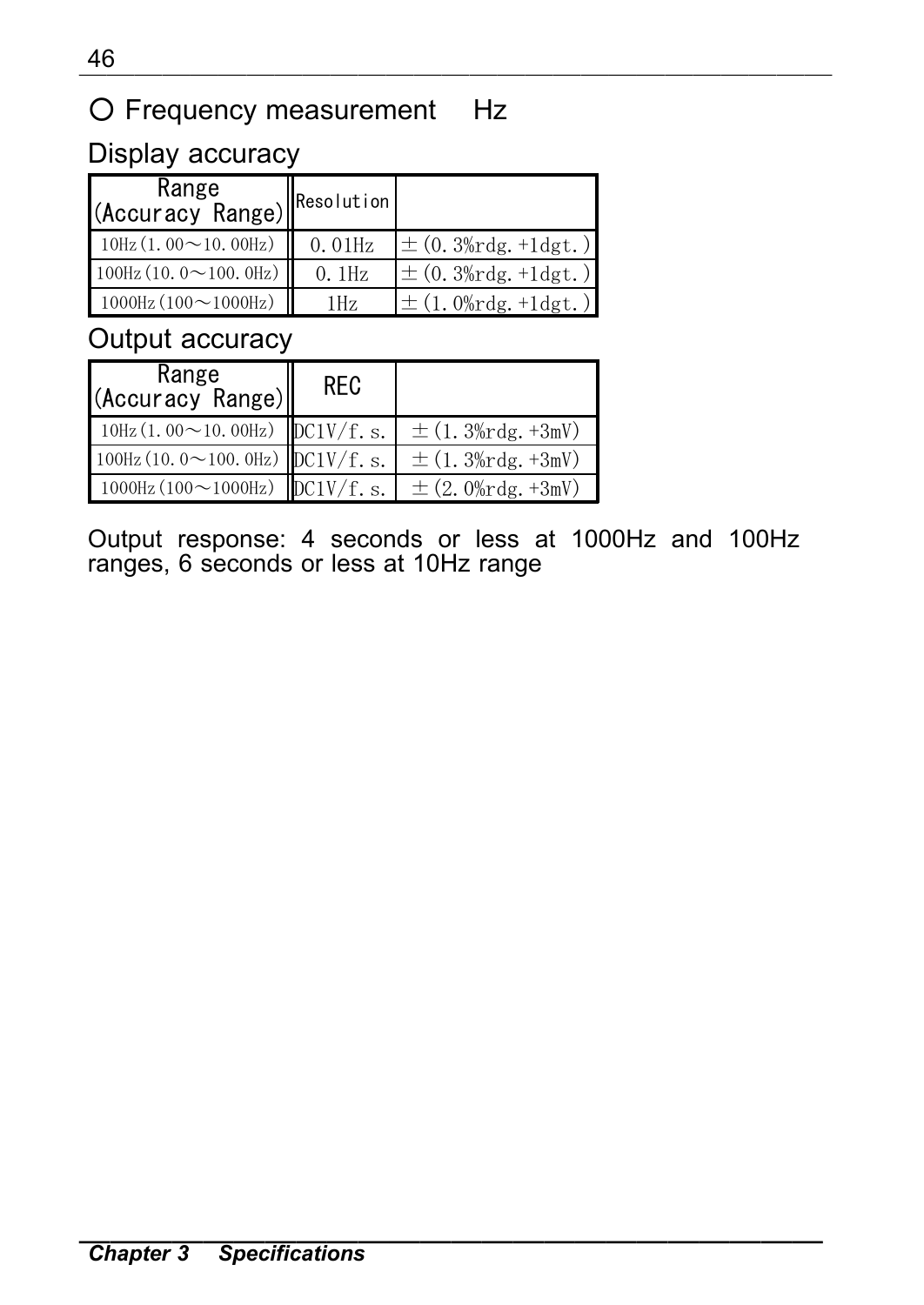## ○ Frequency measurement　Hz

### Display accuracy

| Range (Accuracy Range) | Resolution | |
|---|---|---|
| 10Hz (1.00～10.00Hz) | 0.01Hz | ±(0.3%rdg.+1dgt.) |
| 100Hz (10.0～100.0Hz) | 0.1Hz | ±(0.3%rdg.+1dgt.) |
| 1000Hz (100～1000Hz) | 1Hz | ±(1.0%rdg.+1dgt.) |

### Output accuracy

| Range (Accuracy Range) | REC | |
|---|---|---|
| 10Hz (1.00～10.00Hz) | DC1V/f.s. | ±(1.3%rdg.+3mV) |
| 100Hz (10.0～100.0Hz) | DC1V/f.s. | ±(1.3%rdg.+3mV) |
| 1000Hz (100～1000Hz) | DC1V/f.s. | ±(2.0%rdg.+3mV) |

Output response: 4 seconds or less at 1000Hz and 100Hz ranges, 6 seconds or less at 10Hz range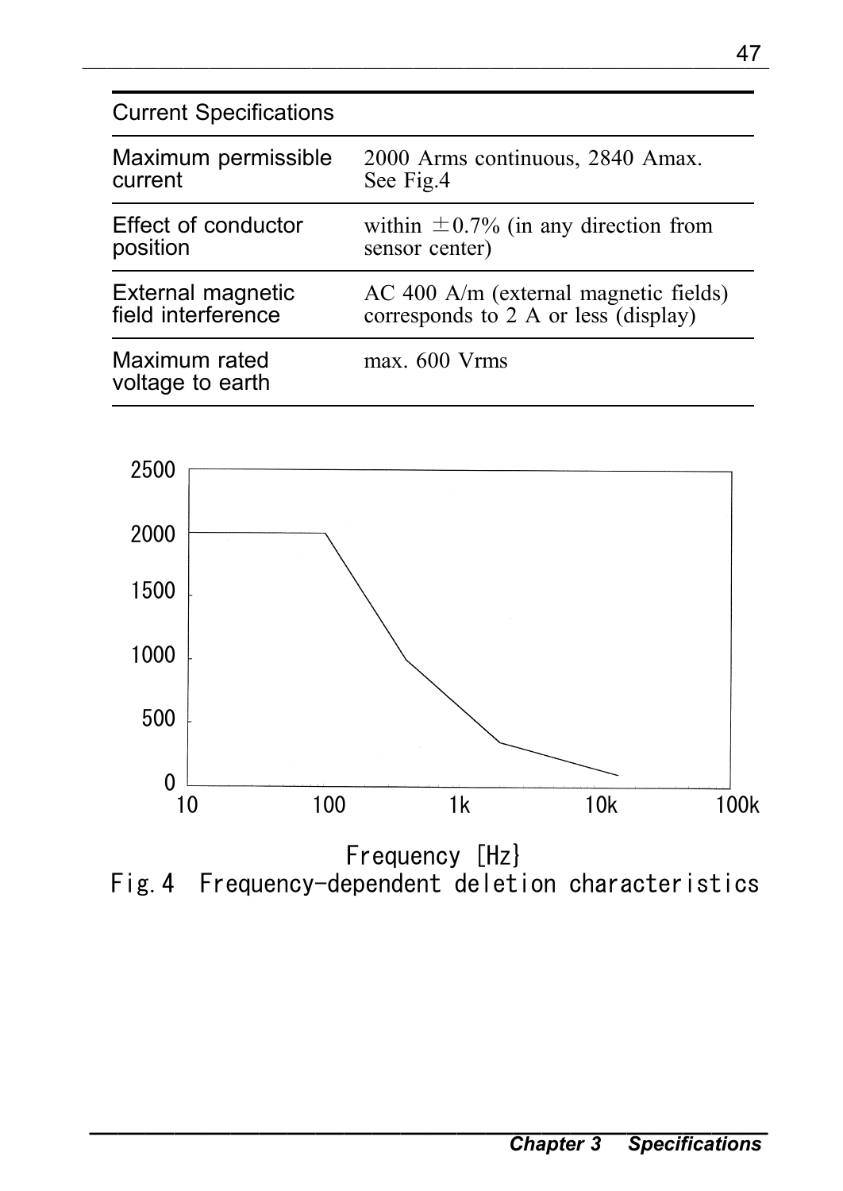| Current Specifications | |
|---|---|
| Maximum permissible current | 2000 Arms continuous, 2840 Amax. See Fig.4 |
| Effect of conductor position | within ±0.7% (in any direction from sensor center) |
| External magnetic field interference | AC 400 A/m (external magnetic fields) corresponds to 2 A or less (display) |
| Maximum rated voltage to earth | max. 600 Vrms |

Frequency [Hz}

Fig.4 Frequency-dependent deletion characteristics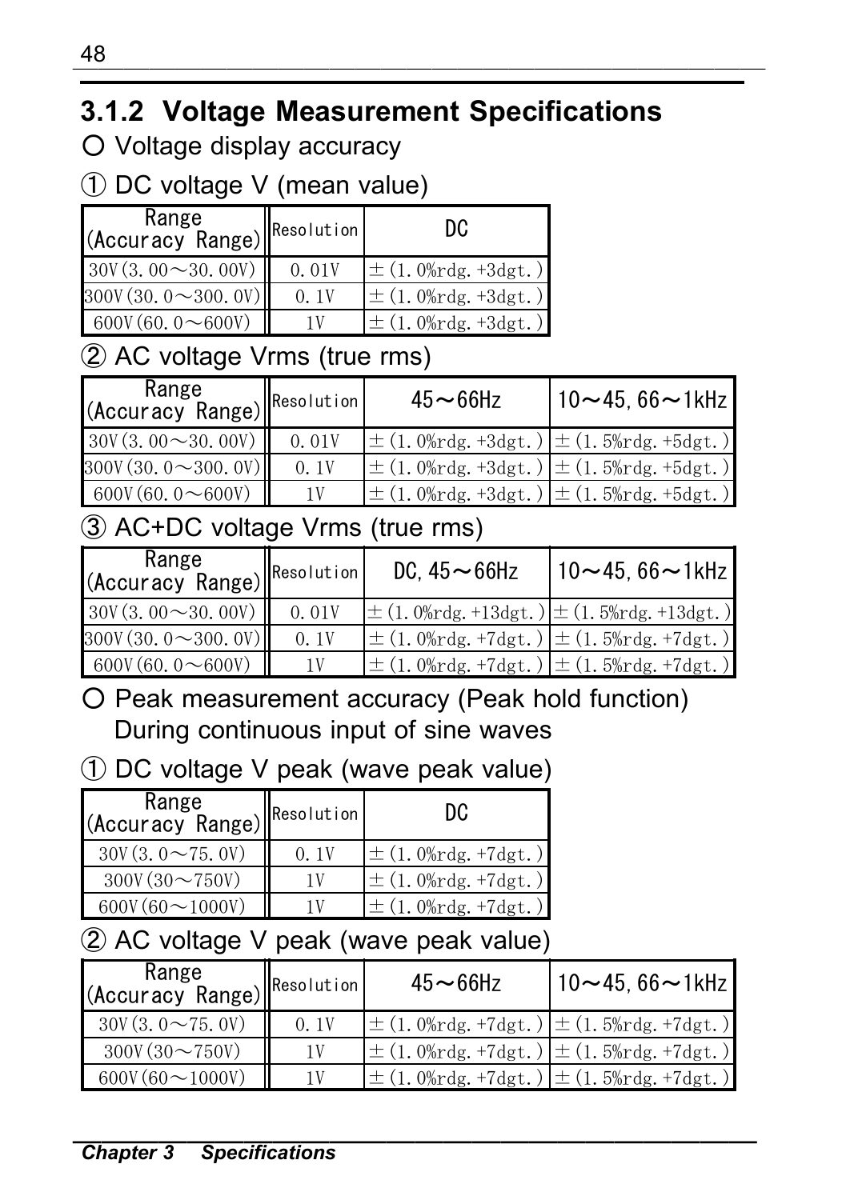## 3.1.2 Voltage Measurement Specifications

○ Voltage display accuracy

① DC voltage V (mean value)

| Range (Accuracy Range) | Resolution | DC |
|---|---|---|
| 30V(3.00～30.00V) | 0.01V | ±(1.0%rdg.+3dgt.) |
| 300V(30.0～300.0V) | 0.1V | ±(1.0%rdg.+3dgt.) |
| 600V(60.0～600V) | 1V | ±(1.0%rdg.+3dgt.) |

② AC voltage Vrms (true rms)

| Range (Accuracy Range) | Resolution | 45～66Hz | 10～45, 66～1kHz |
|---|---|---|---|
| 30V(3.00～30.00V) | 0.01V | ±(1.0%rdg.+3dgt.) | ±(1.5%rdg.+5dgt.) |
| 300V(30.0～300.0V) | 0.1V | ±(1.0%rdg.+3dgt.) | ±(1.5%rdg.+5dgt.) |
| 600V(60.0～600V) | 1V | ±(1.0%rdg.+3dgt.) | ±(1.5%rdg.+5dgt.) |

③ AC+DC voltage Vrms (true rms)

| Range (Accuracy Range) | Resolution | DC, 45～66Hz | 10～45, 66～1kHz |
|---|---|---|---|
| 30V(3.00～30.00V) | 0.01V | ±(1.0%rdg.+13dgt.) | ±(1.5%rdg.+13dgt.) |
| 300V(30.0～300.0V) | 0.1V | ±(1.0%rdg.+7dgt.) | ±(1.5%rdg.+7dgt.) |
| 600V(60.0～600V) | 1V | ±(1.0%rdg.+7dgt.) | ±(1.5%rdg.+7dgt.) |

○ Peak measurement accuracy (Peak hold function)
During continuous input of sine waves

① DC voltage V peak (wave peak value)

| Range (Accuracy Range) | Resolution | DC |
|---|---|---|
| 30V(3.0～75.0V) | 0.1V | ±(1.0%rdg.+7dgt.) |
| 300V(30～750V) | 1V | ±(1.0%rdg.+7dgt.) |
| 600V(60～1000V) | 1V | ±(1.0%rdg.+7dgt.) |

② AC voltage V peak (wave peak value)

| Range (Accuracy Range) | Resolution | 45～66Hz | 10～45, 66～1kHz |
|---|---|---|---|
| 30V(3.0～75.0V) | 0.1V | ±(1.0%rdg.+7dgt.) | ±(1.5%rdg.+7dgt.) |
| 300V(30～750V) | 1V | ±(1.0%rdg.+7dgt.) | ±(1.5%rdg.+7dgt.) |
| 600V(60～1000V) | 1V | ±(1.0%rdg.+7dgt.) | ±(1.5%rdg.+7dgt.) |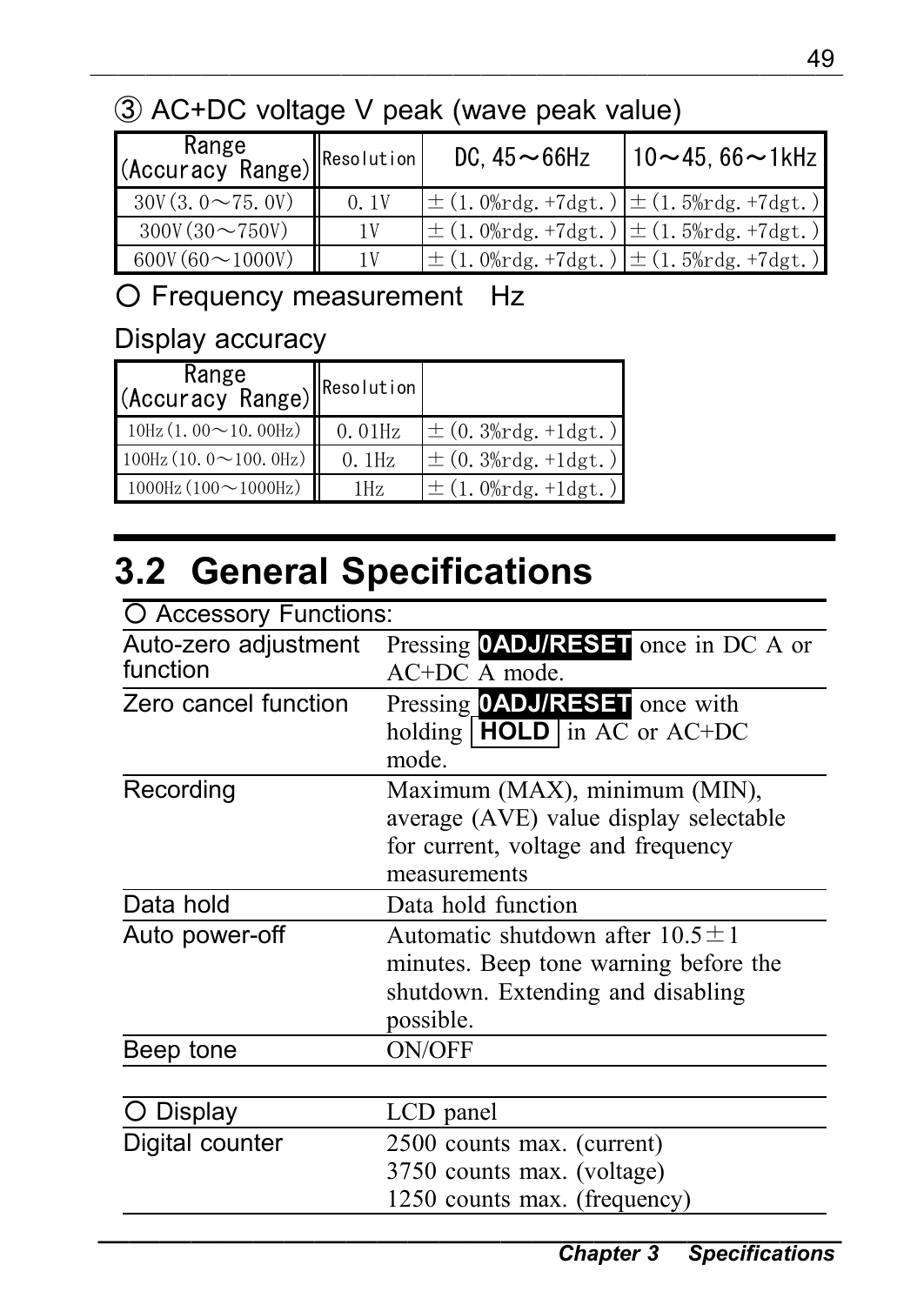③ AC+DC voltage V peak (wave peak value)

| Range (Accuracy Range) | Resolution | DC, 45～66Hz | 10～45, 66～1kHz |
|---|---|---|---|
| 30V (3.0～75.0V) | 0.1V | ±(1.0%rdg.+7dgt.) | ±(1.5%rdg.+7dgt.) |
| 300V (30～750V) | 1V | ±(1.0%rdg.+7dgt.) | ±(1.5%rdg.+7dgt.) |
| 600V (60～1000V) | 1V | ±(1.0%rdg.+7dgt.) | ±(1.5%rdg.+7dgt.) |

○ Frequency measurement Hz

Display accuracy

| Range (Accuracy Range) | Resolution | |
|---|---|---|
| 10Hz (1.00～10.00Hz) | 0.01Hz | ±(0.3%rdg.+1dgt.) |
| 100Hz (10.0～100.0Hz) | 0.1Hz | ±(0.3%rdg.+1dgt.) |
| 1000Hz (100～1000Hz) | 1Hz | ±(1.0%rdg.+1dgt.) |

## 3.2 General Specifications

| ○ Accessory Functions: | |
|---|---|
| Auto-zero adjustment function | Pressing **0ADJ/RESET** once in DC A or AC+DC A mode. |
| Zero cancel function | Pressing **0ADJ/RESET** once with holding **HOLD** in AC or AC+DC mode. |
| Recording | Maximum (MAX), minimum (MIN), average (AVE) value display selectable for current, voltage and frequency measurements |
| Data hold | Data hold function |
| Auto power-off | Automatic shutdown after 10.5±1 minutes. Beep tone warning before the shutdown. Extending and disabling possible. |
| Beep tone | ON/OFF |

| ○ Display | LCD panel |
|---|---|
| Digital counter | 2500 counts max. (current)<br>3750 counts max. (voltage)<br>1250 counts max. (frequency) |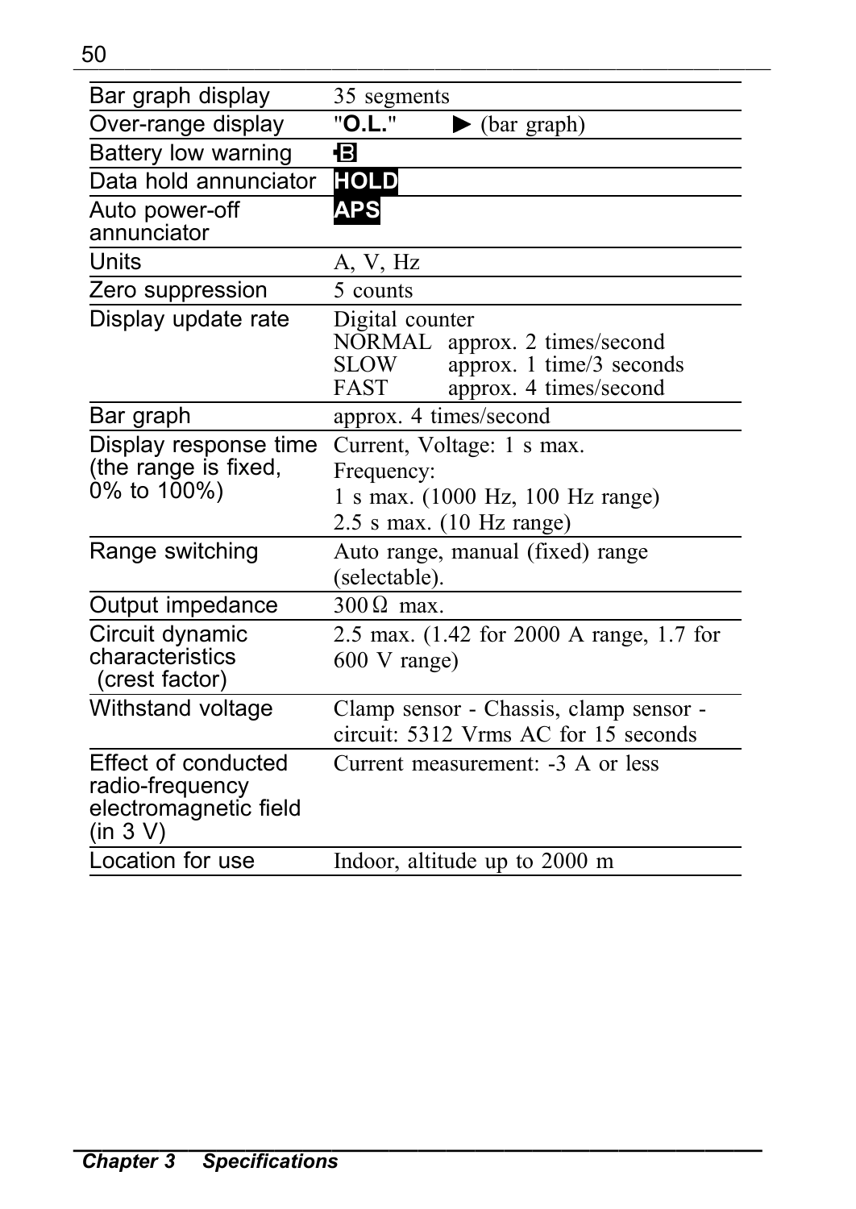| | |
|---|---|
| Bar graph display | 35 segments |
| Over-range display | "**O.L.**" ▶ (bar graph) |
| Battery low warning | **B** |
| Data hold annunciator | **HOLD** |
| Auto power-off annunciator | **APS** |
| Units | A, V, Hz |
| Zero suppression | 5 counts |
| Display update rate | Digital counter<br>NORMAL approx. 2 times/second<br>SLOW approx. 1 time/3 seconds<br>FAST approx. 4 times/second |
| Bar graph | approx. 4 times/second |
| Display response time (the range is fixed, 0% to 100%) | Current, Voltage: 1 s max.<br>Frequency:<br>1 s max. (1000 Hz, 100 Hz range)<br>2.5 s max. (10 Hz range) |
| Range switching | Auto range, manual (fixed) range (selectable). |
| Output impedance | 300 Ω max. |
| Circuit dynamic characteristics (crest factor) | 2.5 max. (1.42 for 2000 A range, 1.7 for 600 V range) |
| Withstand voltage | Clamp sensor - Chassis, clamp sensor - circuit: 5312 Vrms AC for 15 seconds |
| Effect of conducted radio-frequency electromagnetic field (in 3 V) | Current measurement: -3 A or less |
| Location for use | Indoor, altitude up to 2000 m |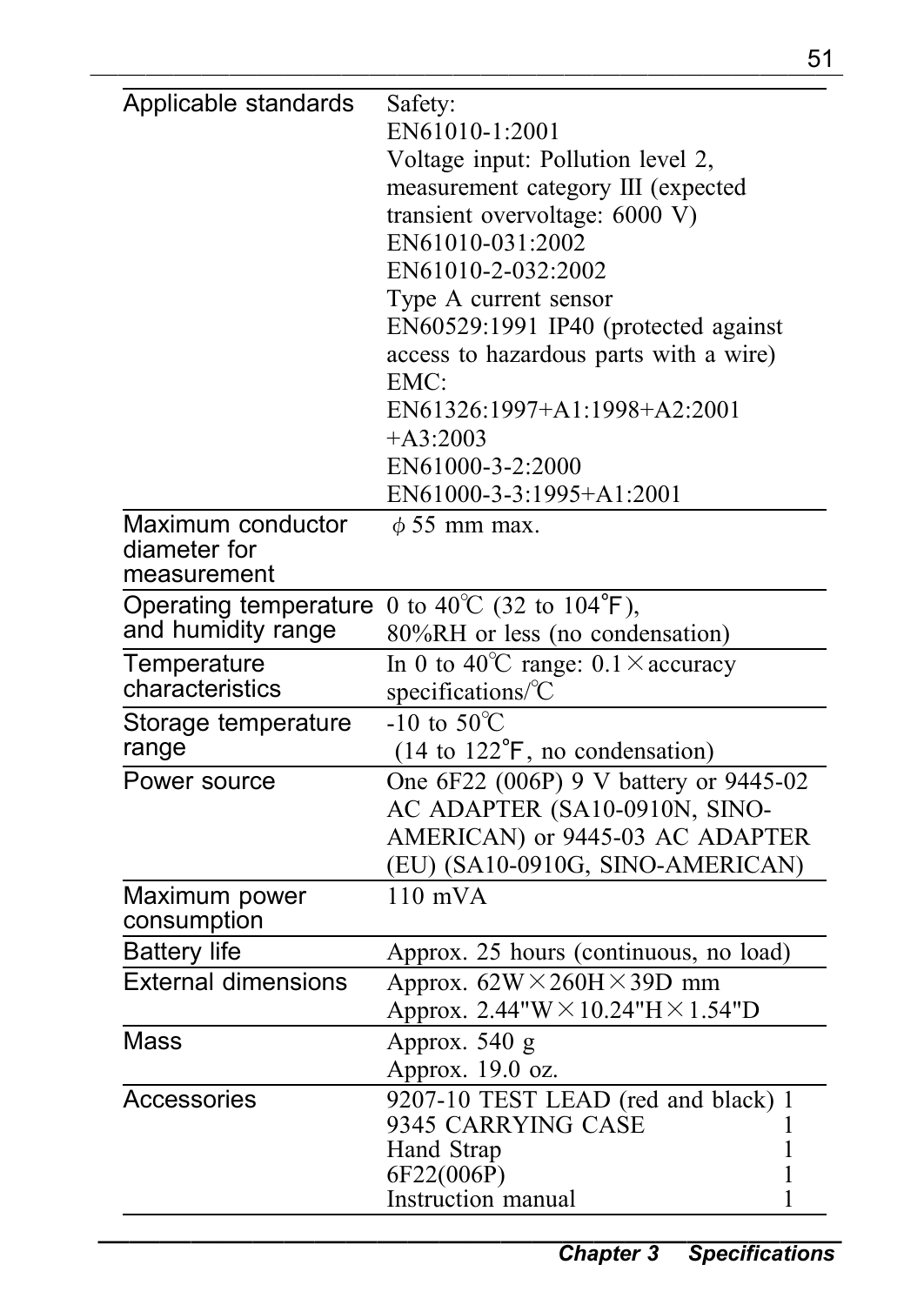| | |
|---|---|
| Applicable standards | Safety:<br>EN61010-1:2001<br>Voltage input: Pollution level 2, measurement category III (expected transient overvoltage: 6000 V)<br>EN61010-031:2002<br>EN61010-2-032:2002<br>Type A current sensor<br>EN60529:1991 IP40 (protected against access to hazardous parts with a wire)<br>EMC:<br>EN61326:1997+A1:1998+A2:2001 +A3:2003<br>EN61000-3-2:2000<br>EN61000-3-3:1995+A1:2001 |
| Maximum conductor diameter for measurement | $\phi$ 55 mm max. |
| Operating temperature and humidity range | 0 to 40℃ (32 to 104°F), 80%RH or less (no condensation) |
| Temperature characteristics | In 0 to 40℃ range: 0.1×accuracy specifications/℃ |
| Storage temperature range | -10 to 50℃ (14 to 122°F, no condensation) |
| Power source | One 6F22 (006P) 9 V battery or 9445-02 AC ADAPTER (SA10-0910N, SINO-AMERICAN) or 9445-03 AC ADAPTER (EU) (SA10-0910G, SINO-AMERICAN) |
| Maximum power consumption | 110 mVA |
| Battery life | Approx. 25 hours (continuous, no load) |
| External dimensions | Approx. 62W×260H×39D mm<br>Approx. 2.44"W×10.24"H×1.54"D |
| Mass | Approx. 540 g<br>Approx. 19.0 oz. |
| Accessories | 9207-10 TEST LEAD (red and black) 1<br>9345 CARRYING CASE 1<br>Hand Strap 1<br>6F22(006P) 1<br>Instruction manual 1 |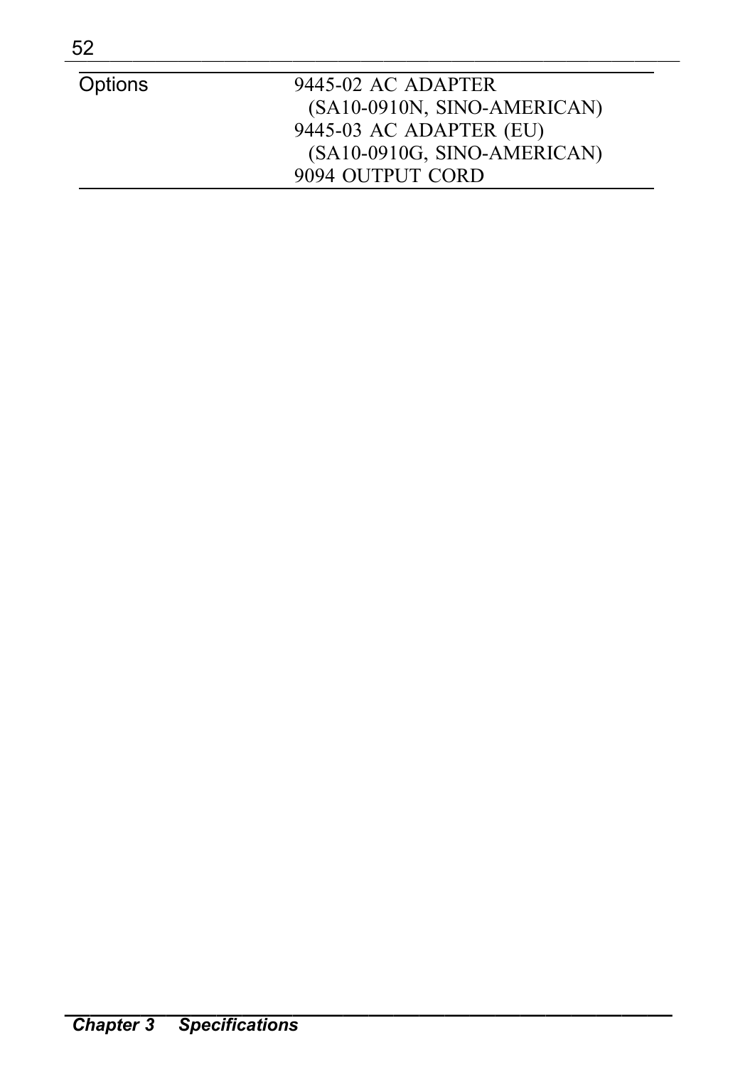| | |
|---|---|
| Options | 9445-02 AC ADAPTER<br>(SA10-0910N, SINO-AMERICAN)<br>9445-03 AC ADAPTER (EU)<br>(SA10-0910G, SINO-AMERICAN)<br>9094 OUTPUT CORD |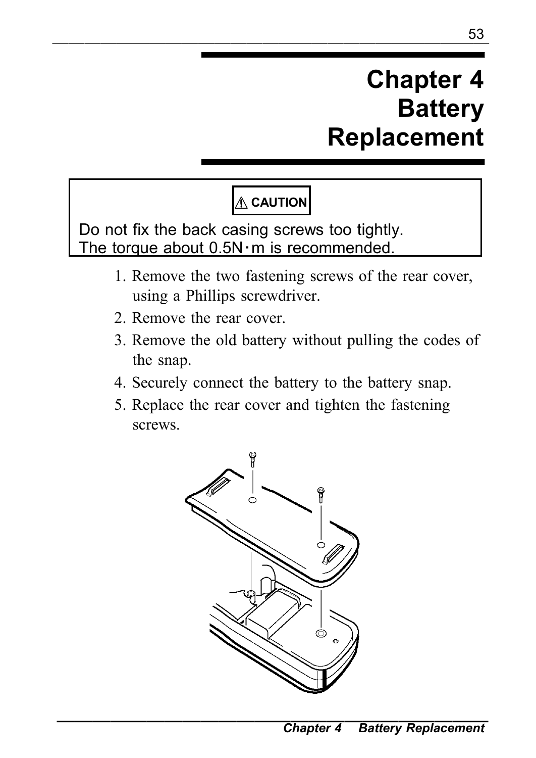# Chapter 4 Battery Replacement

> ⚠ **CAUTION**
>
> Do not fix the back casing screws too tightly.
> The torque about 0.5N・m is recommended.

1. Remove the two fastening screws of the rear cover, using a Phillips screwdriver.
2. Remove the rear cover.
3. Remove the old battery without pulling the codes of the snap.
4. Securely connect the battery to the battery snap.
5. Replace the rear cover and tighten the fastening screws.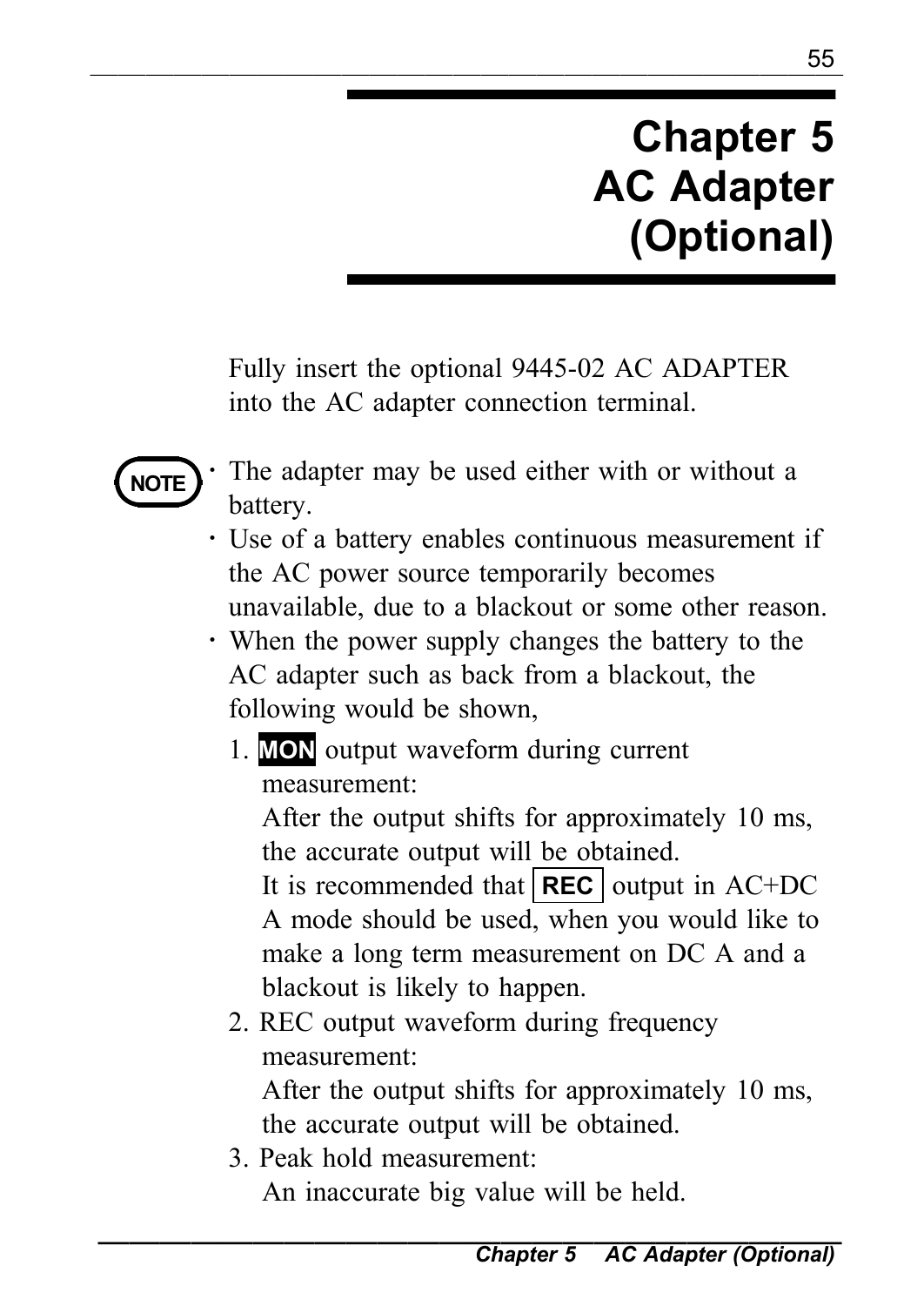# Chapter 5 AC Adapter (Optional)

Fully insert the optional 9445-02 AC ADAPTER into the AC adapter connection terminal.

**NOTE**

- The adapter may be used either with or without a battery.
- Use of a battery enables continuous measurement if the AC power source temporarily becomes unavailable, due to a blackout or some other reason.
- When the power supply changes the battery to the AC adapter such as back from a blackout, the following would be shown,
  1. **MON** output waveform during current measurement:
     After the output shifts for approximately 10 ms, the accurate output will be obtained.
     It is recommended that **REC** output in AC+DC A mode should be used, when you would like to make a long term measurement on DC A and a blackout is likely to happen.
  2. REC output waveform during frequency measurement:
     After the output shifts for approximately 10 ms, the accurate output will be obtained.
  3. Peak hold measurement:
     An inaccurate big value will be held.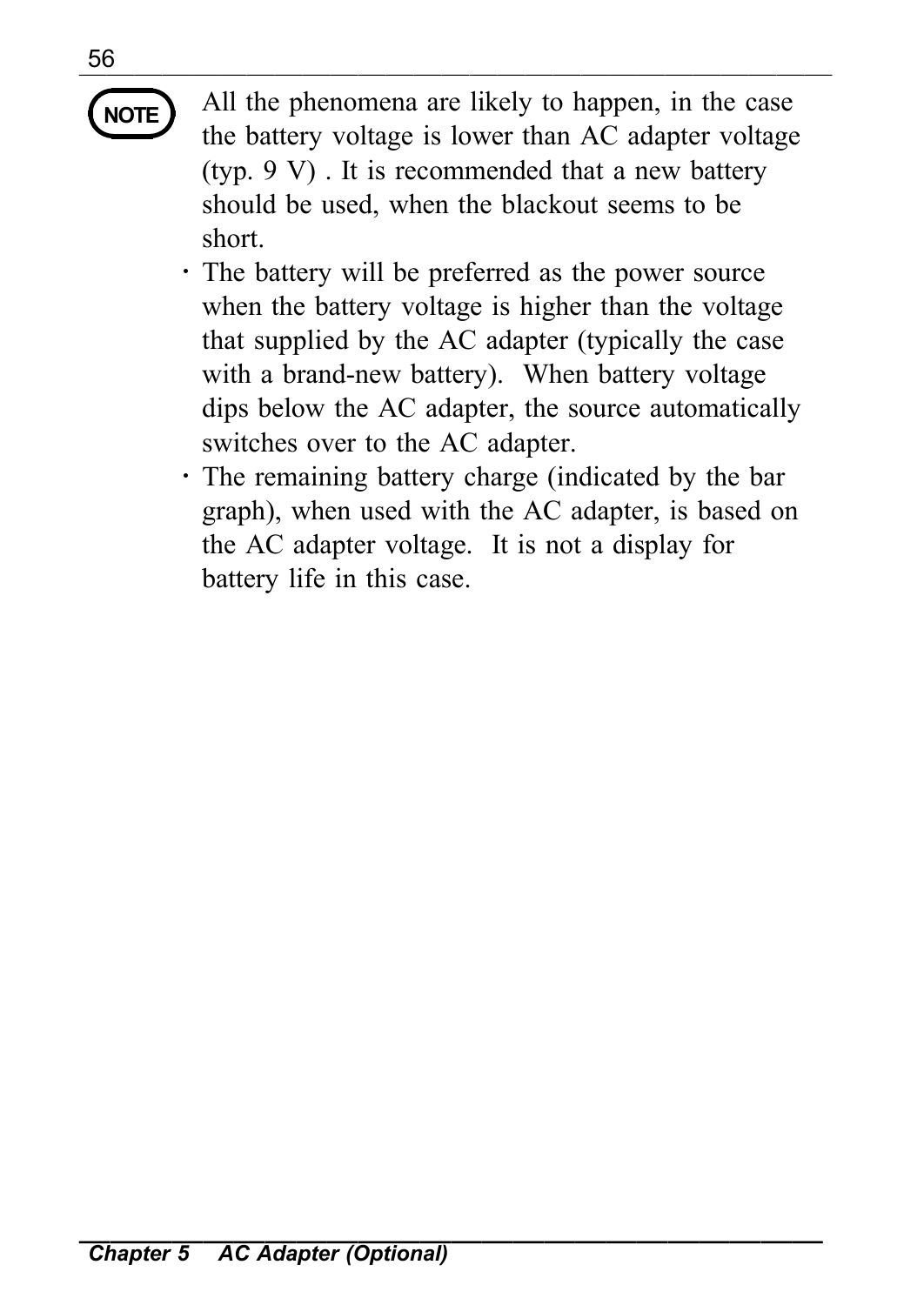**NOTE**

All the phenomena are likely to happen, in the case the battery voltage is lower than AC adapter voltage (typ. 9 V) . It is recommended that a new battery should be used, when the blackout seems to be short.

- The battery will be preferred as the power source when the battery voltage is higher than the voltage that supplied by the AC adapter (typically the case with a brand-new battery). When battery voltage dips below the AC adapter, the source automatically switches over to the AC adapter.
- The remaining battery charge (indicated by the bar graph), when used with the AC adapter, is based on the AC adapter voltage. It is not a display for battery life in this case.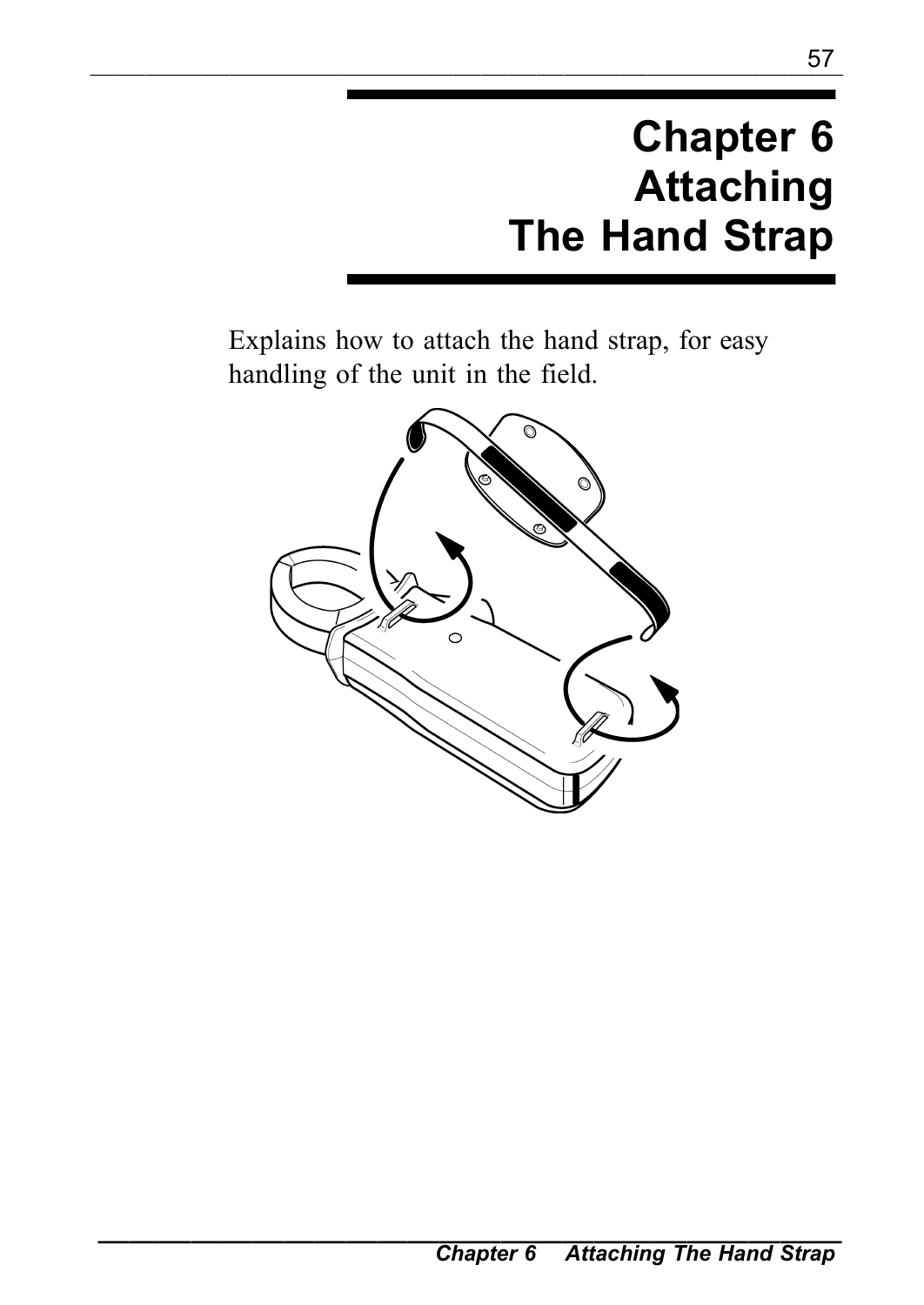# Chapter 6
# Attaching
# The Hand Strap

Explains how to attach the hand strap, for easy handling of the unit in the field.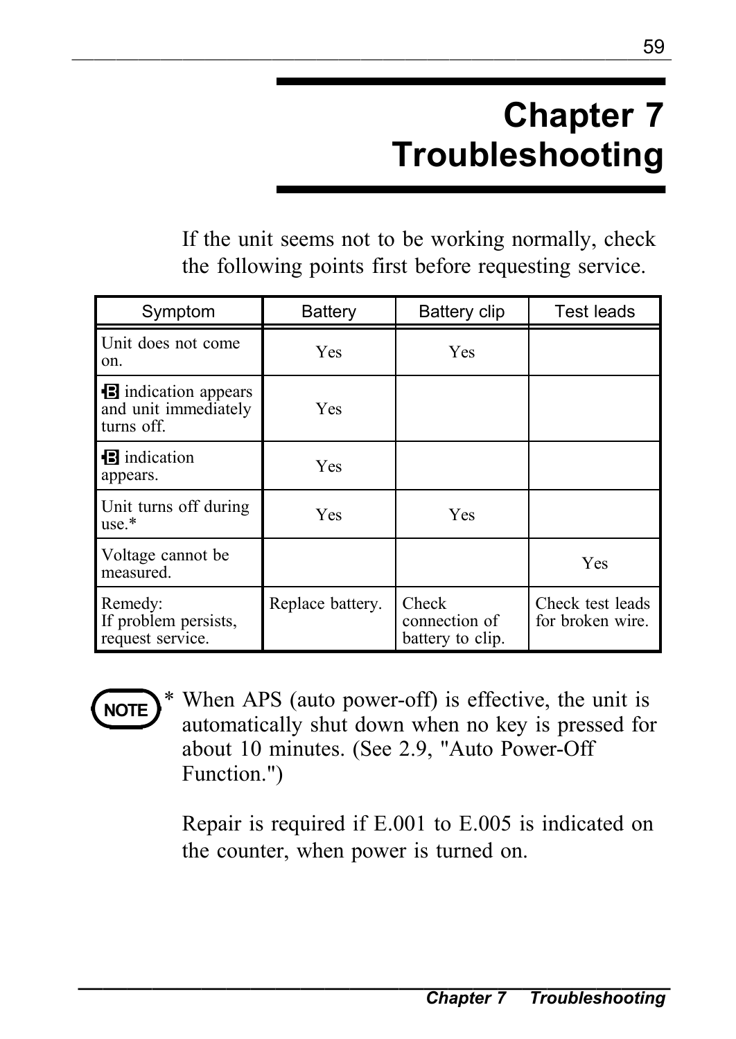# Chapter 7 Troubleshooting

If the unit seems not to be working normally, check the following points first before requesting service.

| Symptom | Battery | Battery clip | Test leads |
|---|---|---|---|
| Unit does not come on. | Yes | Yes | |
| B indication appears and unit immediately turns off. | Yes | | |
| B indication appears. | Yes | | |
| Unit turns off during use.* | Yes | Yes | |
| Voltage cannot be measured. | | | Yes |
| Remedy: If problem persists, request service. | Replace battery. | Check connection of battery to clip. | Check test leads for broken wire. |

**NOTE**

\* When APS (auto power-off) is effective, the unit is automatically shut down when no key is pressed for about 10 minutes. (See 2.9, "Auto Power-Off Function.")

Repair is required if E.001 to E.005 is indicated on the counter, when power is turned on.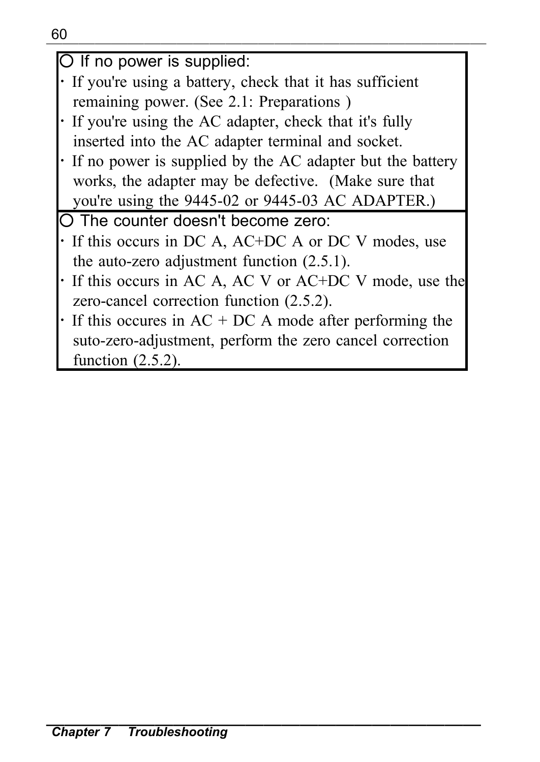○ If no power is supplied:

- If you're using a battery, check that it has sufficient remaining power. (See 2.1: Preparations )
- If you're using the AC adapter, check that it's fully inserted into the AC adapter terminal and socket.
- If no power is supplied by the AC adapter but the battery works, the adapter may be defective. (Make sure that you're using the 9445-02 or 9445-03 AC ADAPTER.)

○ The counter doesn't become zero:

- If this occurs in DC A, AC+DC A or DC V modes, use the auto-zero adjustment function (2.5.1).
- If this occurs in AC A, AC V or AC+DC V mode, use the zero-cancel correction function (2.5.2).
- If this occures in AC + DC A mode after performing the suto-zero-adjustment, perform the zero cancel correction function (2.5.2).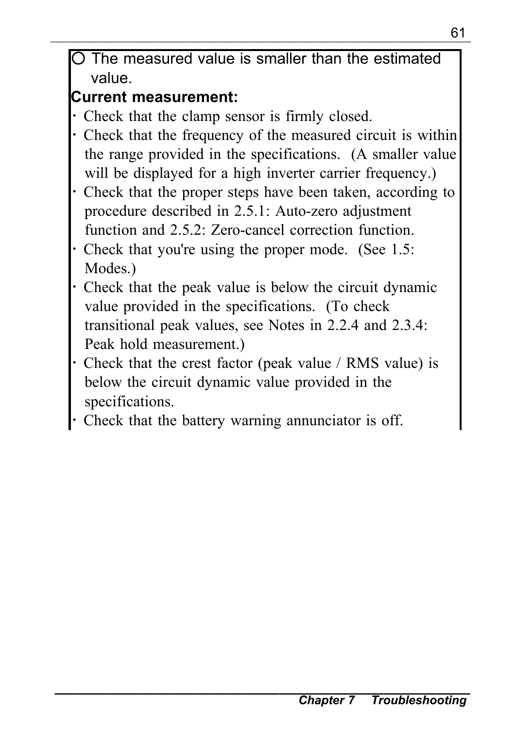○ The measured value is smaller than the estimated value.

**Current measurement:**

- Check that the clamp sensor is firmly closed.
- Check that the frequency of the measured circuit is within the range provided in the specifications. (A smaller value will be displayed for a high inverter carrier frequency.)
- Check that the proper steps have been taken, according to procedure described in 2.5.1: Auto-zero adjustment function and 2.5.2: Zero-cancel correction function.
- Check that you're using the proper mode. (See 1.5: Modes.)
- Check that the peak value is below the circuit dynamic value provided in the specifications. (To check transitional peak values, see Notes in 2.2.4 and 2.3.4: Peak hold measurement.)
- Check that the crest factor (peak value / RMS value) is below the circuit dynamic value provided in the specifications.
- Check that the battery warning annunciator is off.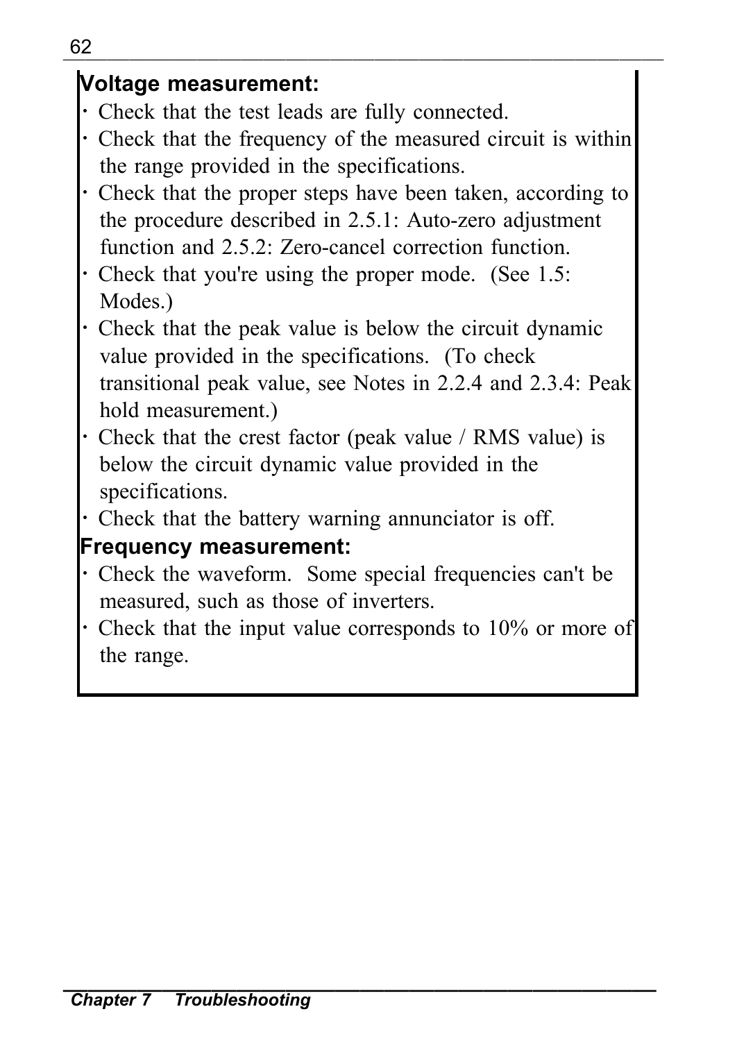**Voltage measurement:**

- Check that the test leads are fully connected.
- Check that the frequency of the measured circuit is within the range provided in the specifications.
- Check that the proper steps have been taken, according to the procedure described in 2.5.1: Auto-zero adjustment function and 2.5.2: Zero-cancel correction function.
- Check that you're using the proper mode. (See 1.5: Modes.)
- Check that the peak value is below the circuit dynamic value provided in the specifications. (To check transitional peak value, see Notes in 2.2.4 and 2.3.4: Peak hold measurement.)
- Check that the crest factor (peak value / RMS value) is below the circuit dynamic value provided in the specifications.
- Check that the battery warning annunciator is off.

**Frequency measurement:**

- Check the waveform. Some special frequencies can't be measured, such as those of inverters.
- Check that the input value corresponds to 10% or more of the range.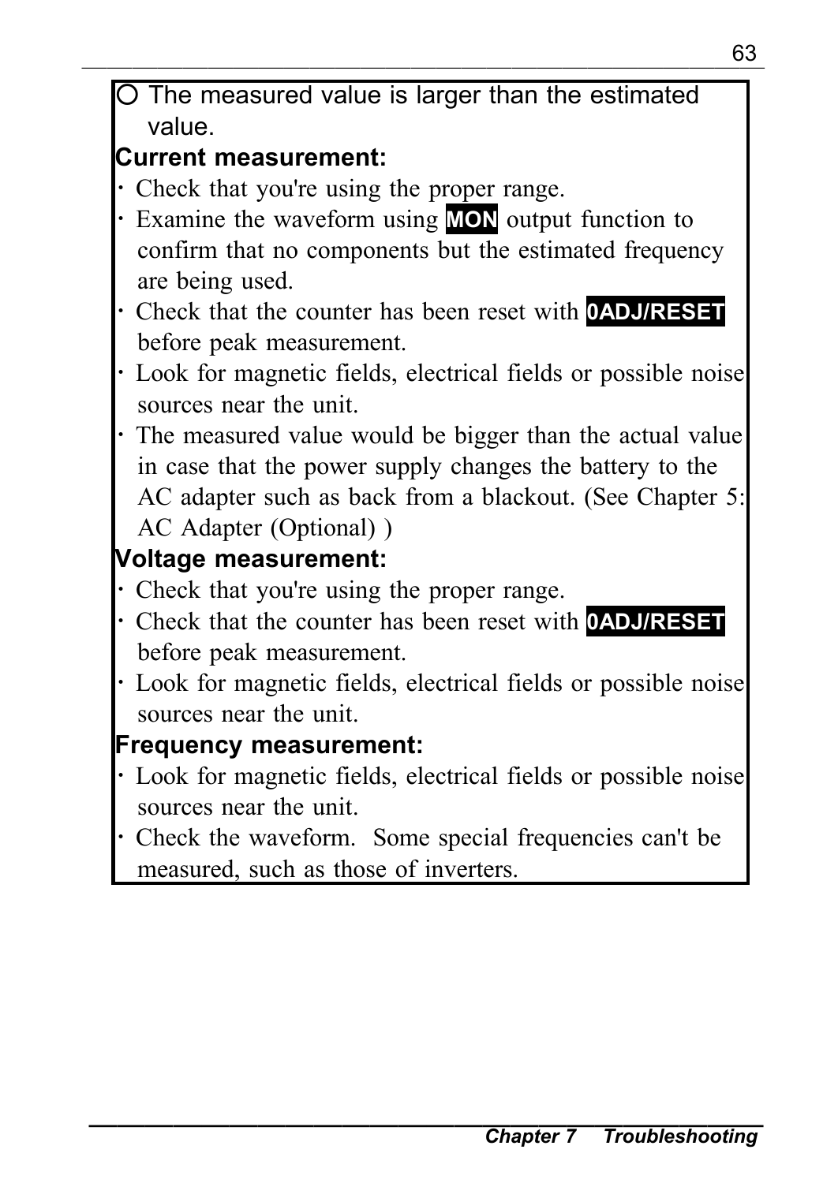○ The measured value is larger than the estimated value.

**Current measurement:**

- Check that you're using the proper range.
- Examine the waveform using **MON** output function to confirm that no components but the estimated frequency are being used.
- Check that the counter has been reset with **0ADJ/RESET** before peak measurement.
- Look for magnetic fields, electrical fields or possible noise sources near the unit.
- The measured value would be bigger than the actual value in case that the power supply changes the battery to the AC adapter such as back from a blackout. (See Chapter 5: AC Adapter (Optional) )

**Voltage measurement:**

- Check that you're using the proper range.
- Check that the counter has been reset with **0ADJ/RESET** before peak measurement.
- Look for magnetic fields, electrical fields or possible noise sources near the unit.

**Frequency measurement:**

- Look for magnetic fields, electrical fields or possible noise sources near the unit.
- Check the waveform. Some special frequencies can't be measured, such as those of inverters.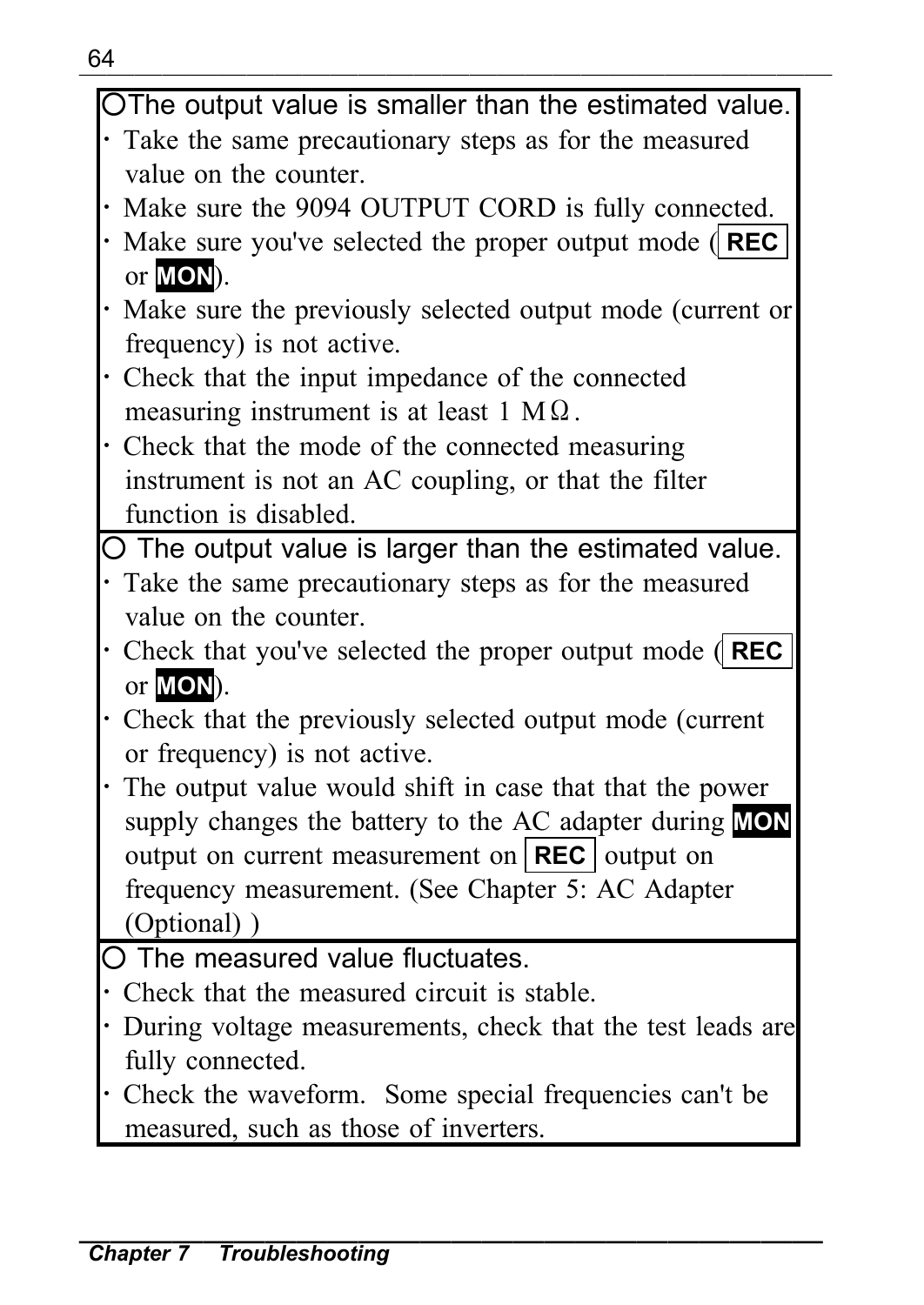○The output value is smaller than the estimated value.

- Take the same precautionary steps as for the measured value on the counter.
- Make sure the 9094 OUTPUT CORD is fully connected.
- Make sure you've selected the proper output mode ( **REC** or **MON**).
- Make sure the previously selected output mode (current or frequency) is not active.
- Check that the input impedance of the connected measuring instrument is at least 1 MΩ.
- Check that the mode of the connected measuring instrument is not an AC coupling, or that the filter function is disabled.

○ The output value is larger than the estimated value.

- Take the same precautionary steps as for the measured value on the counter.
- Check that you've selected the proper output mode ( **REC** or **MON**).
- Check that the previously selected output mode (current or frequency) is not active.
- The output value would shift in case that that the power supply changes the battery to the AC adapter during **MON** output on current measurement on **REC** output on frequency measurement. (See Chapter 5: AC Adapter (Optional) )

○ The measured value fluctuates.

- Check that the measured circuit is stable.
- During voltage measurements, check that the test leads are fully connected.
- Check the waveform. Some special frequencies can't be measured, such as those of inverters.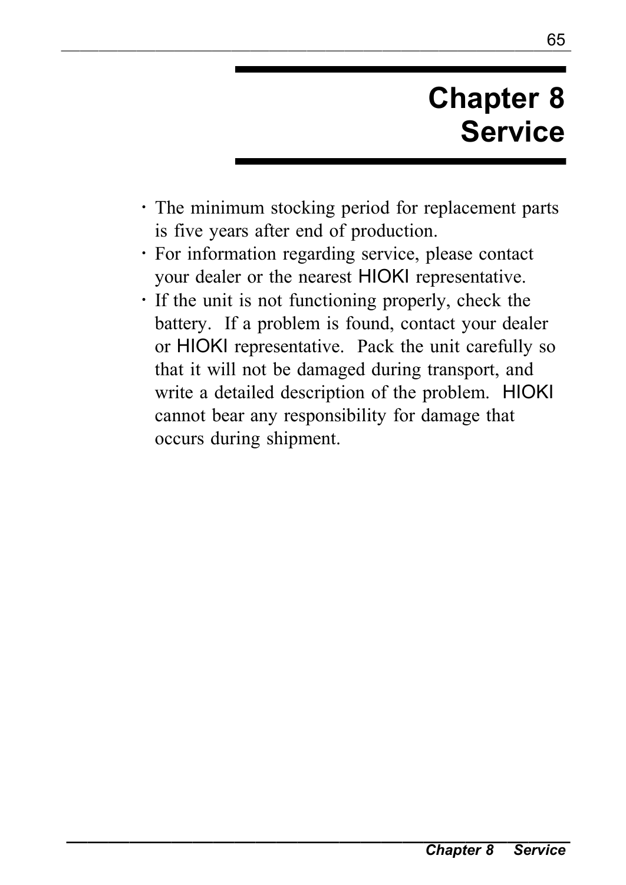# Chapter 8 Service

- The minimum stocking period for replacement parts is five years after end of production.
- For information regarding service, please contact your dealer or the nearest HIOKI representative.
- If the unit is not functioning properly, check the battery. If a problem is found, contact your dealer or HIOKI representative. Pack the unit carefully so that it will not be damaged during transport, and write a detailed description of the problem. HIOKI cannot bear any responsibility for damage that occurs during shipment.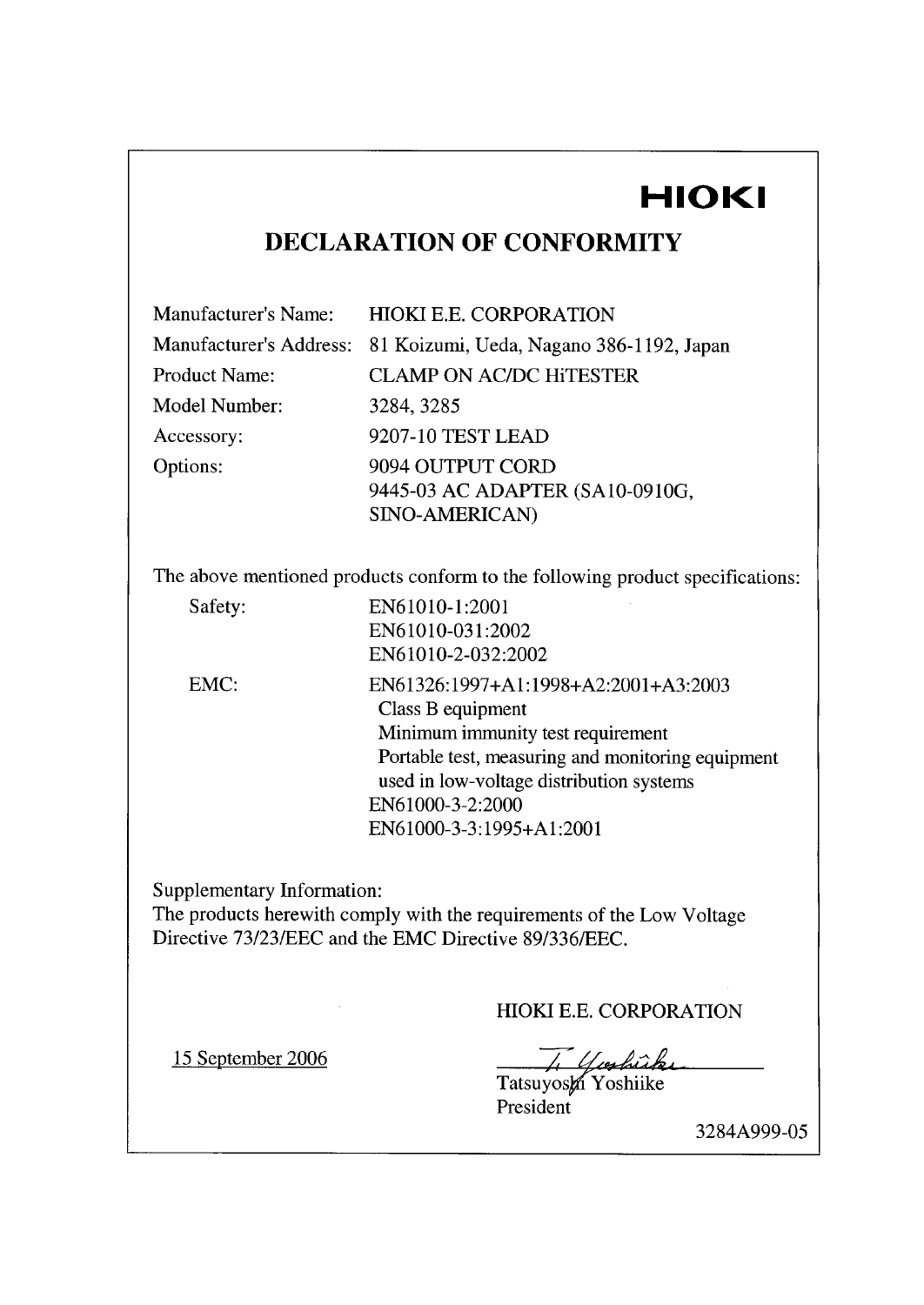HIOKI

# DECLARATION OF CONFORMITY

| | |
|---|---|
| Manufacturer's Name: | HIOKI E.E. CORPORATION |
| Manufacturer's Address: | 81 Koizumi, Ueda, Nagano 386-1192, Japan |
| Product Name: | CLAMP ON AC/DC HiTESTER |
| Model Number: | 3284, 3285 |
| Accessory: | 9207-10 TEST LEAD |
| Options: | 9094 OUTPUT CORD<br>9445-03 AC ADAPTER (SA10-0910G, SINO-AMERICAN) |

The above mentioned products conform to the following product specifications:

| | |
|---|---|
| Safety: | EN61010-1:2001<br>EN61010-031:2002<br>EN61010-2-032:2002 |
| EMC: | EN61326:1997+A1:1998+A2:2001+A3:2003<br>Class B equipment<br>Minimum immunity test requirement<br>Portable test, measuring and monitoring equipment used in low-voltage distribution systems<br>EN61000-3-2:2000<br>EN61000-3-3:1995+A1:2001 |

Supplementary Information:
The products herewith comply with the requirements of the Low Voltage Directive 73/23/EEC and the EMC Directive 89/336/EEC.

HIOKI E.E. CORPORATION

15 September 2006

Tatsuyoshi Yoshiike
President

3284A999-05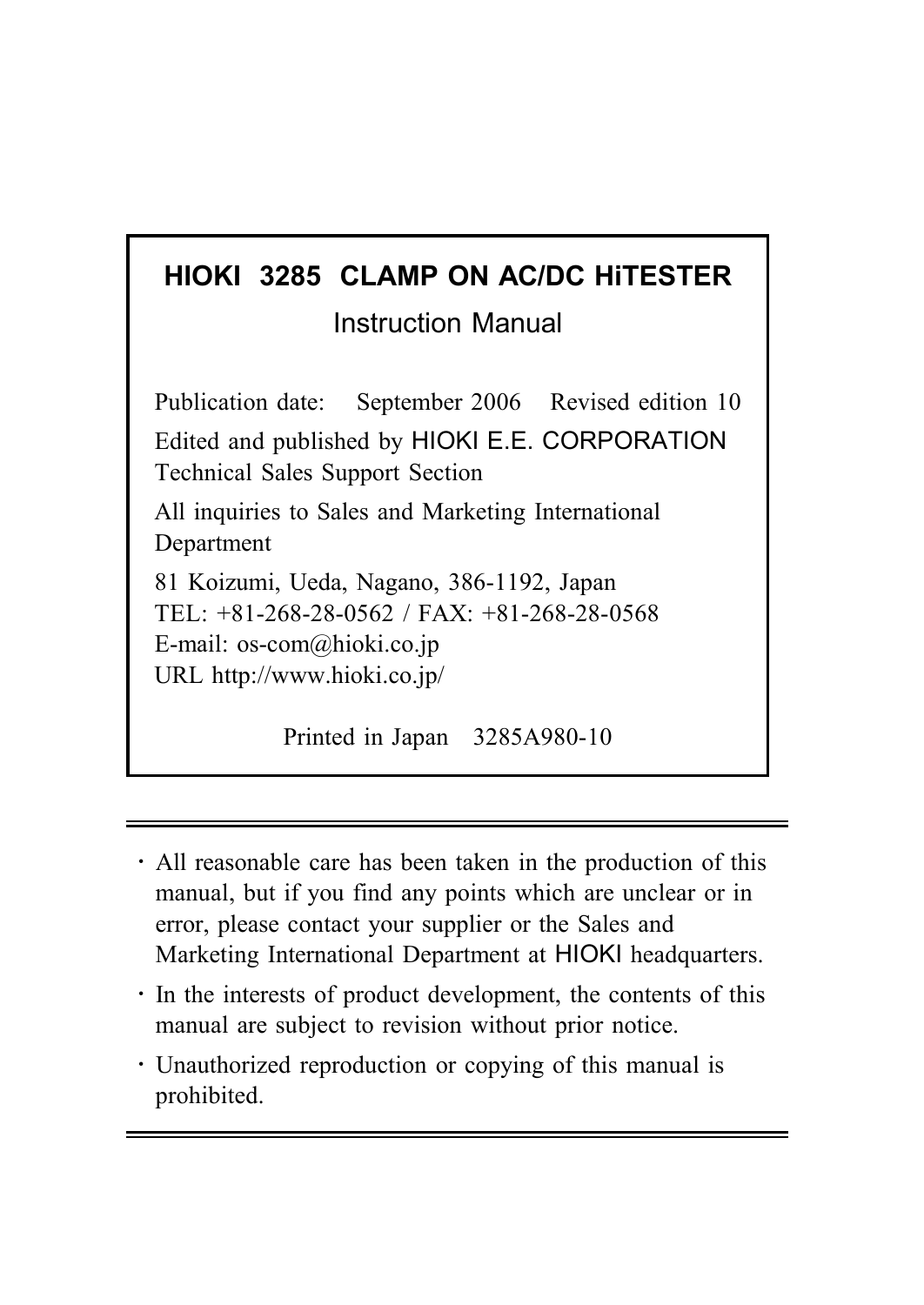**HIOKI 3285 CLAMP ON AC/DC HiTESTER**

Instruction Manual

Publication date: September 2006 Revised edition 10

Edited and published by HIOKI E.E. CORPORATION

Technical Sales Support Section

All inquiries to Sales and Marketing International Department

81 Koizumi, Ueda, Nagano, 386-1192, Japan

TEL: +81-268-28-0562 / FAX: +81-268-28-0568

E-mail: os-com@hioki.co.jp

URL http://www.hioki.co.jp/

Printed in Japan 3285A980-10

---

- All reasonable care has been taken in the production of this manual, but if you find any points which are unclear or in error, please contact your supplier or the Sales and Marketing International Department at HIOKI headquarters.
- In the interests of product development, the contents of this manual are subject to revision without prior notice.
- Unauthorized reproduction or copying of this manual is prohibited.

---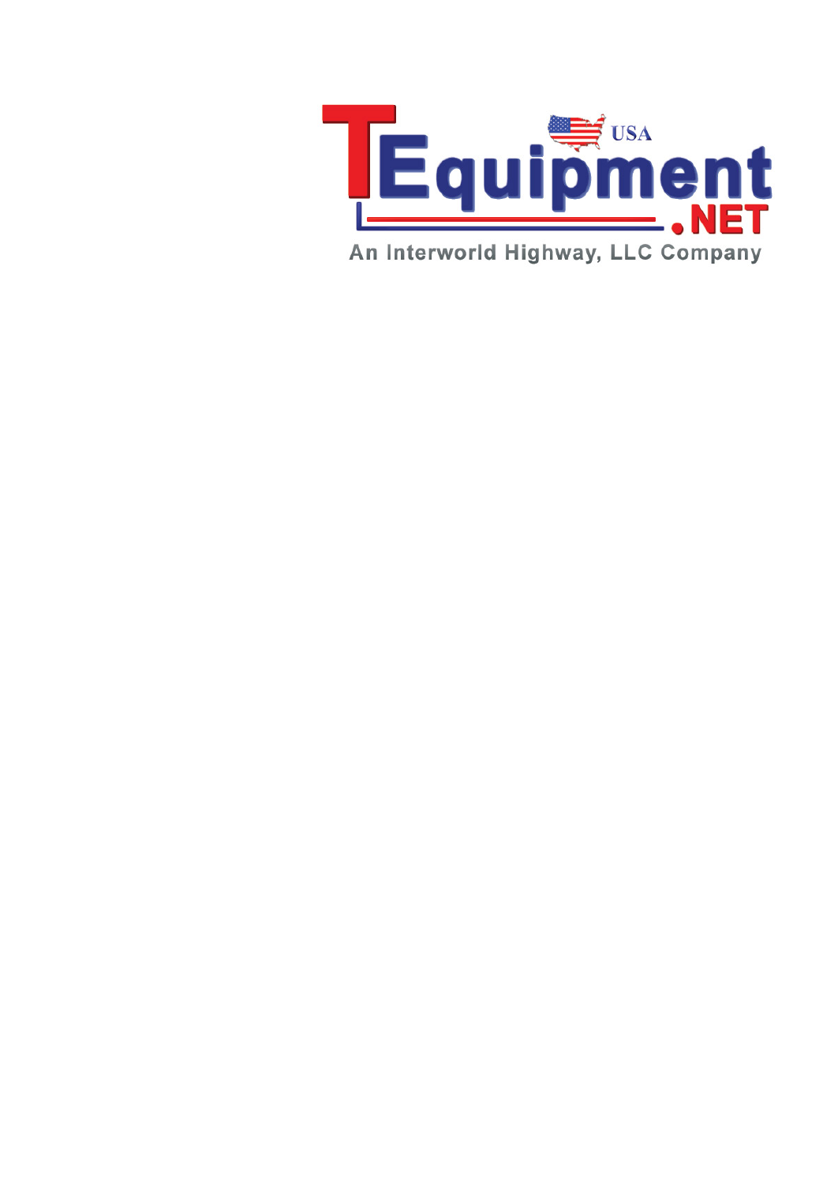TEquipment .NET

USA

An Interworld Highway, LLC Company